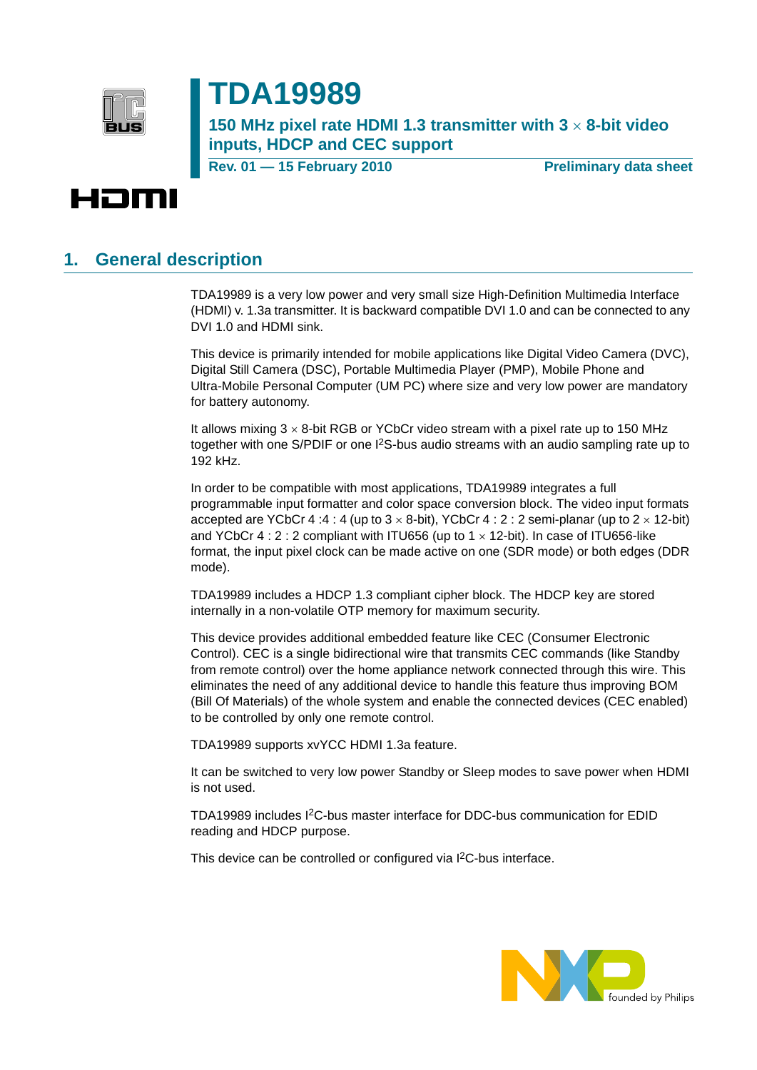# TDA19989

## 150 MHz pixel rate HDMI 1.3 transmitter with 3 × 8-bit video inputs, HDCP and CEC support

**Rev. 01 — 15 February 2010** **Preliminary data sheet**

## 1. General description

TDA19989 is a very low power and very small size High-Definition Multimedia Interface (HDMI) v. 1.3a transmitter. It is backward compatible DVI 1.0 and can be connected to any DVI 1.0 and HDMI sink.

This device is primarily intended for mobile applications like Digital Video Camera (DVC), Digital Still Camera (DSC), Portable Multimedia Player (PMP), Mobile Phone and Ultra-Mobile Personal Computer (UM PC) where size and very low power are mandatory for battery autonomy.

It allows mixing 3 × 8-bit RGB or YCbCr video stream with a pixel rate up to 150 MHz together with one S/PDIF or one I$^2$S-bus audio streams with an audio sampling rate up to 192 kHz.

In order to be compatible with most applications, TDA19989 integrates a full programmable input formatter and color space conversion block. The video input formats accepted are YCbCr 4 :4 : 4 (up to 3 × 8-bit), YCbCr 4 : 2 : 2 semi-planar (up to 2 × 12-bit) and YCbCr 4 : 2 : 2 compliant with ITU656 (up to 1 × 12-bit). In case of ITU656-like format, the input pixel clock can be made active on one (SDR mode) or both edges (DDR mode).

TDA19989 includes a HDCP 1.3 compliant cipher block. The HDCP key are stored internally in a non-volatile OTP memory for maximum security.

This device provides additional embedded feature like CEC (Consumer Electronic Control). CEC is a single bidirectional wire that transmits CEC commands (like Standby from remote control) over the home appliance network connected through this wire. This eliminates the need of any additional device to handle this feature thus improving BOM (Bill Of Materials) of the whole system and enable the connected devices (CEC enabled) to be controlled by only one remote control.

TDA19989 supports xvYCC HDMI 1.3a feature.

It can be switched to very low power Standby or Sleep modes to save power when HDMI is not used.

TDA19989 includes I$^2$C-bus master interface for DDC-bus communication for EDID reading and HDCP purpose.

This device can be controlled or configured via I$^2$C-bus interface.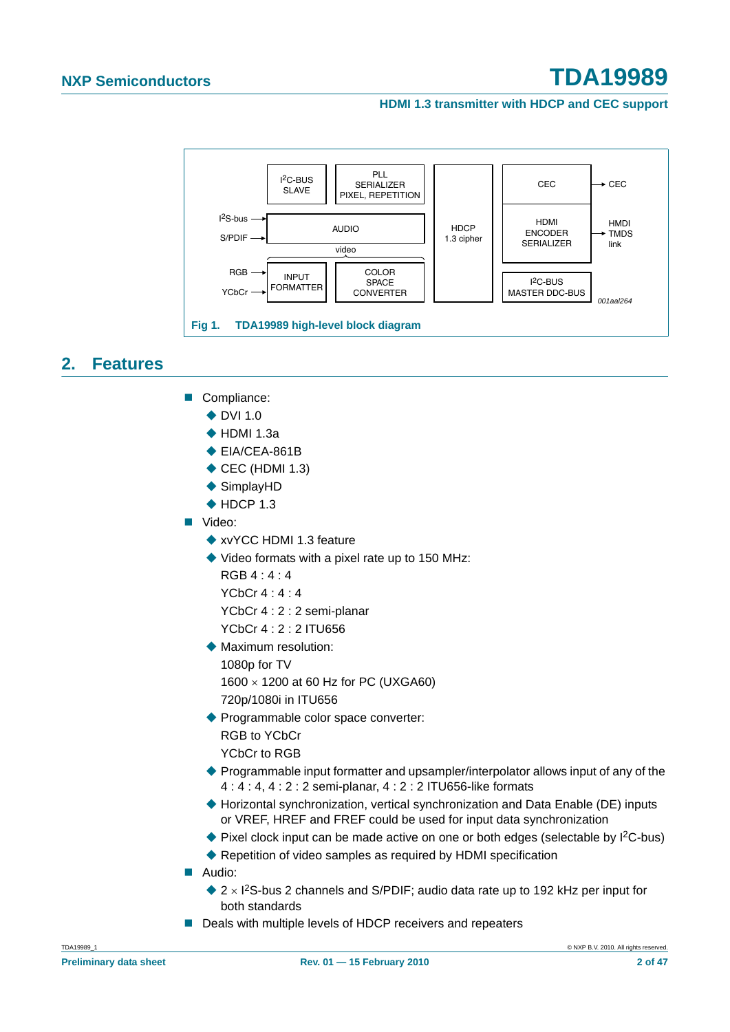Fig 1. TDA19989 high-level block diagram

## 2. Features

- Compliance:
  - DVI 1.0
  - HDMI 1.3a
  - EIA/CEA-861B
  - CEC (HDMI 1.3)
  - SimplayHD
  - HDCP 1.3
- Video:
  - xvYCC HDMI 1.3 feature
  - Video formats with a pixel rate up to 150 MHz:
    RGB 4 : 4 : 4
    YCbCr 4 : 4 : 4
    YCbCr 4 : 2 : 2 semi-planar
    YCbCr 4 : 2 : 2 ITU656
  - Maximum resolution:
    1080p for TV
    1600 × 1200 at 60 Hz for PC (UXGA60)
    720p/1080i in ITU656
  - Programmable color space converter:
    RGB to YCbCr
    YCbCr to RGB
  - Programmable input formatter and upsampler/interpolator allows input of any of the 4 : 4 : 4, 4 : 2 : 2 semi-planar, 4 : 2 : 2 ITU656-like formats
  - Horizontal synchronization, vertical synchronization and Data Enable (DE) inputs or VREF, HREF and FREF could be used for input data synchronization
  - Pixel clock input can be made active on one or both edges (selectable by I²C-bus)
  - Repetition of video samples as required by HDMI specification
- Audio:
  - 2 × I²S-bus 2 channels and S/PDIF; audio data rate up to 192 kHz per input for both standards
- Deals with multiple levels of HDCP receivers and repeaters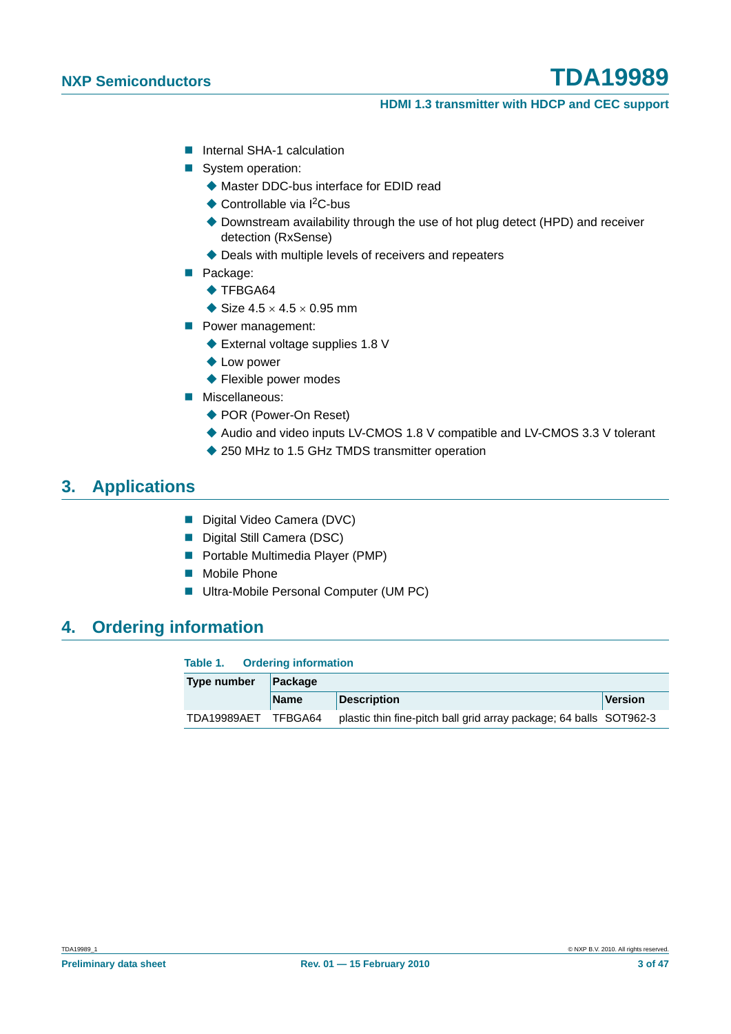- Internal SHA-1 calculation
- System operation:
  - Master DDC-bus interface for EDID read
  - Controllable via I$^2$C-bus
  - Downstream availability through the use of hot plug detect (HPD) and receiver detection (RxSense)
  - Deals with multiple levels of receivers and repeaters
- Package:
  - TFBGA64
  - Size 4.5 × 4.5 × 0.95 mm
- Power management:
  - External voltage supplies 1.8 V
  - Low power
  - Flexible power modes
- Miscellaneous:
  - POR (Power-On Reset)
  - Audio and video inputs LV-CMOS 1.8 V compatible and LV-CMOS 3.3 V tolerant
  - 250 MHz to 1.5 GHz TMDS transmitter operation

## 3. Applications

- Digital Video Camera (DVC)
- Digital Still Camera (DSC)
- Portable Multimedia Player (PMP)
- Mobile Phone
- Ultra-Mobile Personal Computer (UM PC)

## 4. Ordering information

**Table 1. Ordering information**

| Type number | Package | | |
|---|---|---|---|
| | Name | Description | Version |
| TDA19989AET | TFBGA64 | plastic thin fine-pitch ball grid array package; 64 balls | SOT962-3 |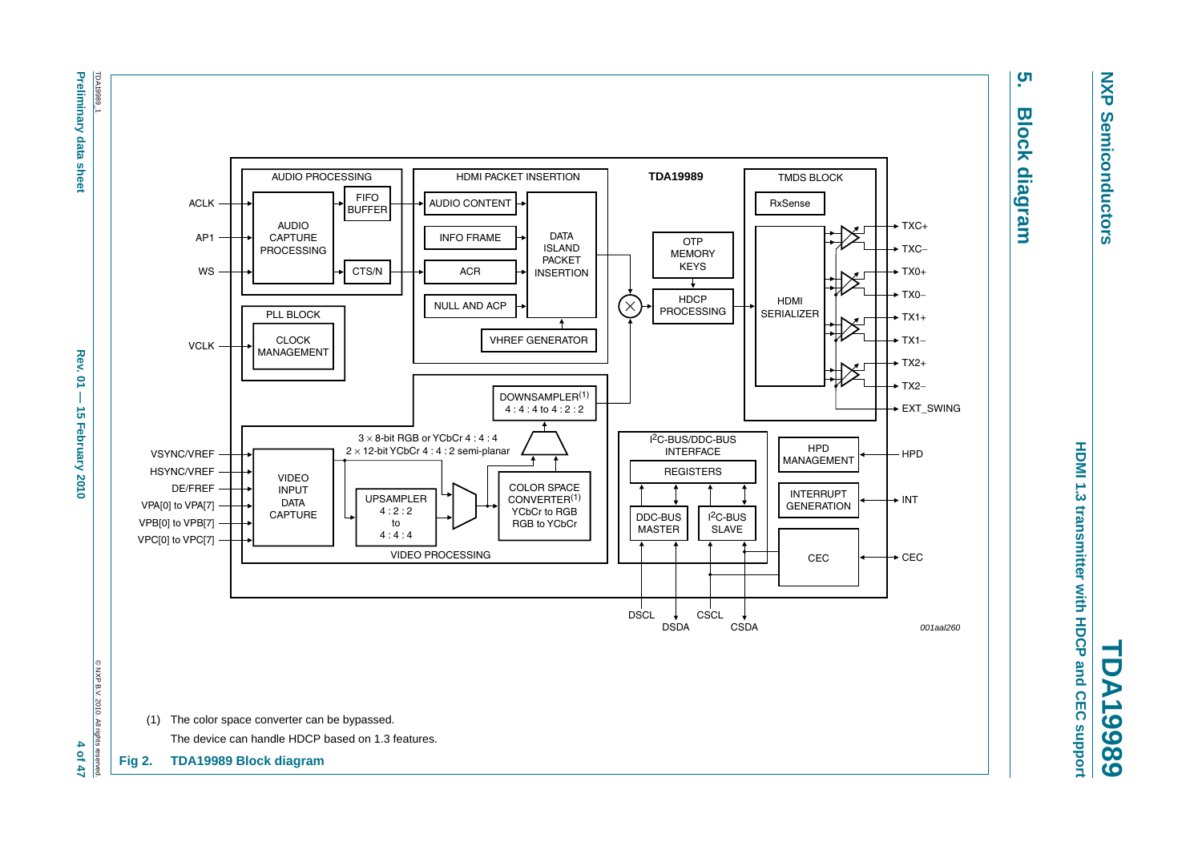## 5. Block diagram

(1) The color space converter can be bypassed.

The device can handle HDCP based on 1.3 features.

**Fig 2. TDA19989 Block diagram**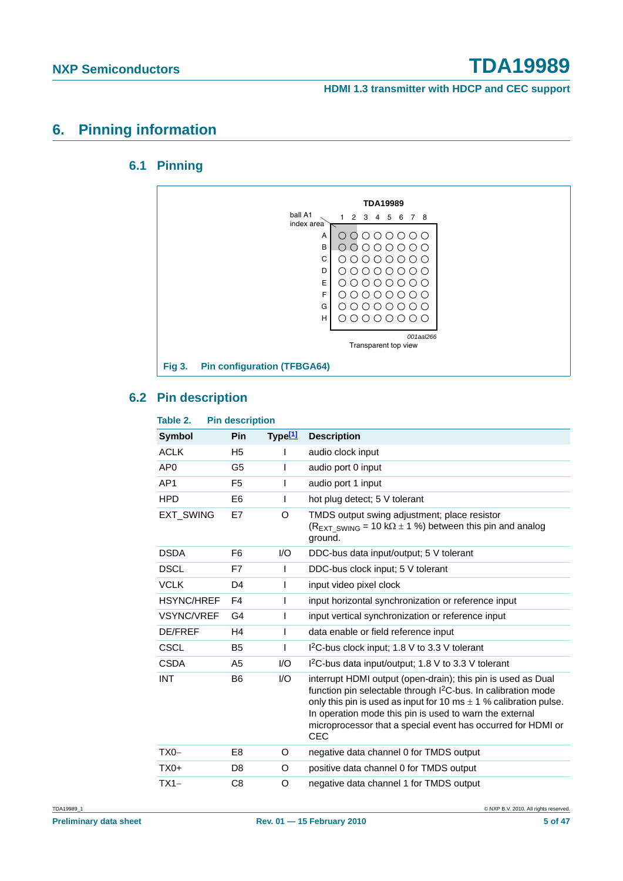# 6. Pinning information

## 6.1 Pinning

TDA19989

ball A1 index area

1 2 3 4 5 6 7 8

A B C D E F G H

001aal266

Transparent top view

**Fig 3. Pin configuration (TFBGA64)**

## 6.2 Pin description

**Table 2. Pin description**

| Symbol | Pin | Type[1] | Description |
|---|---|---|---|
| ACLK | H5 | I | audio clock input |
| AP0 | G5 | I | audio port 0 input |
| AP1 | F5 | I | audio port 1 input |
| HPD | E6 | I | hot plug detect; 5 V tolerant |
| EXT_SWING | E7 | O | TMDS output swing adjustment; place resistor ($R_{EXT\_SWING}$ = 10 kΩ ± 1 %) between this pin and analog ground. |
| DSDA | F6 | I/O | DDC-bus data input/output; 5 V tolerant |
| DSCL | F7 | I | DDC-bus clock input; 5 V tolerant |
| VCLK | D4 | I | input video pixel clock |
| HSYNC/HREF | F4 | I | input horizontal synchronization or reference input |
| VSYNC/VREF | G4 | I | input vertical synchronization or reference input |
| DE/FREF | H4 | I | data enable or field reference input |
| CSCL | B5 | I | $I^2C$-bus clock input; 1.8 V to 3.3 V tolerant |
| CSDA | A5 | I/O | $I^2C$-bus data input/output; 1.8 V to 3.3 V tolerant |
| INT | B6 | I/O | interrupt HDMI output (open-drain); this pin is used as Dual function pin selectable through $I^2C$-bus. In calibration mode only this pin is used as input for 10 ms ± 1 % calibration pulse. In operation mode this pin is used to warn the external microprocessor that a special event has occurred for HDMI or CEC |
| TX0− | E8 | O | negative data channel 0 for TMDS output |
| TX0+ | D8 | O | positive data channel 0 for TMDS output |
| TX1− | C8 | O | negative data channel 1 for TMDS output |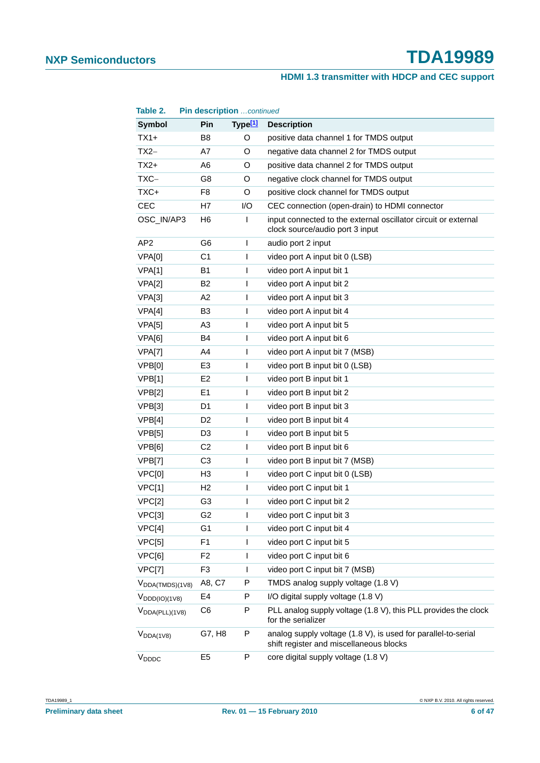**Table 2. Pin description** *...continued*

| Symbol | Pin | Type[1] | Description |
|---|---|---|---|
| TX1+ | B8 | O | positive data channel 1 for TMDS output |
| TX2− | A7 | O | negative data channel 2 for TMDS output |
| TX2+ | A6 | O | positive data channel 2 for TMDS output |
| TXC− | G8 | O | negative clock channel for TMDS output |
| TXC+ | F8 | O | positive clock channel for TMDS output |
| CEC | H7 | I/O | CEC connection (open-drain) to HDMI connector |
| OSC_IN/AP3 | H6 | I | input connected to the external oscillator circuit or external clock source/audio port 3 input |
| AP2 | G6 | I | audio port 2 input |
| VPA[0] | C1 | I | video port A input bit 0 (LSB) |
| VPA[1] | B1 | I | video port A input bit 1 |
| VPA[2] | B2 | I | video port A input bit 2 |
| VPA[3] | A2 | I | video port A input bit 3 |
| VPA[4] | B3 | I | video port A input bit 4 |
| VPA[5] | A3 | I | video port A input bit 5 |
| VPA[6] | B4 | I | video port A input bit 6 |
| VPA[7] | A4 | I | video port A input bit 7 (MSB) |
| VPB[0] | E3 | I | video port B input bit 0 (LSB) |
| VPB[1] | E2 | I | video port B input bit 1 |
| VPB[2] | E1 | I | video port B input bit 2 |
| VPB[3] | D1 | I | video port B input bit 3 |
| VPB[4] | D2 | I | video port B input bit 4 |
| VPB[5] | D3 | I | video port B input bit 5 |
| VPB[6] | C2 | I | video port B input bit 6 |
| VPB[7] | C3 | I | video port B input bit 7 (MSB) |
| VPC[0] | H3 | I | video port C input bit 0 (LSB) |
| VPC[1] | H2 | I | video port C input bit 1 |
| VPC[2] | G3 | I | video port C input bit 2 |
| VPC[3] | G2 | I | video port C input bit 3 |
| VPC[4] | G1 | I | video port C input bit 4 |
| VPC[5] | F1 | I | video port C input bit 5 |
| VPC[6] | F2 | I | video port C input bit 6 |
| VPC[7] | F3 | I | video port C input bit 7 (MSB) |
| $V_{DDA(TMDS)(1V8)}$ | A8, C7 | P | TMDS analog supply voltage (1.8 V) |
| $V_{DDD(IO)(1V8)}$ | E4 | P | I/O digital supply voltage (1.8 V) |
| $V_{DDA(PLL)(1V8)}$ | C6 | P | PLL analog supply voltage (1.8 V), this PLL provides the clock for the serializer |
| $V_{DDA(1V8)}$ | G7, H8 | P | analog supply voltage (1.8 V), is used for parallel-to-serial shift register and miscellaneous blocks |
| $V_{DDDC}$ | E5 | P | core digital supply voltage (1.8 V) |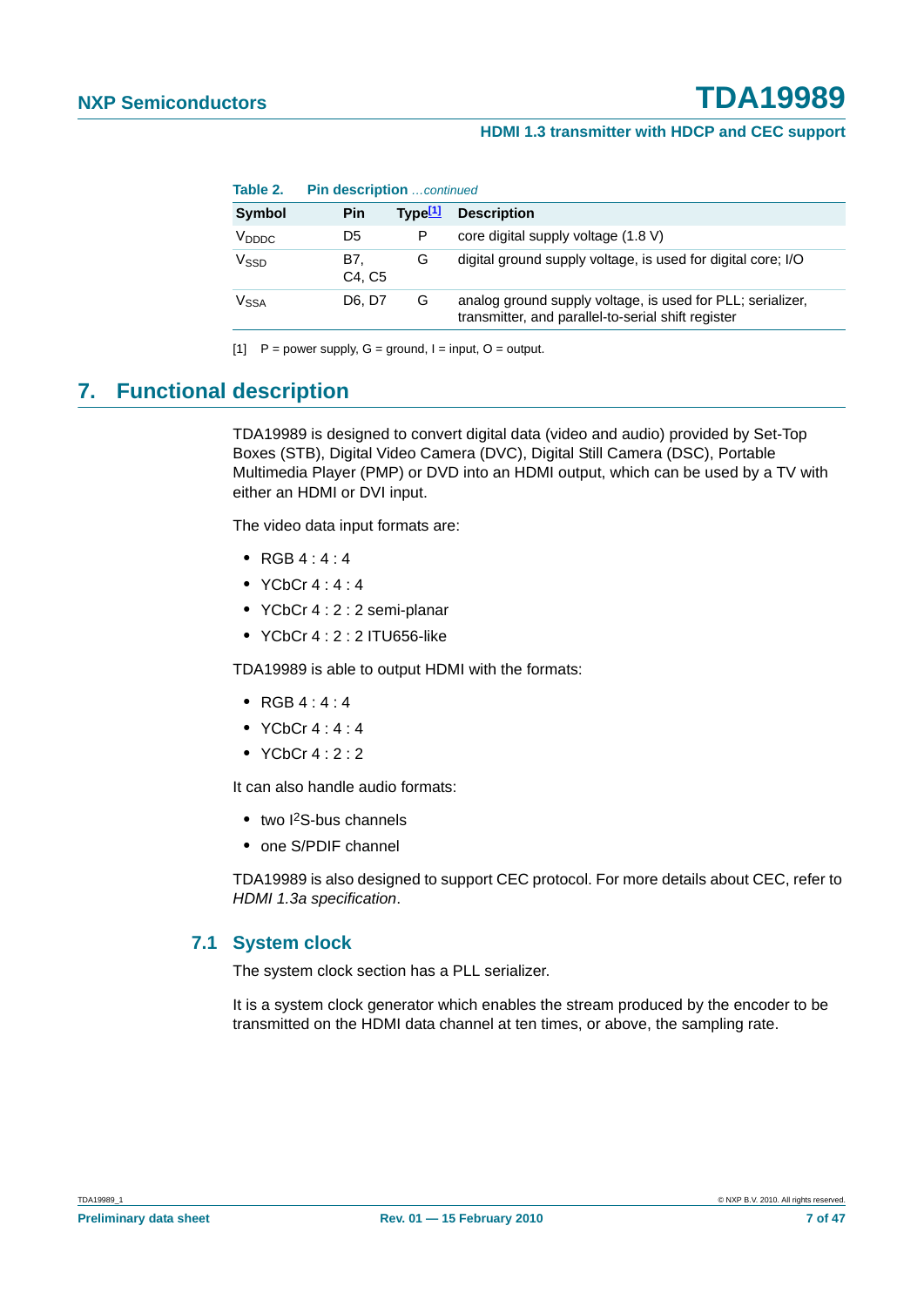**Table 2. Pin description** *...continued*

| Symbol | Pin | Type[1] | Description |
|---|---|---|---|
| $V_{DDDC}$ | D5 | P | core digital supply voltage (1.8 V) |
| $V_{SSD}$ | B7, C4, C5 | G | digital ground supply voltage, is used for digital core; I/O |
| $V_{SSA}$ | D6, D7 | G | analog ground supply voltage, is used for PLL; serializer, transmitter, and parallel-to-serial shift register |

[1] P = power supply, G = ground, I = input, O = output.

# 7. Functional description

TDA19989 is designed to convert digital data (video and audio) provided by Set-Top Boxes (STB), Digital Video Camera (DVC), Digital Still Camera (DSC), Portable Multimedia Player (PMP) or DVD into an HDMI output, which can be used by a TV with either an HDMI or DVI input.

The video data input formats are:

- RGB 4 : 4 : 4
- YCbCr 4 : 4 : 4
- YCbCr 4 : 2 : 2 semi-planar
- YCbCr 4 : 2 : 2 ITU656-like

TDA19989 is able to output HDMI with the formats:

- RGB 4 : 4 : 4
- YCbCr 4 : 4 : 4
- YCbCr 4 : 2 : 2

It can also handle audio formats:

- two $I^2S$-bus channels
- one S/PDIF channel

TDA19989 is also designed to support CEC protocol. For more details about CEC, refer to *HDMI 1.3a specification*.

## 7.1 System clock

The system clock section has a PLL serializer.

It is a system clock generator which enables the stream produced by the encoder to be transmitted on the HDMI data channel at ten times, or above, the sampling rate.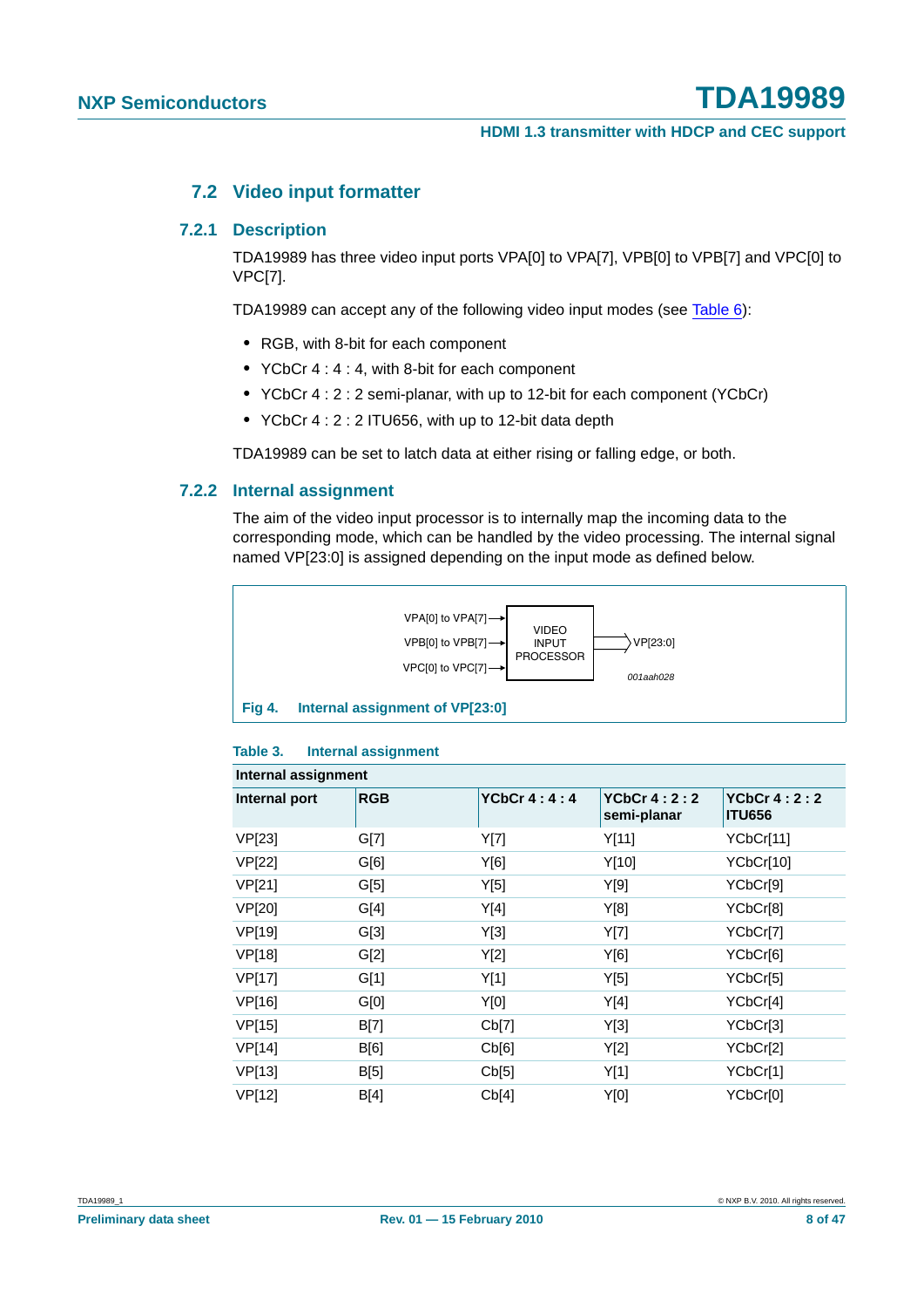## 7.2 Video input formatter

### 7.2.1 Description

TDA19989 has three video input ports VPA[0] to VPA[7], VPB[0] to VPB[7] and VPC[0] to VPC[7].

TDA19989 can accept any of the following video input modes (see Table 6):

- RGB, with 8-bit for each component
- YCbCr 4 : 4 : 4, with 8-bit for each component
- YCbCr 4 : 2 : 2 semi-planar, with up to 12-bit for each component (YCbCr)
- YCbCr 4 : 2 : 2 ITU656, with up to 12-bit data depth

TDA19989 can be set to latch data at either rising or falling edge, or both.

### 7.2.2 Internal assignment

The aim of the video input processor is to internally map the incoming data to the corresponding mode, which can be handled by the video processing. The internal signal named VP[23:0] is assigned depending on the input mode as defined below.

VPA[0] to VPA[7] →
VPB[0] to VPB[7] →
VPC[0] to VPC[7] →
VIDEO INPUT PROCESSOR
→ VP[23:0]

001aah028

**Fig 4. Internal assignment of VP[23:0]**

**Table 3. Internal assignment**

| Internal assignment | | | | |
|---|---|---|---|---|
| **Internal port** | **RGB** | **YCbCr 4 : 4 : 4** | **YCbCr 4 : 2 : 2 semi-planar** | **YCbCr 4 : 2 : 2 ITU656** |
| VP[23] | G[7] | Y[7] | Y[11] | YCbCr[11] |
| VP[22] | G[6] | Y[6] | Y[10] | YCbCr[10] |
| VP[21] | G[5] | Y[5] | Y[9] | YCbCr[9] |
| VP[20] | G[4] | Y[4] | Y[8] | YCbCr[8] |
| VP[19] | G[3] | Y[3] | Y[7] | YCbCr[7] |
| VP[18] | G[2] | Y[2] | Y[6] | YCbCr[6] |
| VP[17] | G[1] | Y[1] | Y[5] | YCbCr[5] |
| VP[16] | G[0] | Y[0] | Y[4] | YCbCr[4] |
| VP[15] | B[7] | Cb[7] | Y[3] | YCbCr[3] |
| VP[14] | B[6] | Cb[6] | Y[2] | YCbCr[2] |
| VP[13] | B[5] | Cb[5] | Y[1] | YCbCr[1] |
| VP[12] | B[4] | Cb[4] | Y[0] | YCbCr[0] |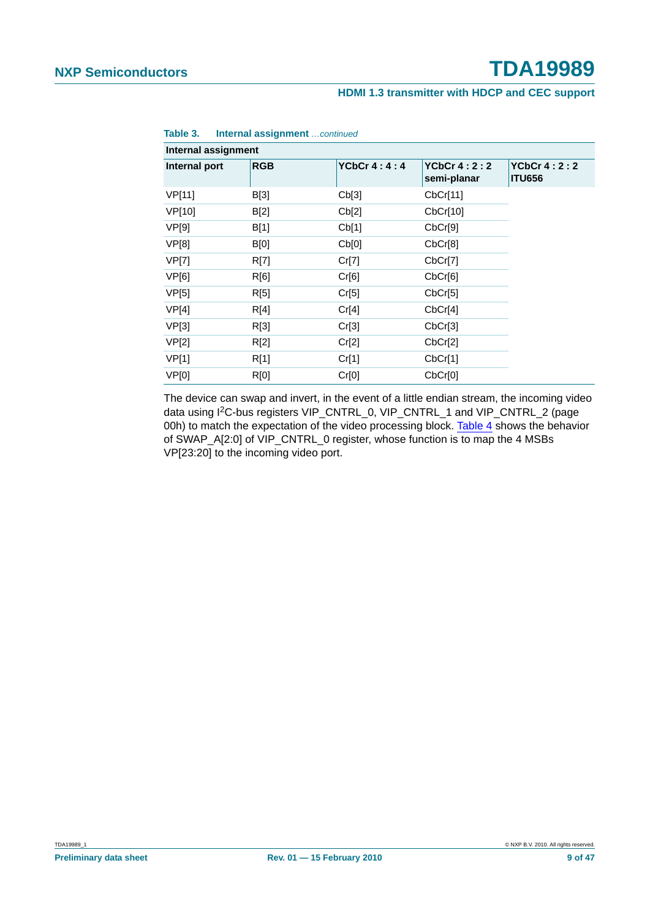**Table 3. Internal assignment** *...continued*

| Internal assignment | | | | |
|---|---|---|---|---|
| **Internal port** | **RGB** | **YCbCr 4 : 4 : 4** | **YCbCr 4 : 2 : 2 semi-planar** | **YCbCr 4 : 2 : 2 ITU656** |
| VP[11] | B[3] | Cb[3] | CbCr[11] | |
| VP[10] | B[2] | Cb[2] | CbCr[10] | |
| VP[9] | B[1] | Cb[1] | CbCr[9] | |
| VP[8] | B[0] | Cb[0] | CbCr[8] | |
| VP[7] | R[7] | Cr[7] | CbCr[7] | |
| VP[6] | R[6] | Cr[6] | CbCr[6] | |
| VP[5] | R[5] | Cr[5] | CbCr[5] | |
| VP[4] | R[4] | Cr[4] | CbCr[4] | |
| VP[3] | R[3] | Cr[3] | CbCr[3] | |
| VP[2] | R[2] | Cr[2] | CbCr[2] | |
| VP[1] | R[1] | Cr[1] | CbCr[1] | |
| VP[0] | R[0] | Cr[0] | CbCr[0] | |

The device can swap and invert, in the event of a little endian stream, the incoming video data using I²C-bus registers VIP_CNTRL_0, VIP_CNTRL_1 and VIP_CNTRL_2 (page 00h) to match the expectation of the video processing block. Table 4 shows the behavior of SWAP_A[2:0] of VIP_CNTRL_0 register, whose function is to map the 4 MSBs VP[23:20] to the incoming video port.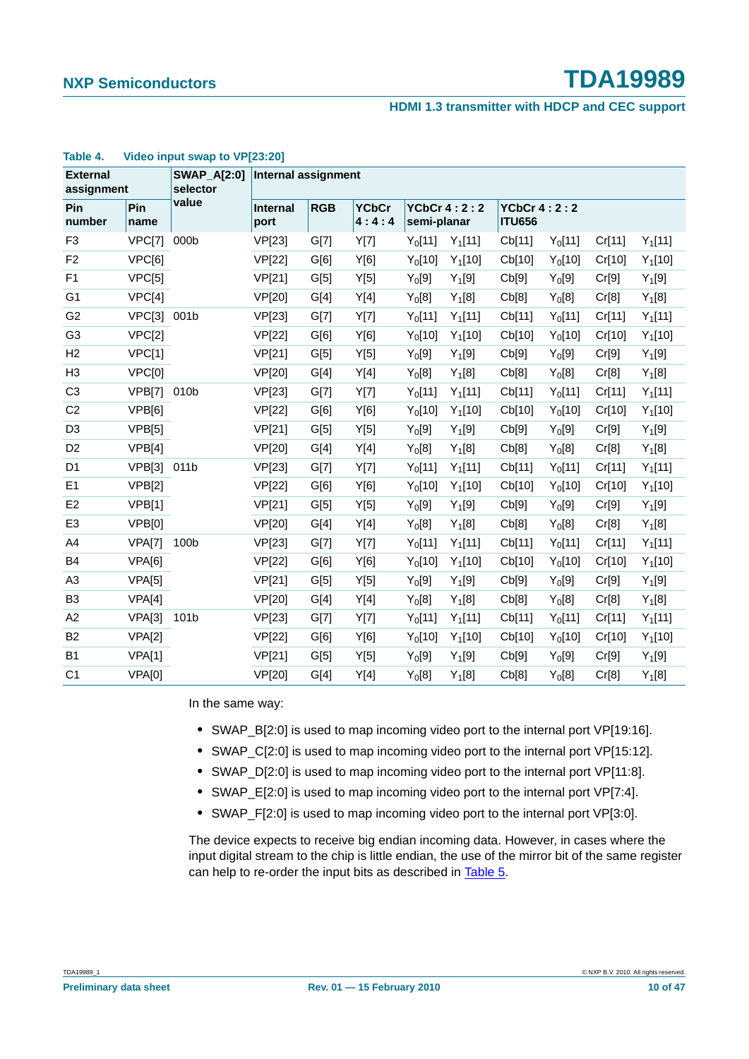**Table 4. Video input swap to VP[23:20]**

| External assignment | | SWAP_A[2:0] selector value | Internal assignment | | | | | | | | |
|---|---|---|---|---|---|---|---|---|---|---|---|
| Pin number | Pin name | | Internal port | RGB | YCbCr 4 : 4 : 4 | YCbCr 4 : 2 : 2 semi-planar | | YCbCr 4 : 2 : 2 ITU656 | | | |
| F3 | VPC[7] | 000b | VP[23] | G[7] | Y[7] | $Y_0[11]$ | $Y_1[11]$ | Cb[11] | $Y_0[11]$ | Cr[11] | $Y_1[11]$ |
| F2 | VPC[6] | | VP[22] | G[6] | Y[6] | $Y_0[10]$ | $Y_1[10]$ | Cb[10] | $Y_0[10]$ | Cr[10] | $Y_1[10]$ |
| F1 | VPC[5] | | VP[21] | G[5] | Y[5] | $Y_0[9]$ | $Y_1[9]$ | Cb[9] | $Y_0[9]$ | Cr[9] | $Y_1[9]$ |
| G1 | VPC[4] | | VP[20] | G[4] | Y[4] | $Y_0[8]$ | $Y_1[8]$ | Cb[8] | $Y_0[8]$ | Cr[8] | $Y_1[8]$ |
| G2 | VPC[3] | 001b | VP[23] | G[7] | Y[7] | $Y_0[11]$ | $Y_1[11]$ | Cb[11] | $Y_0[11]$ | Cr[11] | $Y_1[11]$ |
| G3 | VPC[2] | | VP[22] | G[6] | Y[6] | $Y_0[10]$ | $Y_1[10]$ | Cb[10] | $Y_0[10]$ | Cr[10] | $Y_1[10]$ |
| H2 | VPC[1] | | VP[21] | G[5] | Y[5] | $Y_0[9]$ | $Y_1[9]$ | Cb[9] | $Y_0[9]$ | Cr[9] | $Y_1[9]$ |
| H3 | VPC[0] | | VP[20] | G[4] | Y[4] | $Y_0[8]$ | $Y_1[8]$ | Cb[8] | $Y_0[8]$ | Cr[8] | $Y_1[8]$ |
| C3 | VPB[7] | 010b | VP[23] | G[7] | Y[7] | $Y_0[11]$ | $Y_1[11]$ | Cb[11] | $Y_0[11]$ | Cr[11] | $Y_1[11]$ |
| C2 | VPB[6] | | VP[22] | G[6] | Y[6] | $Y_0[10]$ | $Y_1[10]$ | Cb[10] | $Y_0[10]$ | Cr[10] | $Y_1[10]$ |
| D3 | VPB[5] | | VP[21] | G[5] | Y[5] | $Y_0[9]$ | $Y_1[9]$ | Cb[9] | $Y_0[9]$ | Cr[9] | $Y_1[9]$ |
| D2 | VPB[4] | | VP[20] | G[4] | Y[4] | $Y_0[8]$ | $Y_1[8]$ | Cb[8] | $Y_0[8]$ | Cr[8] | $Y_1[8]$ |
| D1 | VPB[3] | 011b | VP[23] | G[7] | Y[7] | $Y_0[11]$ | $Y_1[11]$ | Cb[11] | $Y_0[11]$ | Cr[11] | $Y_1[11]$ |
| E1 | VPB[2] | | VP[22] | G[6] | Y[6] | $Y_0[10]$ | $Y_1[10]$ | Cb[10] | $Y_0[10]$ | Cr[10] | $Y_1[10]$ |
| E2 | VPB[1] | | VP[21] | G[5] | Y[5] | $Y_0[9]$ | $Y_1[9]$ | Cb[9] | $Y_0[9]$ | Cr[9] | $Y_1[9]$ |
| E3 | VPB[0] | | VP[20] | G[4] | Y[4] | $Y_0[8]$ | $Y_1[8]$ | Cb[8] | $Y_0[8]$ | Cr[8] | $Y_1[8]$ |
| A4 | VPA[7] | 100b | VP[23] | G[7] | Y[7] | $Y_0[11]$ | $Y_1[11]$ | Cb[11] | $Y_0[11]$ | Cr[11] | $Y_1[11]$ |
| B4 | VPA[6] | | VP[22] | G[6] | Y[6] | $Y_0[10]$ | $Y_1[10]$ | Cb[10] | $Y_0[10]$ | Cr[10] | $Y_1[10]$ |
| A3 | VPA[5] | | VP[21] | G[5] | Y[5] | $Y_0[9]$ | $Y_1[9]$ | Cb[9] | $Y_0[9]$ | Cr[9] | $Y_1[9]$ |
| B3 | VPA[4] | | VP[20] | G[4] | Y[4] | $Y_0[8]$ | $Y_1[8]$ | Cb[8] | $Y_0[8]$ | Cr[8] | $Y_1[8]$ |
| A2 | VPA[3] | 101b | VP[23] | G[7] | Y[7] | $Y_0[11]$ | $Y_1[11]$ | Cb[11] | $Y_0[11]$ | Cr[11] | $Y_1[11]$ |
| B2 | VPA[2] | | VP[22] | G[6] | Y[6] | $Y_0[10]$ | $Y_1[10]$ | Cb[10] | $Y_0[10]$ | Cr[10] | $Y_1[10]$ |
| B1 | VPA[1] | | VP[21] | G[5] | Y[5] | $Y_0[9]$ | $Y_1[9]$ | Cb[9] | $Y_0[9]$ | Cr[9] | $Y_1[9]$ |
| C1 | VPA[0] | | VP[20] | G[4] | Y[4] | $Y_0[8]$ | $Y_1[8]$ | Cb[8] | $Y_0[8]$ | Cr[8] | $Y_1[8]$ |

In the same way:

- SWAP_B[2:0] is used to map incoming video port to the internal port VP[19:16].
- SWAP_C[2:0] is used to map incoming video port to the internal port VP[15:12].
- SWAP_D[2:0] is used to map incoming video port to the internal port VP[11:8].
- SWAP_E[2:0] is used to map incoming video port to the internal port VP[7:4].
- SWAP_F[2:0] is used to map incoming video port to the internal port VP[3:0].

The device expects to receive big endian incoming data. However, in cases where the input digital stream to the chip is little endian, the use of the mirror bit of the same register can help to re-order the input bits as described in Table 5.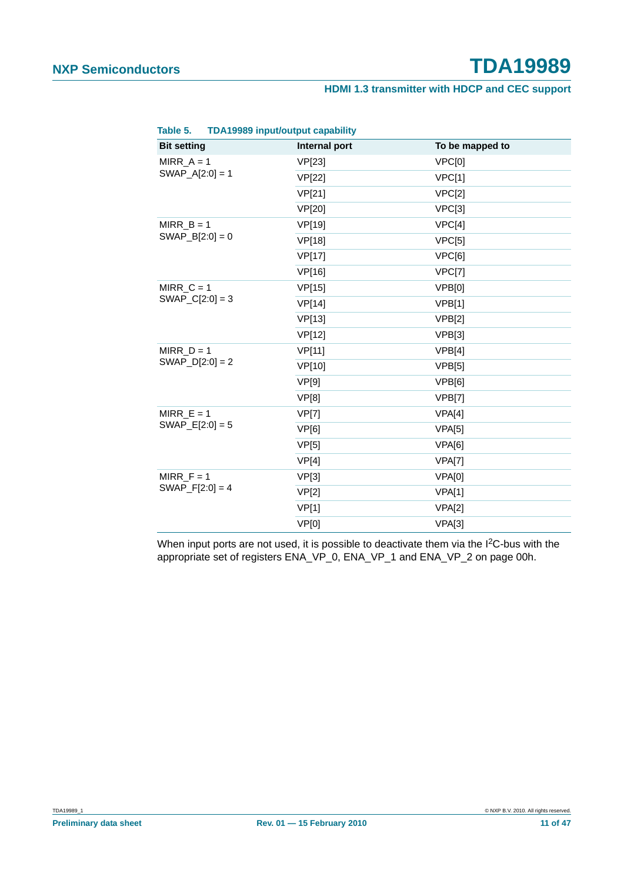**Table 5. TDA19989 input/output capability**

| Bit setting | Internal port | To be mapped to |
|---|---|---|
| MIRR_A = 1 SWAP_A[2:0] = 1 | VP[23] | VPC[0] |
| | VP[22] | VPC[1] |
| | VP[21] | VPC[2] |
| | VP[20] | VPC[3] |
| MIRR_B = 1 SWAP_B[2:0] = 0 | VP[19] | VPC[4] |
| | VP[18] | VPC[5] |
| | VP[17] | VPC[6] |
| | VP[16] | VPC[7] |
| MIRR_C = 1 SWAP_C[2:0] = 3 | VP[15] | VPB[0] |
| | VP[14] | VPB[1] |
| | VP[13] | VPB[2] |
| | VP[12] | VPB[3] |
| MIRR_D = 1 SWAP_D[2:0] = 2 | VP[11] | VPB[4] |
| | VP[10] | VPB[5] |
| | VP[9] | VPB[6] |
| | VP[8] | VPB[7] |
| MIRR_E = 1 SWAP_E[2:0] = 5 | VP[7] | VPA[4] |
| | VP[6] | VPA[5] |
| | VP[5] | VPA[6] |
| | VP[4] | VPA[7] |
| MIRR_F = 1 SWAP_F[2:0] = 4 | VP[3] | VPA[0] |
| | VP[2] | VPA[1] |
| | VP[1] | VPA[2] |
| | VP[0] | VPA[3] |

When input ports are not used, it is possible to deactivate them via the $I^2C$-bus with the appropriate set of registers ENA_VP_0, ENA_VP_1 and ENA_VP_2 on page 00h.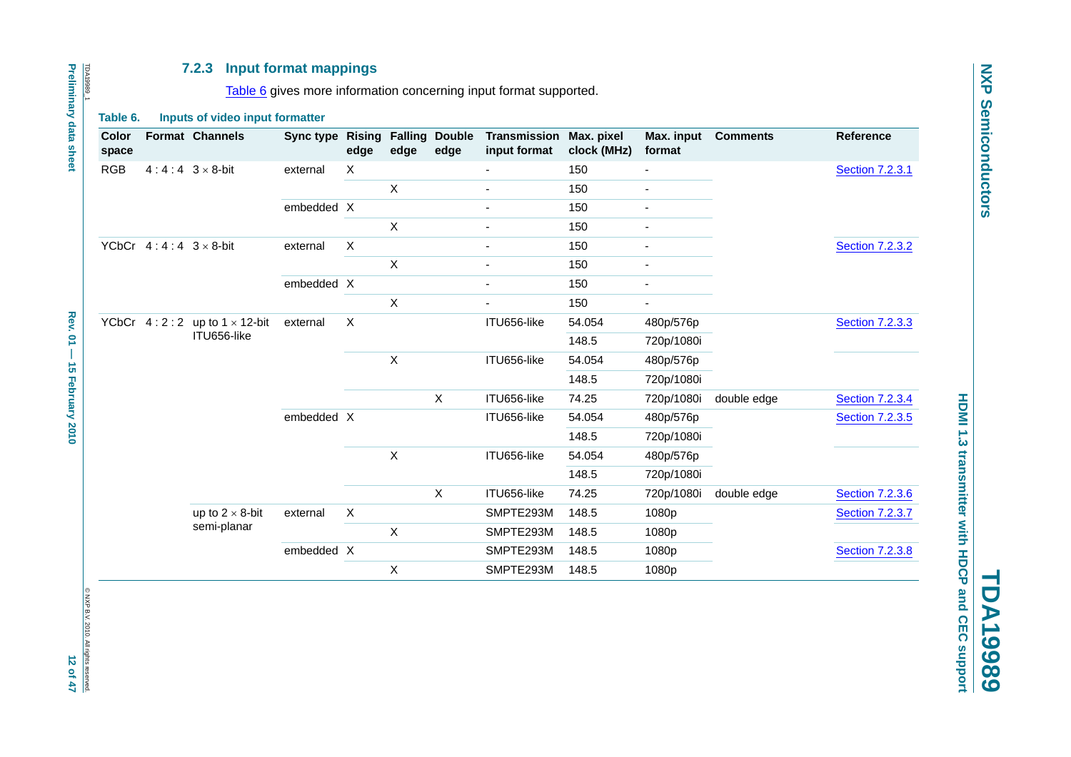### 7.2.3 Input format mappings

Table 6 gives more information concerning input format supported.

**Table 6. Inputs of video input formatter**

| Color space | Format | Channels | Sync type | Rising edge | Falling edge | Double edge | Transmission input format | Max. pixel clock (MHz) | Max. input format | Comments | Reference |
|---|---|---|---|---|---|---|---|---|---|---|---|
| RGB | 4 : 4 : 4 | 3 × 8-bit | external | X | | | - | 150 | - | | Section 7.2.3.1 |
| | | | | | X | | - | 150 | - | | |
| | | | embedded | X | | | - | 150 | - | | |
| | | | | | X | | - | 150 | - | | |
| YCbCr | 4 : 4 : 4 | 3 × 8-bit | external | X | | | - | 150 | - | | Section 7.2.3.2 |
| | | | | | X | | - | 150 | - | | |
| | | | embedded | X | | | - | 150 | - | | |
| | | | | | X | | - | 150 | - | | |
| YCbCr | 4 : 2 : 2 | up to 1 × 12-bit ITU656-like | external | X | | | ITU656-like | 54.054 | 480p/576p | | Section 7.2.3.3 |
| | | | | | | | | 148.5 | 720p/1080i | | |
| | | | | | X | | ITU656-like | 54.054 | 480p/576p | | |
| | | | | | | | | 148.5 | 720p/1080i | | |
| | | | | | | X | ITU656-like | 74.25 | 720p/1080i | double edge | Section 7.2.3.4 |
| | | | embedded | X | | | ITU656-like | 54.054 | 480p/576p | | Section 7.2.3.5 |
| | | | | | | | | 148.5 | 720p/1080i | | |
| | | | | | X | | ITU656-like | 54.054 | 480p/576p | | |
| | | | | | | | | 148.5 | 720p/1080i | | |
| | | | | | | X | ITU656-like | 74.25 | 720p/1080i | double edge | Section 7.2.3.6 |
| | | up to 2 × 8-bit semi-planar | external | X | | | SMPTE293M | 148.5 | 1080p | | Section 7.2.3.7 |
| | | | | | X | | SMPTE293M | 148.5 | 1080p | | |
| | | | embedded | X | | | SMPTE293M | 148.5 | 1080p | | Section 7.2.3.8 |
| | | | | | X | | SMPTE293M | 148.5 | 1080p | | |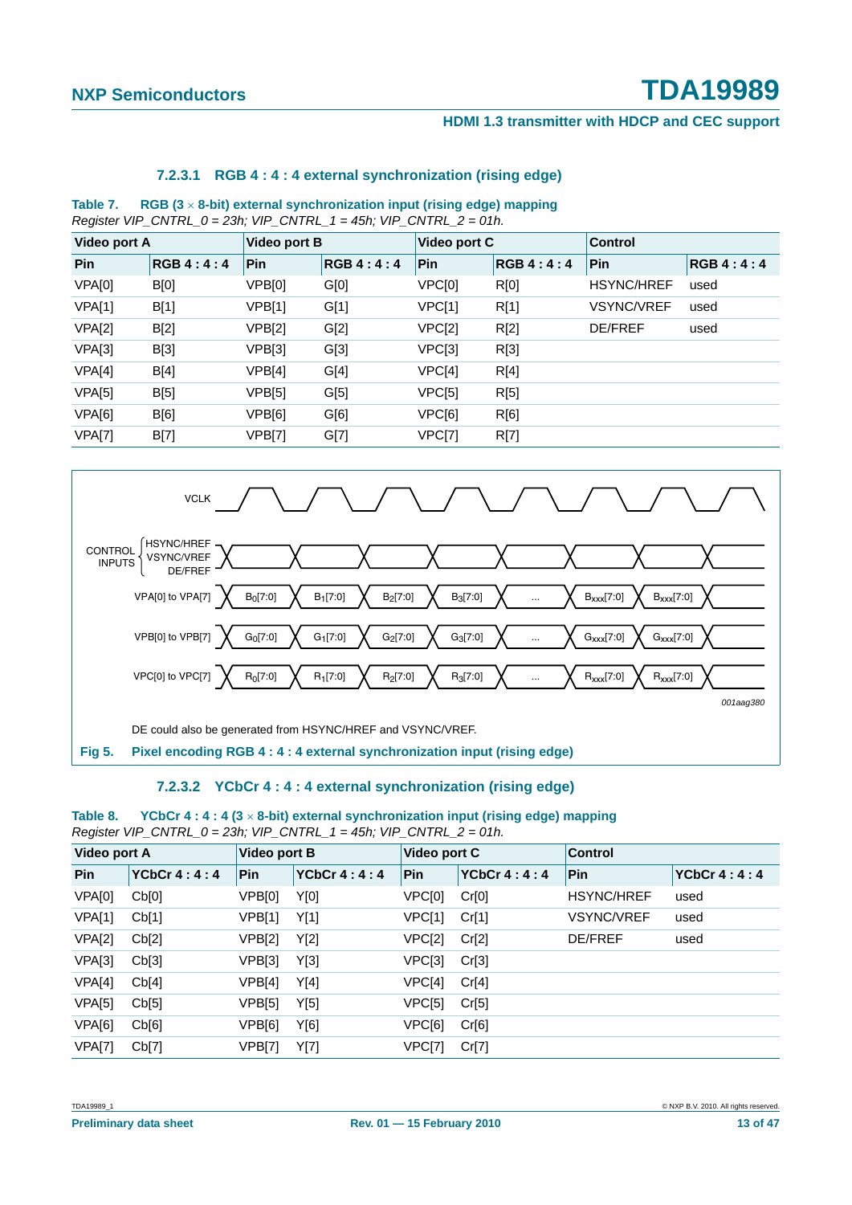#### 7.2.3.1 RGB 4 : 4 : 4 external synchronization (rising edge)

**Table 7. RGB (3 × 8-bit) external synchronization input (rising edge) mapping**
*Register VIP_CNTRL_0 = 23h; VIP_CNTRL_1 = 45h; VIP_CNTRL_2 = 01h.*

| Video port A | | Video port B | | Video port C | | Control | |
|---|---|---|---|---|---|---|---|
| **Pin** | **RGB 4 : 4 : 4** | **Pin** | **RGB 4 : 4 : 4** | **Pin** | **RGB 4 : 4 : 4** | **Pin** | **RGB 4 : 4 : 4** |
| VPA[0] | B[0] | VPB[0] | G[0] | VPC[0] | R[0] | HSYNC/HREF | used |
| VPA[1] | B[1] | VPB[1] | G[1] | VPC[1] | R[1] | VSYNC/VREF | used |
| VPA[2] | B[2] | VPB[2] | G[2] | VPC[2] | R[2] | DE/FREF | used |
| VPA[3] | B[3] | VPB[3] | G[3] | VPC[3] | R[3] | | |
| VPA[4] | B[4] | VPB[4] | G[4] | VPC[4] | R[4] | | |
| VPA[5] | B[5] | VPB[5] | G[5] | VPC[5] | R[5] | | |
| VPA[6] | B[6] | VPB[6] | G[6] | VPC[6] | R[6] | | |
| VPA[7] | B[7] | VPB[7] | G[7] | VPC[7] | R[7] | | |

DE could also be generated from HSYNC/HREF and VSYNC/VREF.

**Fig 5. Pixel encoding RGB 4 : 4 : 4 external synchronization input (rising edge)**

#### 7.2.3.2 YCbCr 4 : 4 : 4 external synchronization (rising edge)

**Table 8. YCbCr 4 : 4 : 4 (3 × 8-bit) external synchronization input (rising edge) mapping**
*Register VIP_CNTRL_0 = 23h; VIP_CNTRL_1 = 45h; VIP_CNTRL_2 = 01h.*

| Video port A | | Video port B | | Video port C | | Control | |
|---|---|---|---|---|---|---|---|
| **Pin** | **YCbCr 4 : 4 : 4** | **Pin** | **YCbCr 4 : 4 : 4** | **Pin** | **YCbCr 4 : 4 : 4** | **Pin** | **YCbCr 4 : 4 : 4** |
| VPA[0] | Cb[0] | VPB[0] | Y[0] | VPC[0] | Cr[0] | HSYNC/HREF | used |
| VPA[1] | Cb[1] | VPB[1] | Y[1] | VPC[1] | Cr[1] | VSYNC/VREF | used |
| VPA[2] | Cb[2] | VPB[2] | Y[2] | VPC[2] | Cr[2] | DE/FREF | used |
| VPA[3] | Cb[3] | VPB[3] | Y[3] | VPC[3] | Cr[3] | | |
| VPA[4] | Cb[4] | VPB[4] | Y[4] | VPC[4] | Cr[4] | | |
| VPA[5] | Cb[5] | VPB[5] | Y[5] | VPC[5] | Cr[5] | | |
| VPA[6] | Cb[6] | VPB[6] | Y[6] | VPC[6] | Cr[6] | | |
| VPA[7] | Cb[7] | VPB[7] | Y[7] | VPC[7] | Cr[7] | | |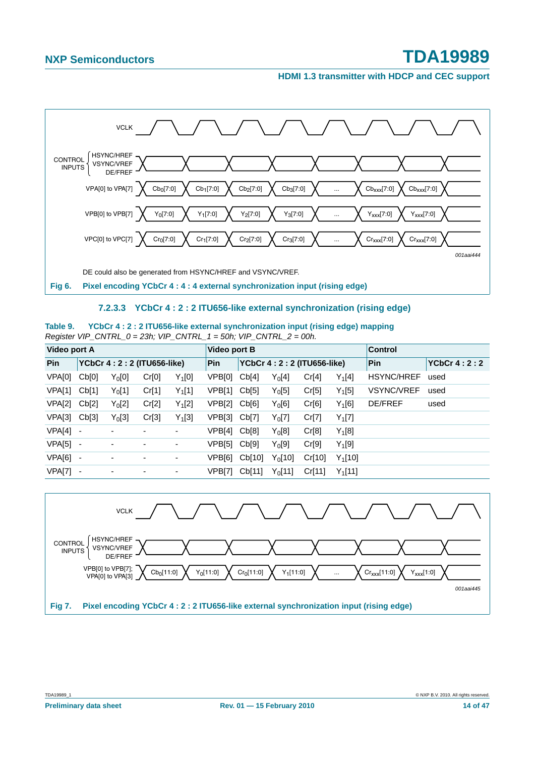DE could also be generated from HSYNC/HREF and VSYNC/VREF.

**Fig 6. Pixel encoding YCbCr 4 : 4 : 4 external synchronization input (rising edge)**

### 7.2.3.3 YCbCr 4 : 2 : 2 ITU656-like external synchronization (rising edge)

**Table 9. YCbCr 4 : 2 : 2 ITU656-like external synchronization input (rising edge) mapping**

*Register VIP_CNTRL_0 = 23h; VIP_CNTRL_1 = 50h; VIP_CNTRL_2 = 00h.*

| Video port A | | | | | Video port B | | | | | Control | |
|---|---|---|---|---|---|---|---|---|---|---|---|
| Pin | YCbCr 4 : 2 : 2 (ITU656-like) | | | | Pin | YCbCr 4 : 2 : 2 (ITU656-like) | | | | Pin | YCbCr 4 : 2 : 2 |
| VPA[0] | Cb[0] | $Y_0$[0] | Cr[0] | $Y_1$[0] | VPB[0] | Cb[4] | $Y_0$[4] | Cr[4] | $Y_1$[4] | HSYNC/HREF | used |
| VPA[1] | Cb[1] | $Y_0$[1] | Cr[1] | $Y_1$[1] | VPB[1] | Cb[5] | $Y_0$[5] | Cr[5] | $Y_1$[5] | VSYNC/VREF | used |
| VPA[2] | Cb[2] | $Y_0$[2] | Cr[2] | $Y_1$[2] | VPB[2] | Cb[6] | $Y_0$[6] | Cr[6] | $Y_1$[6] | DE/FREF | used |
| VPA[3] | Cb[3] | $Y_0$[3] | Cr[3] | $Y_1$[3] | VPB[3] | Cb[7] | $Y_0$[7] | Cr[7] | $Y_1$[7] | | |
| VPA[4] | - | - | - | - | VPB[4] | Cb[8] | $Y_0$[8] | Cr[8] | $Y_1$[8] | | |
| VPA[5] | - | - | - | - | VPB[5] | Cb[9] | $Y_0$[9] | Cr[9] | $Y_1$[9] | | |
| VPA[6] | - | - | - | - | VPB[6] | Cb[10] | $Y_0$[10] | Cr[10] | $Y_1$[10] | | |
| VPA[7] | - | - | - | - | VPB[7] | Cb[11] | $Y_0$[11] | Cr[11] | $Y_1$[11] | | |

**Fig 7. Pixel encoding YCbCr 4 : 2 : 2 ITU656-like external synchronization input (rising edge)**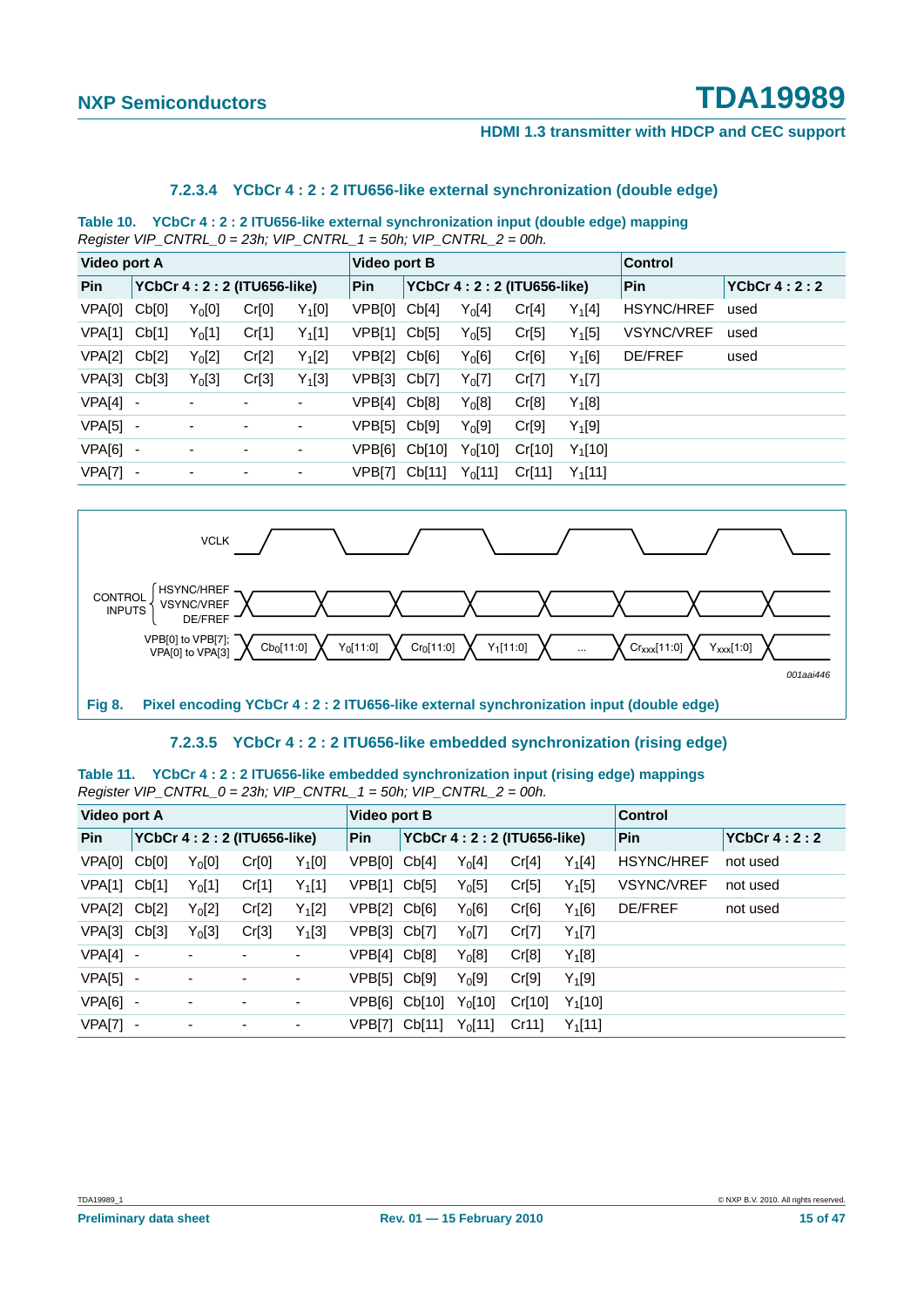#### 7.2.3.4 YCbCr 4 : 2 : 2 ITU656-like external synchronization (double edge)

**Table 10. YCbCr 4 : 2 : 2 ITU656-like external synchronization input (double edge) mapping**

*Register VIP_CNTRL_0 = 23h; VIP_CNTRL_1 = 50h; VIP_CNTRL_2 = 00h.*

| Video port A | | | | | Video port B | | | | | Control | |
|---|---|---|---|---|---|---|---|---|---|---|---|
| Pin | YCbCr 4 : 2 : 2 (ITU656-like) | | | | Pin | YCbCr 4 : 2 : 2 (ITU656-like) | | | | Pin | YCbCr 4 : 2 : 2 |
| VPA[0] | Cb[0] | $Y_0$[0] | Cr[0] | $Y_1$[0] | VPB[0] | Cb[4] | $Y_0$[4] | Cr[4] | $Y_1$[4] | HSYNC/HREF | used |
| VPA[1] | Cb[1] | $Y_0$[1] | Cr[1] | $Y_1$[1] | VPB[1] | Cb[5] | $Y_0$[5] | Cr[5] | $Y_1$[5] | VSYNC/VREF | used |
| VPA[2] | Cb[2] | $Y_0$[2] | Cr[2] | $Y_1$[2] | VPB[2] | Cb[6] | $Y_0$[6] | Cr[6] | $Y_1$[6] | DE/FREF | used |
| VPA[3] | Cb[3] | $Y_0$[3] | Cr[3] | $Y_1$[3] | VPB[3] | Cb[7] | $Y_0$[7] | Cr[7] | $Y_1$[7] | | |
| VPA[4] | - | - | - | - | VPB[4] | Cb[8] | $Y_0$[8] | Cr[8] | $Y_1$[8] | | |
| VPA[5] | - | - | - | - | VPB[5] | Cb[9] | $Y_0$[9] | Cr[9] | $Y_1$[9] | | |
| VPA[6] | - | - | - | - | VPB[6] | Cb[10] | $Y_0$[10] | Cr[10] | $Y_1$[10] | | |
| VPA[7] | - | - | - | - | VPB[7] | Cb[11] | $Y_0$[11] | Cr[11] | $Y_1$[11] | | |

**Fig 8. Pixel encoding YCbCr 4 : 2 : 2 ITU656-like external synchronization input (double edge)**

#### 7.2.3.5 YCbCr 4 : 2 : 2 ITU656-like embedded synchronization (rising edge)

**Table 11. YCbCr 4 : 2 : 2 ITU656-like embedded synchronization input (rising edge) mappings**

*Register VIP_CNTRL_0 = 23h; VIP_CNTRL_1 = 50h; VIP_CNTRL_2 = 00h.*

| Video port A | | | | | Video port B | | | | | Control | |
|---|---|---|---|---|---|---|---|---|---|---|---|
| Pin | YCbCr 4 : 2 : 2 (ITU656-like) | | | | Pin | YCbCr 4 : 2 : 2 (ITU656-like) | | | | Pin | YCbCr 4 : 2 : 2 |
| VPA[0] | Cb[0] | $Y_0$[0] | Cr[0] | $Y_1$[0] | VPB[0] | Cb[4] | $Y_0$[4] | Cr[4] | $Y_1$[4] | HSYNC/HREF | not used |
| VPA[1] | Cb[1] | $Y_0$[1] | Cr[1] | $Y_1$[1] | VPB[1] | Cb[5] | $Y_0$[5] | Cr[5] | $Y_1$[5] | VSYNC/VREF | not used |
| VPA[2] | Cb[2] | $Y_0$[2] | Cr[2] | $Y_1$[2] | VPB[2] | Cb[6] | $Y_0$[6] | Cr[6] | $Y_1$[6] | DE/FREF | not used |
| VPA[3] | Cb[3] | $Y_0$[3] | Cr[3] | $Y_1$[3] | VPB[3] | Cb[7] | $Y_0$[7] | Cr[7] | $Y_1$[7] | | |
| VPA[4] | - | - | - | - | VPB[4] | Cb[8] | $Y_0$[8] | Cr[8] | $Y_1$[8] | | |
| VPA[5] | - | - | - | - | VPB[5] | Cb[9] | $Y_0$[9] | Cr[9] | $Y_1$[9] | | |
| VPA[6] | - | - | - | - | VPB[6] | Cb[10] | $Y_0$[10] | Cr[10] | $Y_1$[10] | | |
| VPA[7] | - | - | - | - | VPB[7] | Cb[11] | $Y_0$[11] | Cr11] | $Y_1$[11] | | |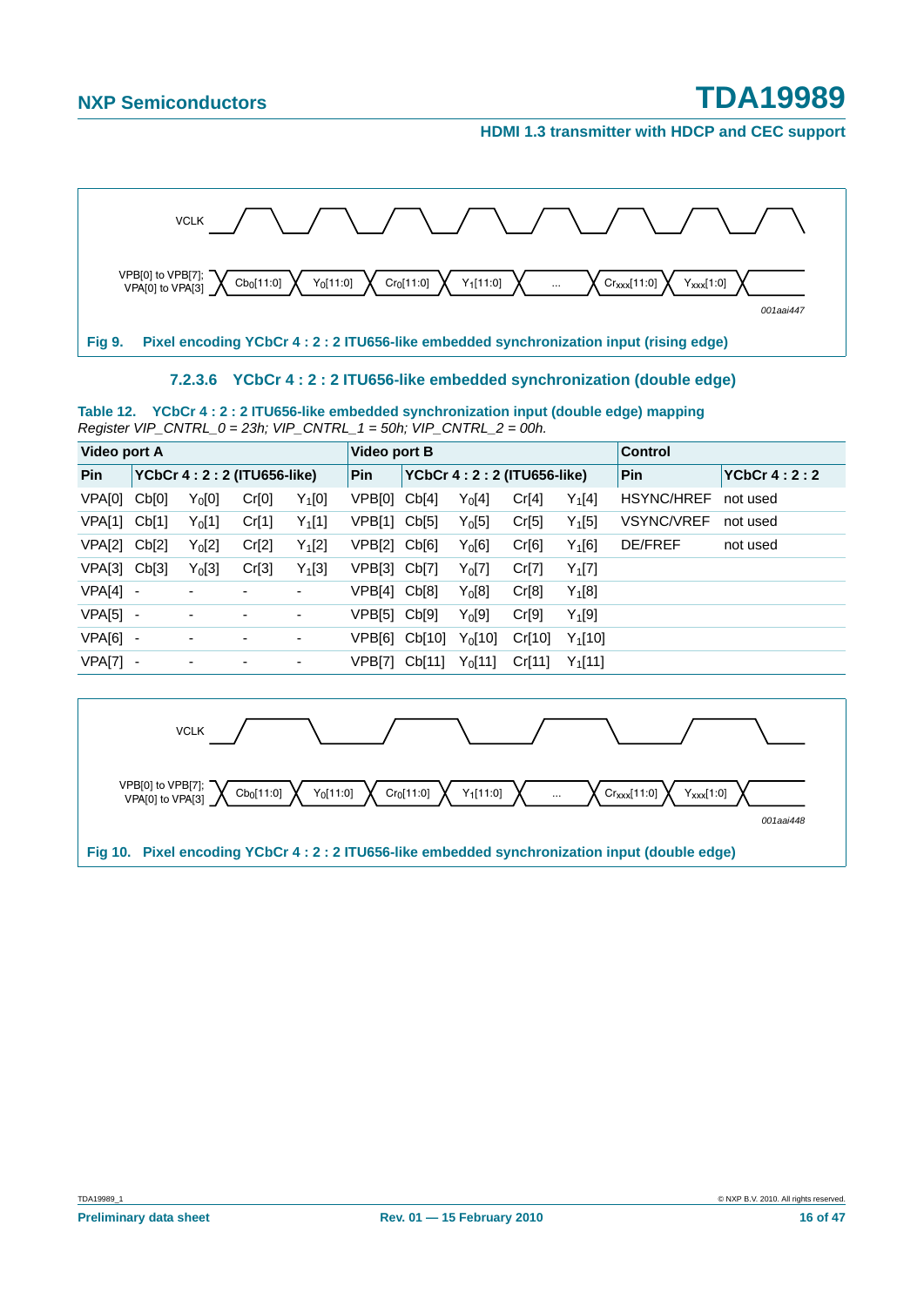VCLK

VPB[0] to VPB[7]; VPA[0] to VPA[3] — $Cb_0[11:0]$ | $Y_0[11:0]$ | $Cr_0[11:0]$ | $Y_1[11:0]$ | ... | $Cr_{xxx}[11:0]$ | $Y_{xxx}[1:0]$

*001aai447*

**Fig 9. Pixel encoding YCbCr 4 : 2 : 2 ITU656-like embedded synchronization input (rising edge)**

#### 7.2.3.6 YCbCr 4 : 2 : 2 ITU656-like embedded synchronization (double edge)

**Table 12. YCbCr 4 : 2 : 2 ITU656-like embedded synchronization input (double edge) mapping**
*Register VIP_CNTRL_0 = 23h; VIP_CNTRL_1 = 50h; VIP_CNTRL_2 = 00h.*

| Video port A | | | | | Video port B | | | | | Control | |
|---|---|---|---|---|---|---|---|---|---|---|---|
| Pin | YCbCr 4 : 2 : 2 (ITU656-like) | | | | Pin | YCbCr 4 : 2 : 2 (ITU656-like) | | | | Pin | YCbCr 4 : 2 : 2 |
| VPA[0] | Cb[0] | $Y_0[0]$ | Cr[0] | $Y_1[0]$ | VPB[0] | Cb[4] | $Y_0[4]$ | Cr[4] | $Y_1[4]$ | HSYNC/HREF | not used |
| VPA[1] | Cb[1] | $Y_0[1]$ | Cr[1] | $Y_1[1]$ | VPB[1] | Cb[5] | $Y_0[5]$ | Cr[5] | $Y_1[5]$ | VSYNC/VREF | not used |
| VPA[2] | Cb[2] | $Y_0[2]$ | Cr[2] | $Y_1[2]$ | VPB[2] | Cb[6] | $Y_0[6]$ | Cr[6] | $Y_1[6]$ | DE/FREF | not used |
| VPA[3] | Cb[3] | $Y_0[3]$ | Cr[3] | $Y_1[3]$ | VPB[3] | Cb[7] | $Y_0[7]$ | Cr[7] | $Y_1[7]$ | | |
| VPA[4] | - | - | - | - | VPB[4] | Cb[8] | $Y_0[8]$ | Cr[8] | $Y_1[8]$ | | |
| VPA[5] | - | - | - | - | VPB[5] | Cb[9] | $Y_0[9]$ | Cr[9] | $Y_1[9]$ | | |
| VPA[6] | - | - | - | - | VPB[6] | Cb[10] | $Y_0[10]$ | Cr[10] | $Y_1[10]$ | | |
| VPA[7] | - | - | - | - | VPB[7] | Cb[11] | $Y_0[11]$ | Cr[11] | $Y_1[11]$ | | |

VCLK

VPB[0] to VPB[7]; VPA[0] to VPA[3] — $Cb_0[11:0]$ | $Y_0[11:0]$ | $Cr_0[11:0]$ | $Y_1[11:0]$ | ... | $Cr_{xxx}[11:0]$ | $Y_{xxx}[1:0]$

*001aai448*

**Fig 10. Pixel encoding YCbCr 4 : 2 : 2 ITU656-like embedded synchronization input (double edge)**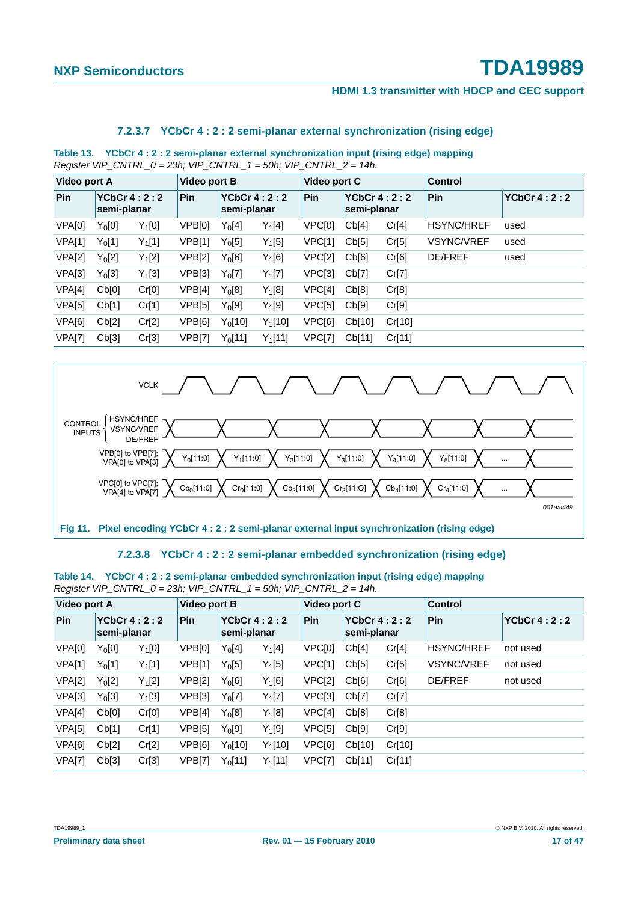#### 7.2.3.7 YCbCr 4 : 2 : 2 semi-planar external synchronization (rising edge)

**Table 13. YCbCr 4 : 2 : 2 semi-planar external synchronization input (rising edge) mapping**
*Register VIP_CNTRL_0 = 23h; VIP_CNTRL_1 = 50h; VIP_CNTRL_2 = 14h.*

| Video port A | | | Video port B | | | Video port C | | | Control | |
|---|---|---|---|---|---|---|---|---|---|---|
| Pin | YCbCr 4 : 2 : 2 semi-planar | | Pin | YCbCr 4 : 2 : 2 semi-planar | | Pin | YCbCr 4 : 2 : 2 semi-planar | | Pin | YCbCr 4 : 2 : 2 |
| VPA[0] | $Y_0[0]$ | $Y_1[0]$ | VPB[0] | $Y_0[4]$ | $Y_1[4]$ | VPC[0] | Cb[4] | Cr[4] | HSYNC/HREF | used |
| VPA[1] | $Y_0[1]$ | $Y_1[1]$ | VPB[1] | $Y_0[5]$ | $Y_1[5]$ | VPC[1] | Cb[5] | Cr[5] | VSYNC/VREF | used |
| VPA[2] | $Y_0[2]$ | $Y_1[2]$ | VPB[2] | $Y_0[6]$ | $Y_1[6]$ | VPC[2] | Cb[6] | Cr[6] | DE/FREF | used |
| VPA[3] | $Y_0[3]$ | $Y_1[3]$ | VPB[3] | $Y_0[7]$ | $Y_1[7]$ | VPC[3] | Cb[7] | Cr[7] | | |
| VPA[4] | Cb[0] | Cr[0] | VPB[4] | $Y_0[8]$ | $Y_1[8]$ | VPC[4] | Cb[8] | Cr[8] | | |
| VPA[5] | Cb[1] | Cr[1] | VPB[5] | $Y_0[9]$ | $Y_1[9]$ | VPC[5] | Cb[9] | Cr[9] | | |
| VPA[6] | Cb[2] | Cr[2] | VPB[6] | $Y_0[10]$ | $Y_1[10]$ | VPC[6] | Cb[10] | Cr[10] | | |
| VPA[7] | Cb[3] | Cr[3] | VPB[7] | $Y_0[11]$ | $Y_1[11]$ | VPC[7] | Cb[11] | Cr[11] | | |

**Fig 11. Pixel encoding YCbCr 4 : 2 : 2 semi-planar external input synchronization (rising edge)**

#### 7.2.3.8 YCbCr 4 : 2 : 2 semi-planar embedded synchronization (rising edge)

**Table 14. YCbCr 4 : 2 : 2 semi-planar embedded synchronization input (rising edge) mapping**
*Register VIP_CNTRL_0 = 23h; VIP_CNTRL_1 = 50h; VIP_CNTRL_2 = 14h.*

| Video port A | | | Video port B | | | Video port C | | | Control | |
|---|---|---|---|---|---|---|---|---|---|---|
| Pin | YCbCr 4 : 2 : 2 semi-planar | | Pin | YCbCr 4 : 2 : 2 semi-planar | | Pin | YCbCr 4 : 2 : 2 semi-planar | | Pin | YCbCr 4 : 2 : 2 |
| VPA[0] | $Y_0[0]$ | $Y_1[0]$ | VPB[0] | $Y_0[4]$ | $Y_1[4]$ | VPC[0] | Cb[4] | Cr[4] | HSYNC/HREF | not used |
| VPA[1] | $Y_0[1]$ | $Y_1[1]$ | VPB[1] | $Y_0[5]$ | $Y_1[5]$ | VPC[1] | Cb[5] | Cr[5] | VSYNC/VREF | not used |
| VPA[2] | $Y_0[2]$ | $Y_1[2]$ | VPB[2] | $Y_0[6]$ | $Y_1[6]$ | VPC[2] | Cb[6] | Cr[6] | DE/FREF | not used |
| VPA[3] | $Y_0[3]$ | $Y_1[3]$ | VPB[3] | $Y_0[7]$ | $Y_1[7]$ | VPC[3] | Cb[7] | Cr[7] | | |
| VPA[4] | Cb[0] | Cr[0] | VPB[4] | $Y_0[8]$ | $Y_1[8]$ | VPC[4] | Cb[8] | Cr[8] | | |
| VPA[5] | Cb[1] | Cr[1] | VPB[5] | $Y_0[9]$ | $Y_1[9]$ | VPC[5] | Cb[9] | Cr[9] | | |
| VPA[6] | Cb[2] | Cr[2] | VPB[6] | $Y_0[10]$ | $Y_1[10]$ | VPC[6] | Cb[10] | Cr[10] | | |
| VPA[7] | Cb[3] | Cr[3] | VPB[7] | $Y_0[11]$ | $Y_1[11]$ | VPC[7] | Cb[11] | Cr[11] | | |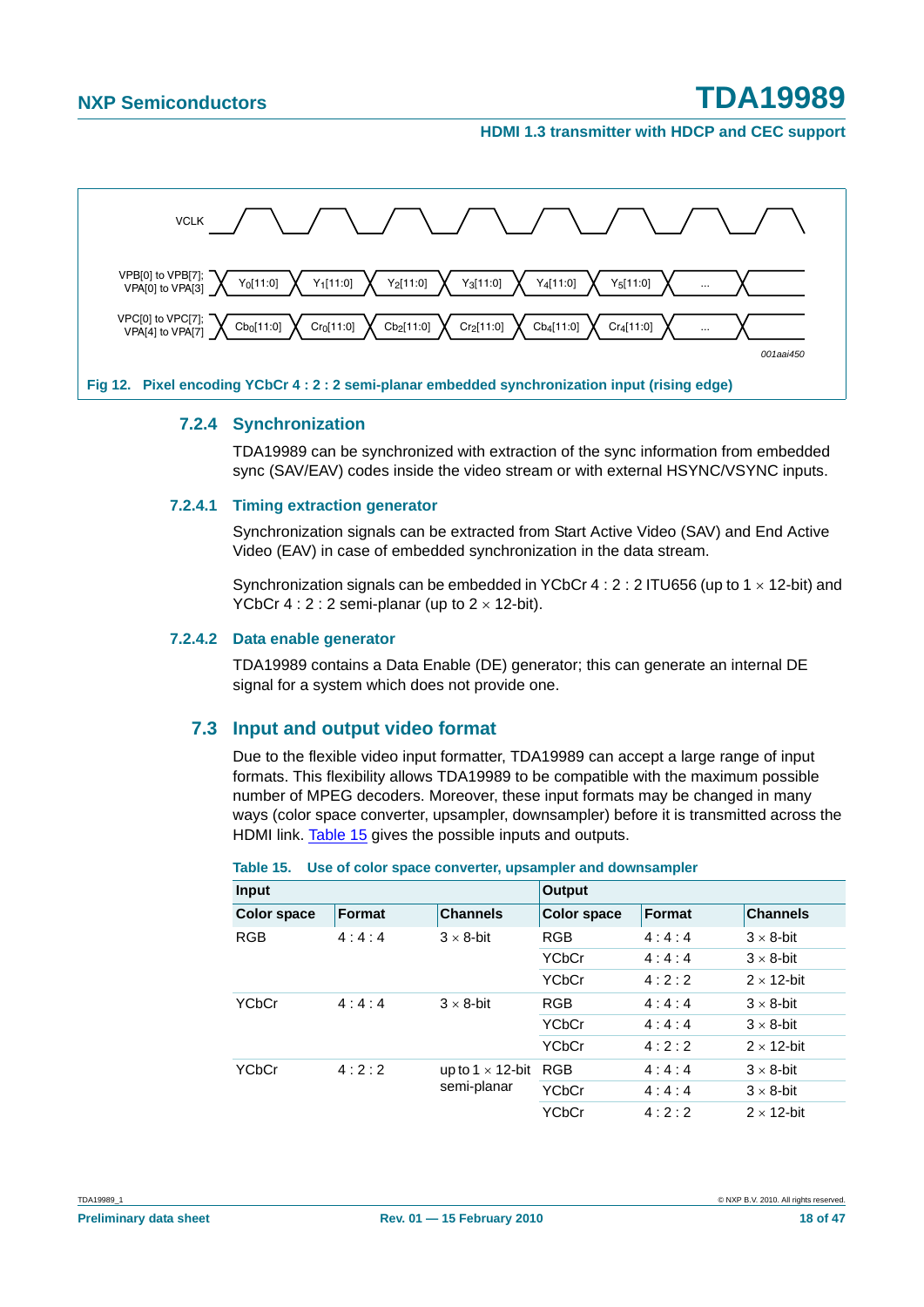Fig 12. Pixel encoding YCbCr 4 : 2 : 2 semi-planar embedded synchronization input (rising edge)

### 7.2.4 Synchronization

TDA19989 can be synchronized with extraction of the sync information from embedded sync (SAV/EAV) codes inside the video stream or with external HSYNC/VSYNC inputs.

#### 7.2.4.1 Timing extraction generator

Synchronization signals can be extracted from Start Active Video (SAV) and End Active Video (EAV) in case of embedded synchronization in the data stream.

Synchronization signals can be embedded in YCbCr 4 : 2 : 2 ITU656 (up to 1 × 12-bit) and YCbCr 4 : 2 : 2 semi-planar (up to 2 × 12-bit).

#### 7.2.4.2 Data enable generator

TDA19989 contains a Data Enable (DE) generator; this can generate an internal DE signal for a system which does not provide one.

## 7.3 Input and output video format

Due to the flexible video input formatter, TDA19989 can accept a large range of input formats. This flexibility allows TDA19989 to be compatible with the maximum possible number of MPEG decoders. Moreover, these input formats may be changed in many ways (color space converter, upsampler, downsampler) before it is transmitted across the HDMI link. Table 15 gives the possible inputs and outputs.

**Table 15. Use of color space converter, upsampler and downsampler**

| Input | | | Output | | |
|---|---|---|---|---|---|
| **Color space** | **Format** | **Channels** | **Color space** | **Format** | **Channels** |
| RGB | 4 : 4 : 4 | 3 × 8-bit | RGB | 4 : 4 : 4 | 3 × 8-bit |
| | | | YCbCr | 4 : 4 : 4 | 3 × 8-bit |
| | | | YCbCr | 4 : 2 : 2 | 2 × 12-bit |
| YCbCr | 4 : 4 : 4 | 3 × 8-bit | RGB | 4 : 4 : 4 | 3 × 8-bit |
| | | | YCbCr | 4 : 4 : 4 | 3 × 8-bit |
| | | | YCbCr | 4 : 2 : 2 | 2 × 12-bit |
| YCbCr | 4 : 2 : 2 | up to 1 × 12-bit semi-planar | RGB | 4 : 4 : 4 | 3 × 8-bit |
| | | | YCbCr | 4 : 4 : 4 | 3 × 8-bit |
| | | | YCbCr | 4 : 2 : 2 | 2 × 12-bit |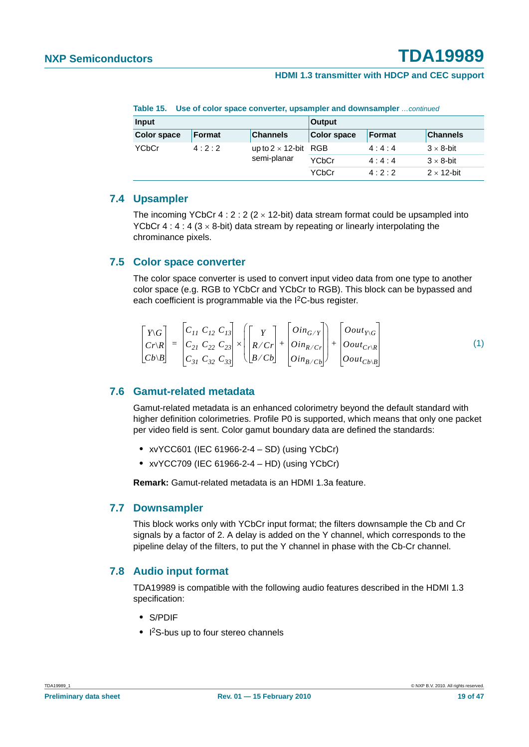**Table 15. Use of color space converter, upsampler and downsampler** *...continued*

| Input | | | Output | | |
|---|---|---|---|---|---|
| **Color space** | **Format** | **Channels** | **Color space** | **Format** | **Channels** |
| YCbCr | 4 : 2 : 2 | up to 2 × 12-bit semi-planar | RGB | 4 : 4 : 4 | 3 × 8-bit |
| | | | YCbCr | 4 : 4 : 4 | 3 × 8-bit |
| | | | YCbCr | 4 : 2 : 2 | 2 × 12-bit |

## 7.4 Upsampler

The incoming YCbCr 4 : 2 : 2 (2 × 12-bit) data stream format could be upsampled into YCbCr 4 : 4 : 4 (3 × 8-bit) data stream by repeating or linearly interpolating the chrominance pixels.

## 7.5 Color space converter

The color space converter is used to convert input video data from one type to another color space (e.g. RGB to YCbCr and YCbCr to RGB). This block can be bypassed and each coefficient is programmable via the I²C-bus register.

$$\begin{bmatrix} Y\backslash G \\ Cr\backslash R \\ Cb\backslash B \end{bmatrix} = \begin{bmatrix} C_{11} & C_{12} & C_{13} \\ C_{21} & C_{22} & C_{23} \\ C_{31} & C_{32} & C_{33} \end{bmatrix} \times \left( \begin{bmatrix} Y \\ R/Cr \\ B/Cb \end{bmatrix} + \begin{bmatrix} Oin_{G/Y} \\ Oin_{R/Cr} \\ Oin_{B/Cb} \end{bmatrix} \right) + \begin{bmatrix} Oout_{Y\backslash G} \\ Oout_{Cr\backslash R} \\ Oout_{Cb\backslash B} \end{bmatrix} \quad (1)$$

## 7.6 Gamut-related metadata

Gamut-related metadata is an enhanced colorimetry beyond the default standard with higher definition colorimetries. Profile P0 is supported, which means that only one packet per video field is sent. Color gamut boundary data are defined the standards:

- xvYCC601 (IEC 61966-2-4 – SD) (using YCbCr)
- xvYCC709 (IEC 61966-2-4 – HD) (using YCbCr)

**Remark:** Gamut-related metadata is an HDMI 1.3a feature.

## 7.7 Downsampler

This block works only with YCbCr input format; the filters downsample the Cb and Cr signals by a factor of 2. A delay is added on the Y channel, which corresponds to the pipeline delay of the filters, to put the Y channel in phase with the Cb-Cr channel.

## 7.8 Audio input format

TDA19989 is compatible with the following audio features described in the HDMI 1.3 specification:

- S/PDIF
- I²S-bus up to four stereo channels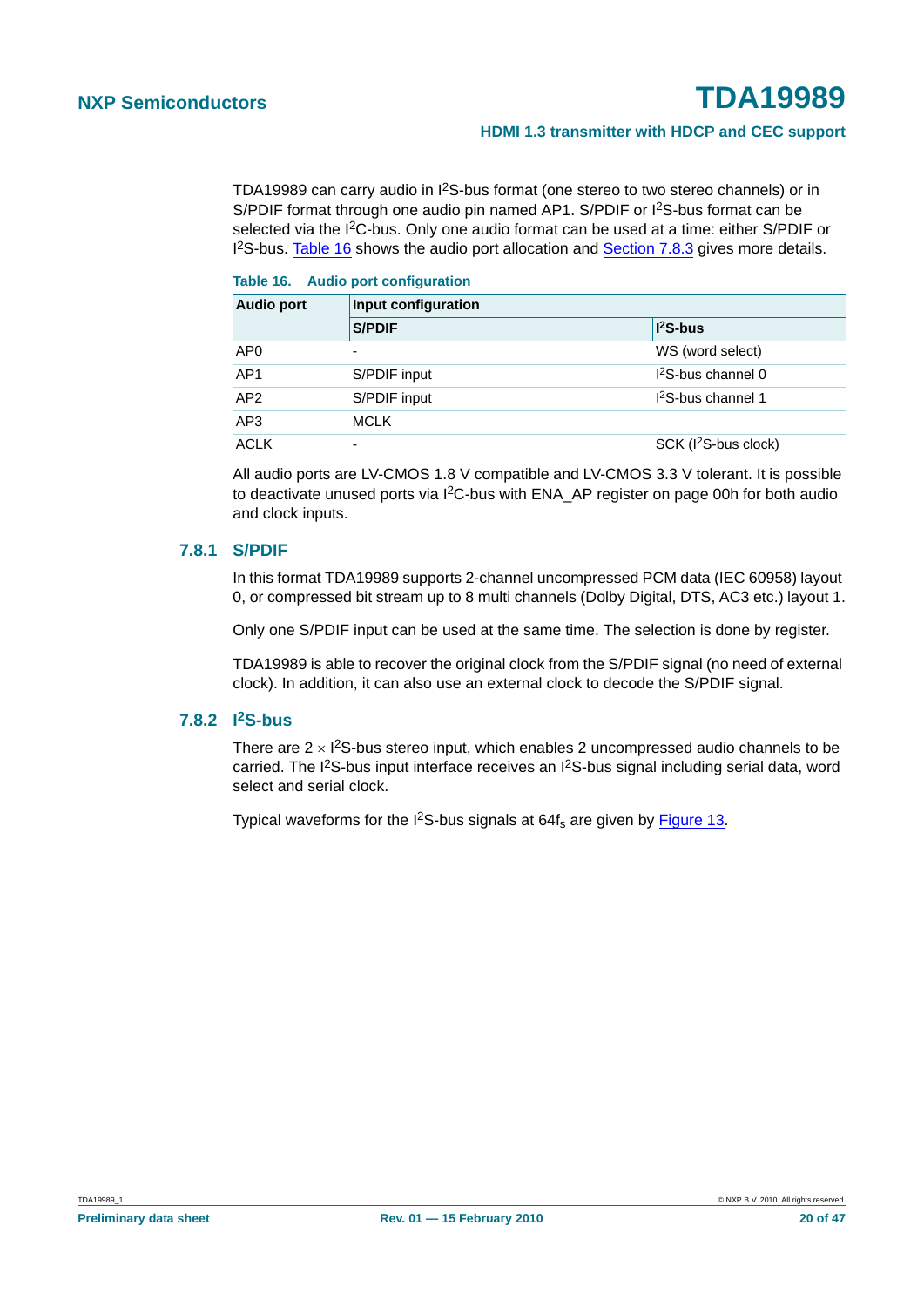TDA19989 can carry audio in I$^2$S-bus format (one stereo to two stereo channels) or in S/PDIF format through one audio pin named AP1. S/PDIF or I$^2$S-bus format can be selected via the I$^2$C-bus. Only one audio format can be used at a time: either S/PDIF or I$^2$S-bus. Table 16 shows the audio port allocation and Section 7.8.3 gives more details.

**Table 16. Audio port configuration**

| Audio port | Input configuration | |
|---|---|---|
| | **S/PDIF** | **I$^2$S-bus** |
| AP0 | - | WS (word select) |
| AP1 | S/PDIF input | I$^2$S-bus channel 0 |
| AP2 | S/PDIF input | I$^2$S-bus channel 1 |
| AP3 | MCLK | |
| ACLK | - | SCK (I$^2$S-bus clock) |

All audio ports are LV-CMOS 1.8 V compatible and LV-CMOS 3.3 V tolerant. It is possible to deactivate unused ports via I$^2$C-bus with ENA_AP register on page 00h for both audio and clock inputs.

### 7.8.1 S/PDIF

In this format TDA19989 supports 2-channel uncompressed PCM data (IEC 60958) layout 0, or compressed bit stream up to 8 multi channels (Dolby Digital, DTS, AC3 etc.) layout 1.

Only one S/PDIF input can be used at the same time. The selection is done by register.

TDA19989 is able to recover the original clock from the S/PDIF signal (no need of external clock). In addition, it can also use an external clock to decode the S/PDIF signal.

### 7.8.2 I$^2$S-bus

There are 2 $\times$ I$^2$S-bus stereo input, which enables 2 uncompressed audio channels to be carried. The I$^2$S-bus input interface receives an I$^2$S-bus signal including serial data, word select and serial clock.

Typical waveforms for the I$^2$S-bus signals at 64$f_s$ are given by Figure 13.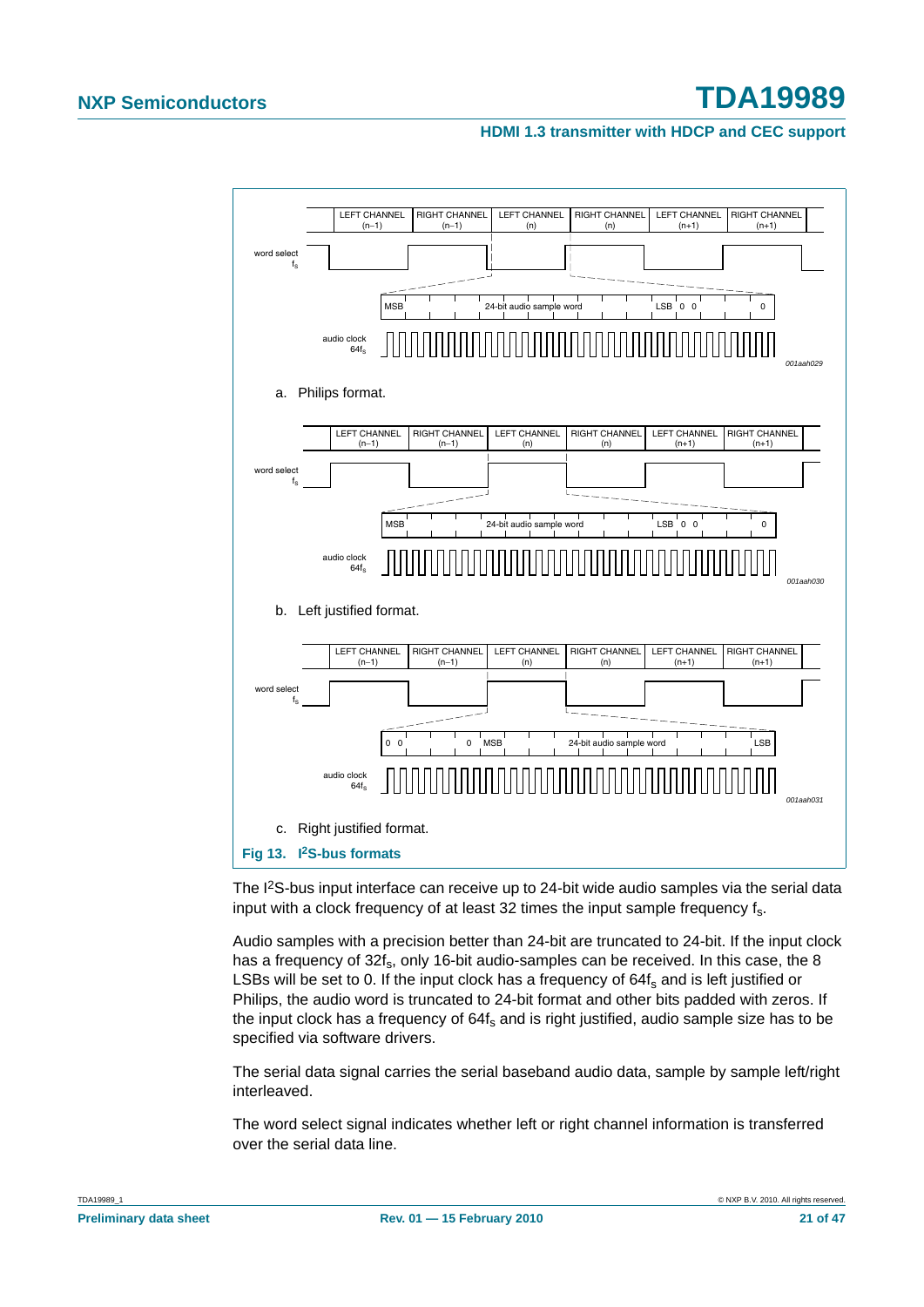a. Philips format.

b. Left justified format.

c. Right justified format.

**Fig 13. I²S-bus formats**

The I²S-bus input interface can receive up to 24-bit wide audio samples via the serial data input with a clock frequency of at least 32 times the input sample frequency $f_s$.

Audio samples with a precision better than 24-bit are truncated to 24-bit. If the input clock has a frequency of $32f_s$, only 16-bit audio-samples can be received. In this case, the 8 LSBs will be set to 0. If the input clock has a frequency of $64f_s$ and is left justified or Philips, the audio word is truncated to 24-bit format and other bits padded with zeros. If the input clock has a frequency of $64f_s$ and is right justified, audio sample size has to be specified via software drivers.

The serial data signal carries the serial baseband audio data, sample by sample left/right interleaved.

The word select signal indicates whether left or right channel information is transferred over the serial data line.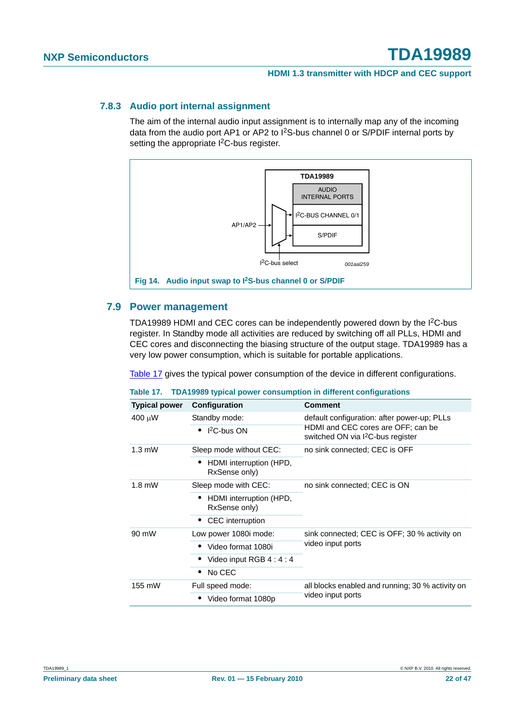### 7.8.3 Audio port internal assignment

The aim of the internal audio input assignment is to internally map any of the incoming data from the audio port AP1 or AP2 to $I^2S$-bus channel 0 or S/PDIF internal ports by setting the appropriate $I^2C$-bus register.

Fig 14. Audio input swap to $I^2S$-bus channel 0 or S/PDIF

## 7.9 Power management

TDA19989 HDMI and CEC cores can be independently powered down by the $I^2C$-bus register. In Standby mode all activities are reduced by switching off all PLLs, HDMI and CEC cores and disconnecting the biasing structure of the output stage. TDA19989 has a very low power consumption, which is suitable for portable applications.

Table 17 gives the typical power consumption of the device in different configurations.

Table 17. TDA19989 typical power consumption in different configurations

| Typical power | Configuration | Comment |
|---|---|---|
| 400 μW | Standby mode: | default configuration: after power-up; PLLs HDMI and CEC cores are OFF; can be switched ON via $I^2C$-bus register |
| | • $I^2C$-bus ON | |
| 1.3 mW | Sleep mode without CEC: | no sink connected; CEC is OFF |
| | • HDMI interruption (HPD, RxSense only) | |
| 1.8 mW | Sleep mode with CEC: | no sink connected; CEC is ON |
| | • HDMI interruption (HPD, RxSense only) | |
| | • CEC interruption | |
| 90 mW | Low power 1080i mode: | sink connected; CEC is OFF; 30 % activity on video input ports |
| | • Video format 1080i | |
| | • Video input RGB 4 : 4 : 4 | |
| | • No CEC | |
| 155 mW | Full speed mode: | all blocks enabled and running; 30 % activity on video input ports |
| | • Video format 1080p | |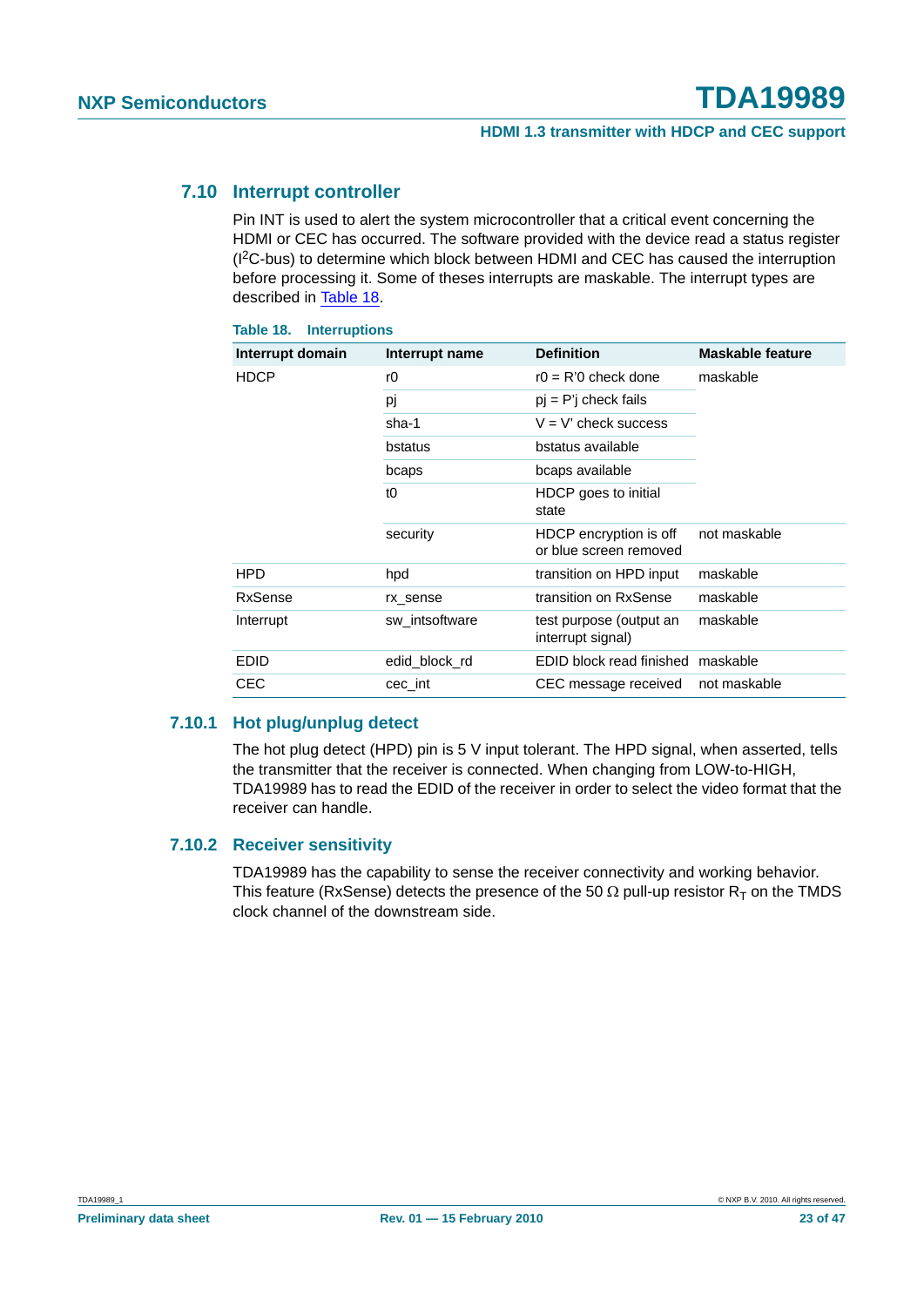## 7.10 Interrupt controller

Pin INT is used to alert the system microcontroller that a critical event concerning the HDMI or CEC has occurred. The software provided with the device read a status register ($I^2C$-bus) to determine which block between HDMI and CEC has caused the interruption before processing it. Some of theses interrupts are maskable. The interrupt types are described in Table 18.

**Table 18. Interruptions**

| Interrupt domain | Interrupt name | Definition | Maskable feature |
|---|---|---|---|
| HDCP | r0 | r0 = R'0 check done | maskable |
| | pj | pj = P'j check fails | |
| | sha-1 | V = V' check success | |
| | bstatus | bstatus available | |
| | bcaps | bcaps available | |
| | t0 | HDCP goes to initial state | |
| | security | HDCP encryption is off or blue screen removed | not maskable |
| HPD | hpd | transition on HPD input | maskable |
| RxSense | rx_sense | transition on RxSense | maskable |
| Interrupt | sw_intsoftware | test purpose (output an interrupt signal) | maskable |
| EDID | edid_block_rd | EDID block read finished | maskable |
| CEC | cec_int | CEC message received | not maskable |

### 7.10.1 Hot plug/unplug detect

The hot plug detect (HPD) pin is 5 V input tolerant. The HPD signal, when asserted, tells the transmitter that the receiver is connected. When changing from LOW-to-HIGH, TDA19989 has to read the EDID of the receiver in order to select the video format that the receiver can handle.

### 7.10.2 Receiver sensitivity

TDA19989 has the capability to sense the receiver connectivity and working behavior. This feature (RxSense) detects the presence of the 50 Ω pull-up resistor $R_T$ on the TMDS clock channel of the downstream side.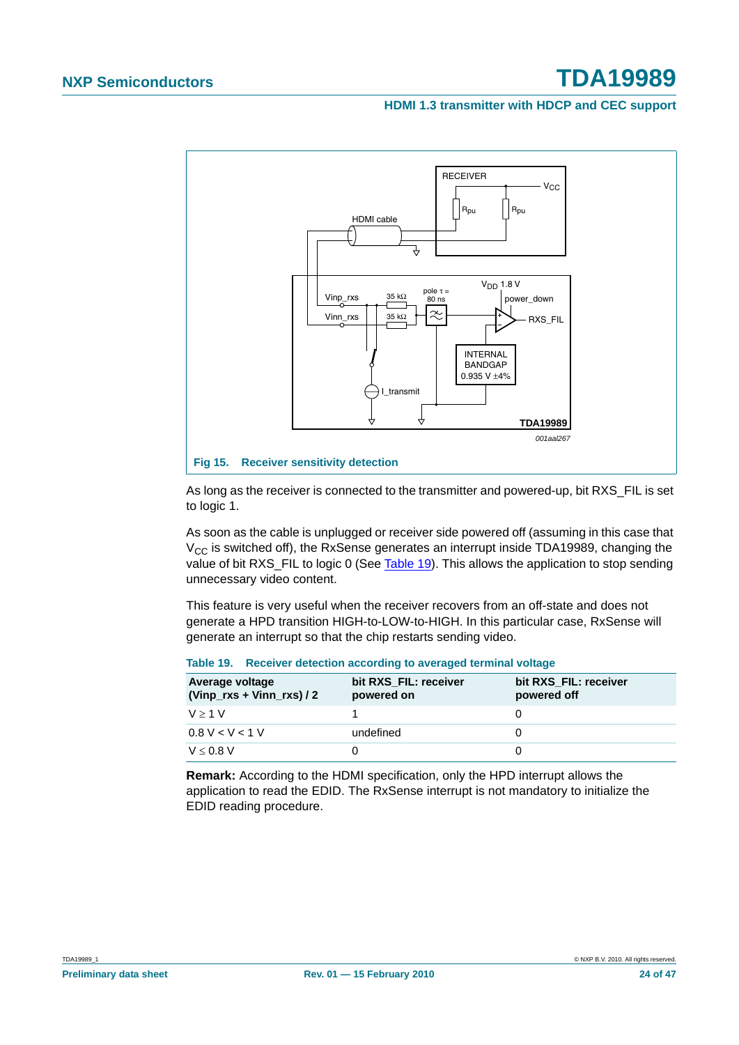**Fig 15. Receiver sensitivity detection**

As long as the receiver is connected to the transmitter and powered-up, bit RXS_FIL is set to logic 1.

As soon as the cable is unplugged or receiver side powered off (assuming in this case that $V_{CC}$ is switched off), the RxSense generates an interrupt inside TDA19989, changing the value of bit RXS_FIL to logic 0 (See Table 19). This allows the application to stop sending unnecessary video content.

This feature is very useful when the receiver recovers from an off-state and does not generate a HPD transition HIGH-to-LOW-to-HIGH. In this particular case, RxSense will generate an interrupt so that the chip restarts sending video.

**Table 19. Receiver detection according to averaged terminal voltage**

| Average voltage (Vinp_rxs + Vinn_rxs) / 2 | bit RXS_FIL: receiver powered on | bit RXS_FIL: receiver powered off |
|---|---|---|
| $V \geq 1$ V | 1 | 0 |
| $0.8$ V $< V < 1$ V | undefined | 0 |
| $V \leq 0.8$ V | 0 | 0 |

**Remark:** According to the HDMI specification, only the HPD interrupt allows the application to read the EDID. The RxSense interrupt is not mandatory to initialize the EDID reading procedure.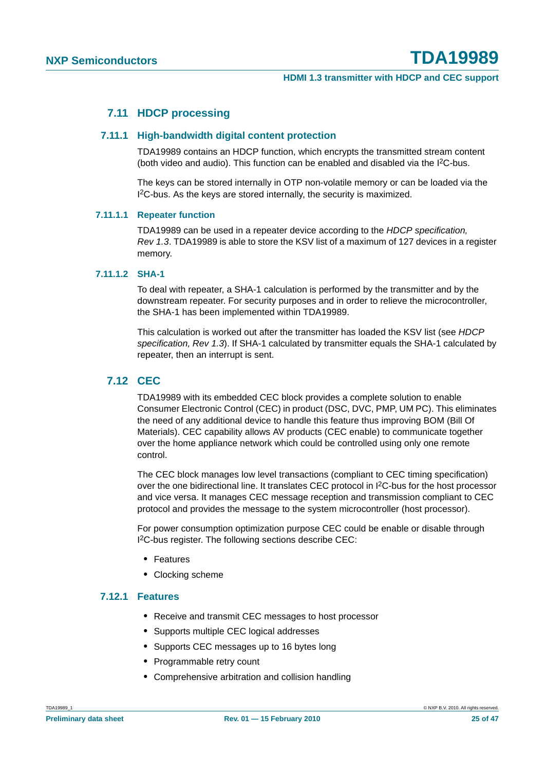## 7.11 HDCP processing

### 7.11.1 High-bandwidth digital content protection

TDA19989 contains an HDCP function, which encrypts the transmitted stream content (both video and audio). This function can be enabled and disabled via the I²C-bus.

The keys can be stored internally in OTP non-volatile memory or can be loaded via the I²C-bus. As the keys are stored internally, the security is maximized.

#### 7.11.1.1 Repeater function

TDA19989 can be used in a repeater device according to the *HDCP specification, Rev 1.3*. TDA19989 is able to store the KSV list of a maximum of 127 devices in a register memory.

#### 7.11.1.2 SHA-1

To deal with repeater, a SHA-1 calculation is performed by the transmitter and by the downstream repeater. For security purposes and in order to relieve the microcontroller, the SHA-1 has been implemented within TDA19989.

This calculation is worked out after the transmitter has loaded the KSV list (see *HDCP specification, Rev 1.3*). If SHA-1 calculated by transmitter equals the SHA-1 calculated by repeater, then an interrupt is sent.

## 7.12 CEC

TDA19989 with its embedded CEC block provides a complete solution to enable Consumer Electronic Control (CEC) in product (DSC, DVC, PMP, UM PC). This eliminates the need of any additional device to handle this feature thus improving BOM (Bill Of Materials). CEC capability allows AV products (CEC enable) to communicate together over the home appliance network which could be controlled using only one remote control.

The CEC block manages low level transactions (compliant to CEC timing specification) over the one bidirectional line. It translates CEC protocol in I²C-bus for the host processor and vice versa. It manages CEC message reception and transmission compliant to CEC protocol and provides the message to the system microcontroller (host processor).

For power consumption optimization purpose CEC could be enable or disable through I²C-bus register. The following sections describe CEC:

- Features
- Clocking scheme

### 7.12.1 Features

- Receive and transmit CEC messages to host processor
- Supports multiple CEC logical addresses
- Supports CEC messages up to 16 bytes long
- Programmable retry count
- Comprehensive arbitration and collision handling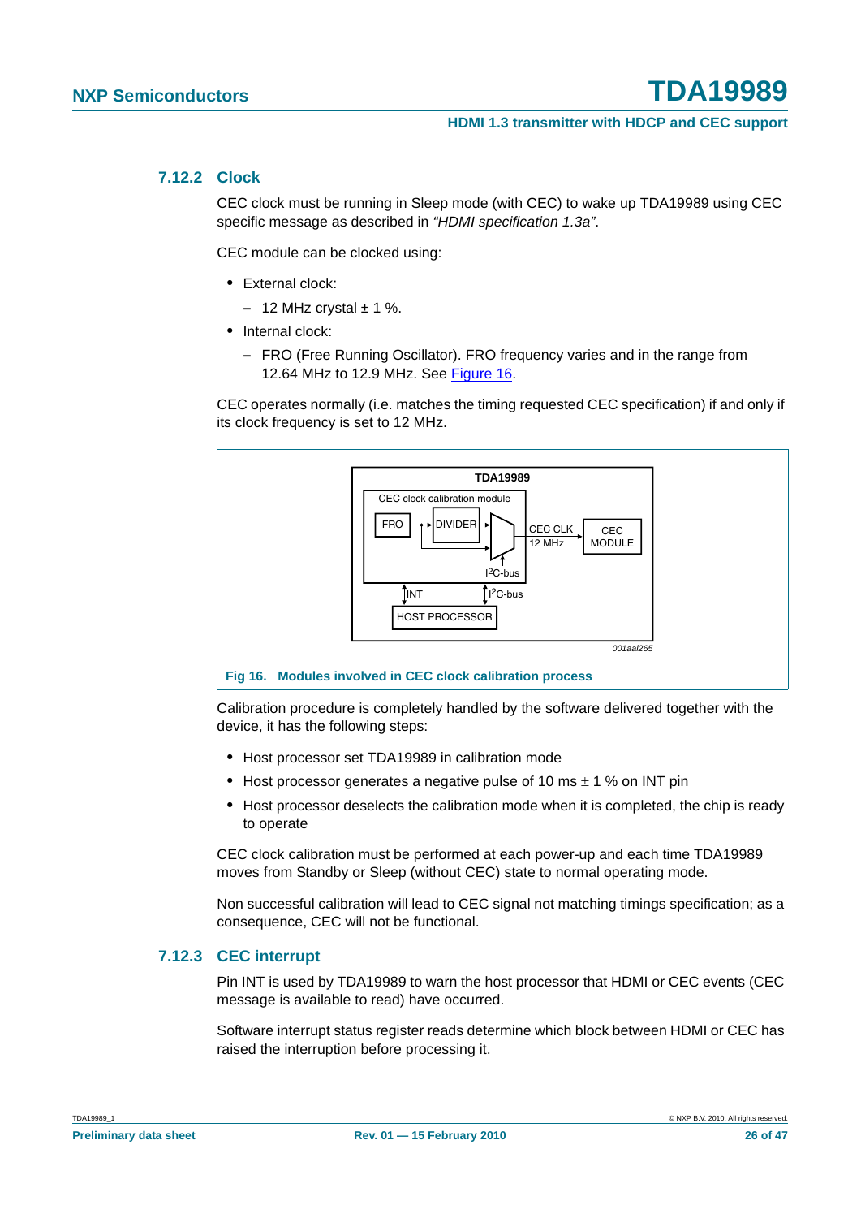### 7.12.2 Clock

CEC clock must be running in Sleep mode (with CEC) to wake up TDA19989 using CEC specific message as described in *"HDMI specification 1.3a"*.

CEC module can be clocked using:

- External clock:
  - 12 MHz crystal ± 1 %.
- Internal clock:
  - FRO (Free Running Oscillator). FRO frequency varies and in the range from 12.64 MHz to 12.9 MHz. See Figure 16.

CEC operates normally (i.e. matches the timing requested CEC specification) if and only if its clock frequency is set to 12 MHz.

**Fig 16. Modules involved in CEC clock calibration process**

Calibration procedure is completely handled by the software delivered together with the device, it has the following steps:

- Host processor set TDA19989 in calibration mode
- Host processor generates a negative pulse of 10 ms ± 1 % on INT pin
- Host processor deselects the calibration mode when it is completed, the chip is ready to operate

CEC clock calibration must be performed at each power-up and each time TDA19989 moves from Standby or Sleep (without CEC) state to normal operating mode.

Non successful calibration will lead to CEC signal not matching timings specification; as a consequence, CEC will not be functional.

### 7.12.3 CEC interrupt

Pin INT is used by TDA19989 to warn the host processor that HDMI or CEC events (CEC message is available to read) have occurred.

Software interrupt status register reads determine which block between HDMI or CEC has raised the interruption before processing it.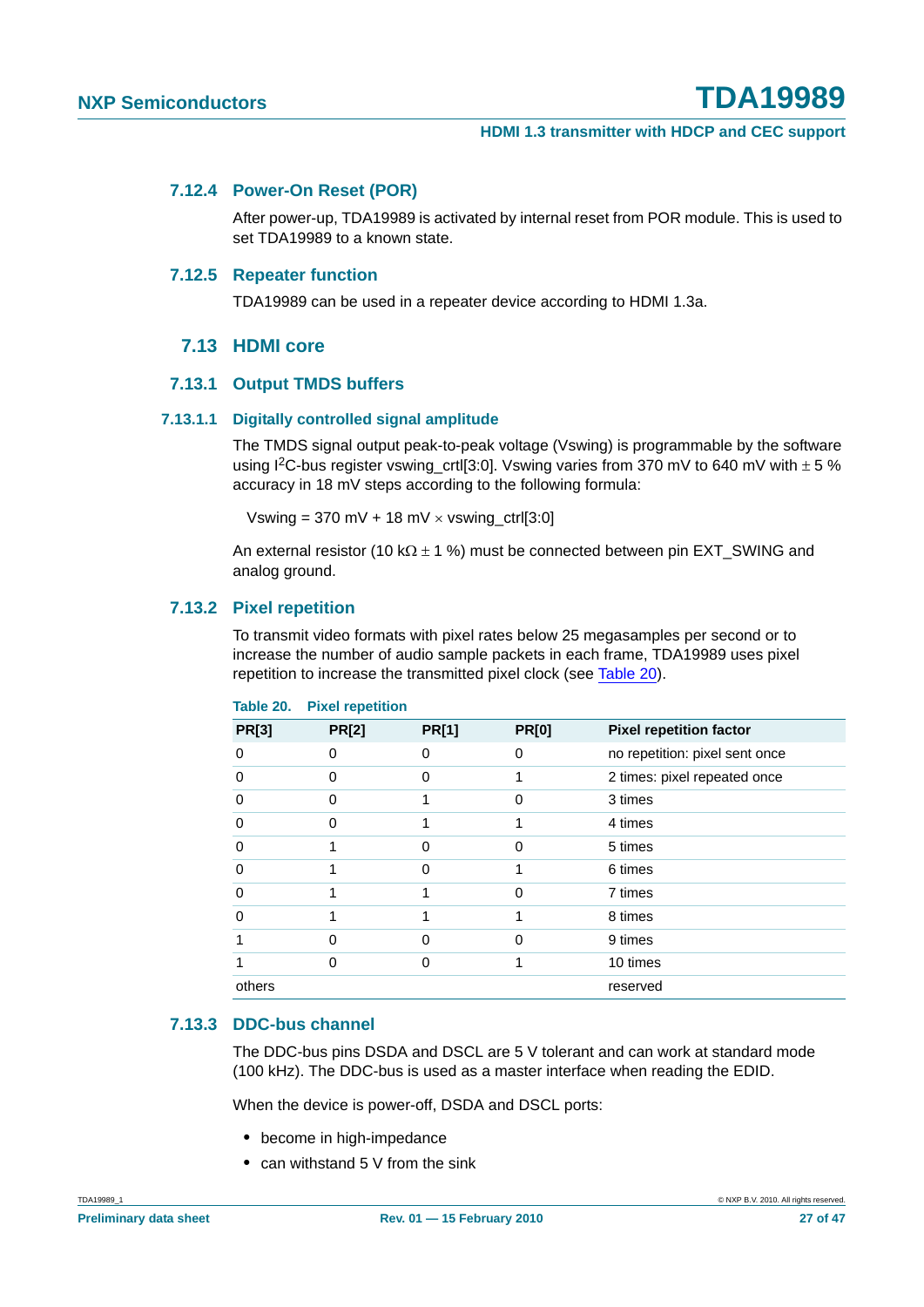### 7.12.4 Power-On Reset (POR)

After power-up, TDA19989 is activated by internal reset from POR module. This is used to set TDA19989 to a known state.

### 7.12.5 Repeater function

TDA19989 can be used in a repeater device according to HDMI 1.3a.

## 7.13 HDMI core

### 7.13.1 Output TMDS buffers

#### 7.13.1.1 Digitally controlled signal amplitude

The TMDS signal output peak-to-peak voltage (Vswing) is programmable by the software using I$^2$C-bus register vswing_crtl[3:0]. Vswing varies from 370 mV to 640 mV with $\pm$ 5 % accuracy in 18 mV steps according to the following formula:

Vswing = 370 mV + 18 mV $\times$ vswing_ctrl[3:0]

An external resistor (10 k$\Omega$ $\pm$ 1 %) must be connected between pin EXT_SWING and analog ground.

### 7.13.2 Pixel repetition

To transmit video formats with pixel rates below 25 megasamples per second or to increase the number of audio sample packets in each frame, TDA19989 uses pixel repetition to increase the transmitted pixel clock (see Table 20).

**Table 20. Pixel repetition**

| PR[3] | PR[2] | PR[1] | PR[0] | Pixel repetition factor |
|---|---|---|---|---|
| 0 | 0 | 0 | 0 | no repetition: pixel sent once |
| 0 | 0 | 0 | 1 | 2 times: pixel repeated once |
| 0 | 0 | 1 | 0 | 3 times |
| 0 | 0 | 1 | 1 | 4 times |
| 0 | 1 | 0 | 0 | 5 times |
| 0 | 1 | 0 | 1 | 6 times |
| 0 | 1 | 1 | 0 | 7 times |
| 0 | 1 | 1 | 1 | 8 times |
| 1 | 0 | 0 | 0 | 9 times |
| 1 | 0 | 0 | 1 | 10 times |
| others | | | | reserved |

### 7.13.3 DDC-bus channel

The DDC-bus pins DSDA and DSCL are 5 V tolerant and can work at standard mode (100 kHz). The DDC-bus is used as a master interface when reading the EDID.

When the device is power-off, DSDA and DSCL ports:

- become in high-impedance
- can withstand 5 V from the sink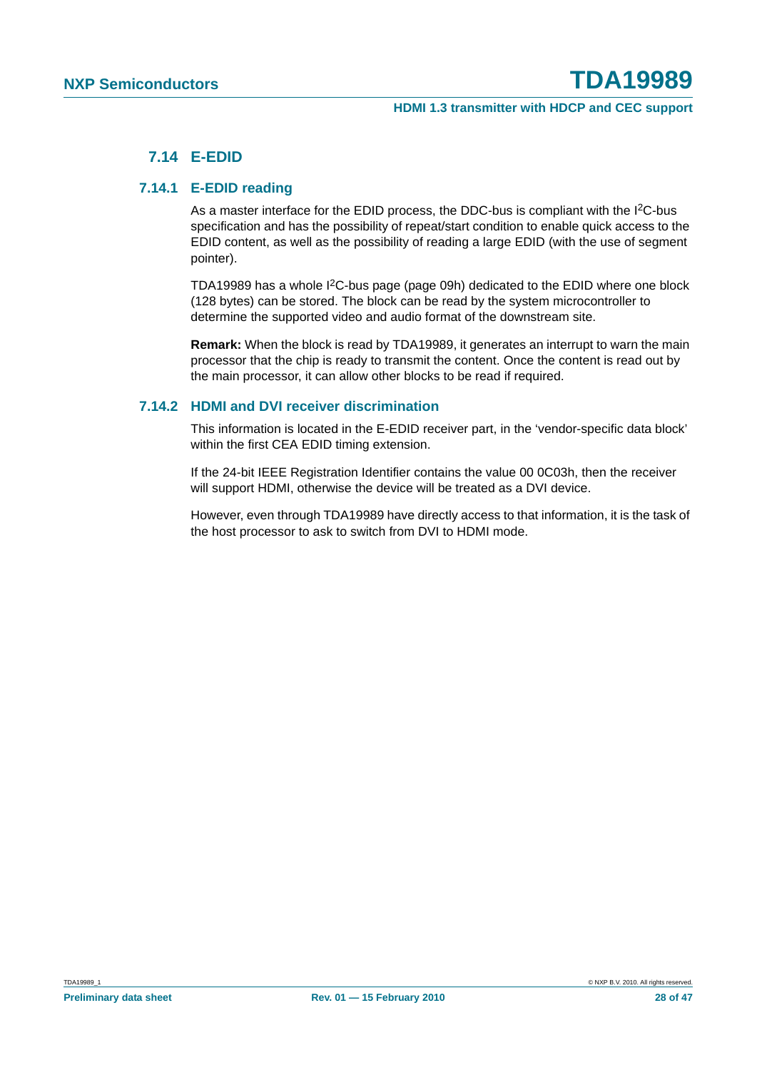### 7.14 E-EDID

#### 7.14.1 E-EDID reading

As a master interface for the EDID process, the DDC-bus is compliant with the I$^2$C-bus specification and has the possibility of repeat/start condition to enable quick access to the EDID content, as well as the possibility of reading a large EDID (with the use of segment pointer).

TDA19989 has a whole I$^2$C-bus page (page 09h) dedicated to the EDID where one block (128 bytes) can be stored. The block can be read by the system microcontroller to determine the supported video and audio format of the downstream site.

**Remark:** When the block is read by TDA19989, it generates an interrupt to warn the main processor that the chip is ready to transmit the content. Once the content is read out by the main processor, it can allow other blocks to be read if required.

#### 7.14.2 HDMI and DVI receiver discrimination

This information is located in the E-EDID receiver part, in the 'vendor-specific data block' within the first CEA EDID timing extension.

If the 24-bit IEEE Registration Identifier contains the value 00 0C03h, then the receiver will support HDMI, otherwise the device will be treated as a DVI device.

However, even through TDA19989 have directly access to that information, it is the task of the host processor to ask to switch from DVI to HDMI mode.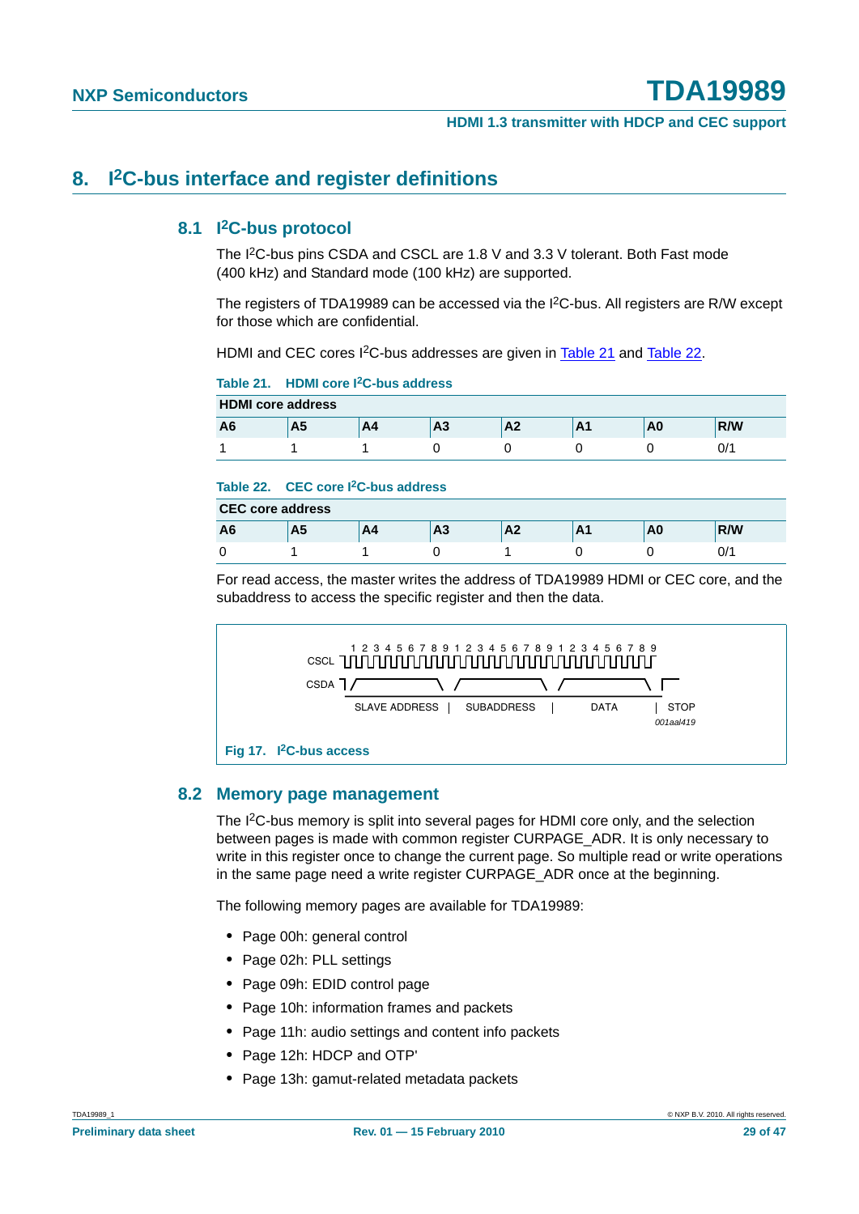# 8. I²C-bus interface and register definitions

## 8.1 I²C-bus protocol

The I²C-bus pins CSDA and CSCL are 1.8 V and 3.3 V tolerant. Both Fast mode (400 kHz) and Standard mode (100 kHz) are supported.

The registers of TDA19989 can be accessed via the I²C-bus. All registers are R/W except for those which are confidential.

HDMI and CEC cores I²C-bus addresses are given in Table 21 and Table 22.

**Table 21. HDMI core I²C-bus address**

| HDMI core address | | | | | | | |
|---|---|---|---|---|---|---|---|
| **A6** | **A5** | **A4** | **A3** | **A2** | **A1** | **A0** | **R/W** |
| 1 | 1 | 1 | 0 | 0 | 0 | 0 | 0/1 |

**Table 22. CEC core I²C-bus address**

| CEC core address | | | | | | | |
|---|---|---|---|---|---|---|---|
| **A6** | **A5** | **A4** | **A3** | **A2** | **A1** | **A0** | **R/W** |
| 0 | 1 | 1 | 0 | 1 | 0 | 0 | 0/1 |

For read access, the master writes the address of TDA19989 HDMI or CEC core, and the subaddress to access the specific register and then the data.

CSCL 1 2 3 4 5 6 7 8 9 1 2 3 4 5 6 7 8 9 1 2 3 4 5 6 7 8 9

CSDA

SLAVE ADDRESS | SUBADDRESS | DATA | STOP

001aal419

**Fig 17. I²C-bus access**

## 8.2 Memory page management

The I²C-bus memory is split into several pages for HDMI core only, and the selection between pages is made with common register CURPAGE_ADR. It is only necessary to write in this register once to change the current page. So multiple read or write operations in the same page need a write register CURPAGE_ADR once at the beginning.

The following memory pages are available for TDA19989:

- Page 00h: general control
- Page 02h: PLL settings
- Page 09h: EDID control page
- Page 10h: information frames and packets
- Page 11h: audio settings and content info packets
- Page 12h: HDCP and OTP'
- Page 13h: gamut-related metadata packets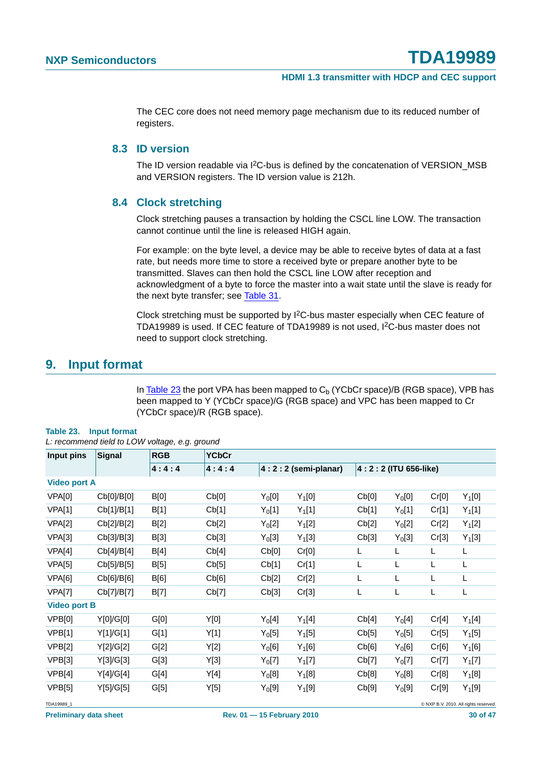The CEC core does not need memory page mechanism due to its reduced number of registers.

### 8.3 ID version

The ID version readable via I$^2$C-bus is defined by the concatenation of VERSION_MSB and VERSION registers. The ID version value is 212h.

### 8.4 Clock stretching

Clock stretching pauses a transaction by holding the CSCL line LOW. The transaction cannot continue until the line is released HIGH again.

For example: on the byte level, a device may be able to receive bytes of data at a fast rate, but needs more time to store a received byte or prepare another byte to be transmitted. Slaves can then hold the CSCL line LOW after reception and acknowledgment of a byte to force the master into a wait state until the slave is ready for the next byte transfer; see Table 31.

Clock stretching must be supported by I$^2$C-bus master especially when CEC feature of TDA19989 is used. If CEC feature of TDA19989 is not used, I$^2$C-bus master does not need to support clock stretching.

## 9. Input format

In Table 23 the port VPA has been mapped to $C_b$ (YCbCr space)/B (RGB space), VPB has been mapped to Y (YCbCr space)/G (RGB space) and VPC has been mapped to Cr (YCbCr space)/R (RGB space).

**Table 23. Input format**

*L: recommend tield to LOW voltage, e.g. ground*

| Input pins | Signal | RGB | YCbCr | | | | | | |
|---|---|---|---|---|---|---|---|---|---|
| | | 4 : 4 : 4 | 4 : 4 : 4 | 4 : 2 : 2 (semi-planar) | | 4 : 2 : 2 (ITU 656-like) | | | |
| **Video port A** | | | | | | | | | |
| VPA[0] | Cb[0]/B[0] | B[0] | Cb[0] | $Y_0$[0] | $Y_1$[0] | Cb[0] | $Y_0$[0] | Cr[0] | $Y_1$[0] |
| VPA[1] | Cb[1]/B[1] | B[1] | Cb[1] | $Y_0$[1] | $Y_1$[1] | Cb[1] | $Y_0$[1] | Cr[1] | $Y_1$[1] |
| VPA[2] | Cb[2]/B[2] | B[2] | Cb[2] | $Y_0$[2] | $Y_1$[2] | Cb[2] | $Y_0$[2] | Cr[2] | $Y_1$[2] |
| VPA[3] | Cb[3]/B[3] | B[3] | Cb[3] | $Y_0$[3] | $Y_1$[3] | Cb[3] | $Y_0$[3] | Cr[3] | $Y_1$[3] |
| VPA[4] | Cb[4]/B[4] | B[4] | Cb[4] | Cb[0] | Cr[0] | L | L | L | L |
| VPA[5] | Cb[5]/B[5] | B[5] | Cb[5] | Cb[1] | Cr[1] | L | L | L | L |
| VPA[6] | Cb[6]/B[6] | B[6] | Cb[6] | Cb[2] | Cr[2] | L | L | L | L |
| VPA[7] | Cb[7]/B[7] | B[7] | Cb[7] | Cb[3] | Cr[3] | L | L | L | L |
| **Video port B** | | | | | | | | | |
| VPB[0] | Y[0]/G[0] | G[0] | Y[0] | $Y_0$[4] | $Y_1$[4] | Cb[4] | $Y_0$[4] | Cr[4] | $Y_1$[4] |
| VPB[1] | Y[1]/G[1] | G[1] | Y[1] | $Y_0$[5] | $Y_1$[5] | Cb[5] | $Y_0$[5] | Cr[5] | $Y_1$[5] |
| VPB[2] | Y[2]/G[2] | G[2] | Y[2] | $Y_0$[6] | $Y_1$[6] | Cb[6] | $Y_0$[6] | Cr[6] | $Y_1$[6] |
| VPB[3] | Y[3]/G[3] | G[3] | Y[3] | $Y_0$[7] | $Y_1$[7] | Cb[7] | $Y_0$[7] | Cr[7] | $Y_1$[7] |
| VPB[4] | Y[4]/G[4] | G[4] | Y[4] | $Y_0$[8] | $Y_1$[8] | Cb[8] | $Y_0$[8] | Cr[8] | $Y_1$[8] |
| VPB[5] | Y[5]/G[5] | G[5] | Y[5] | $Y_0$[9] | $Y_1$[9] | Cb[9] | $Y_0$[9] | Cr[9] | $Y_1$[9] |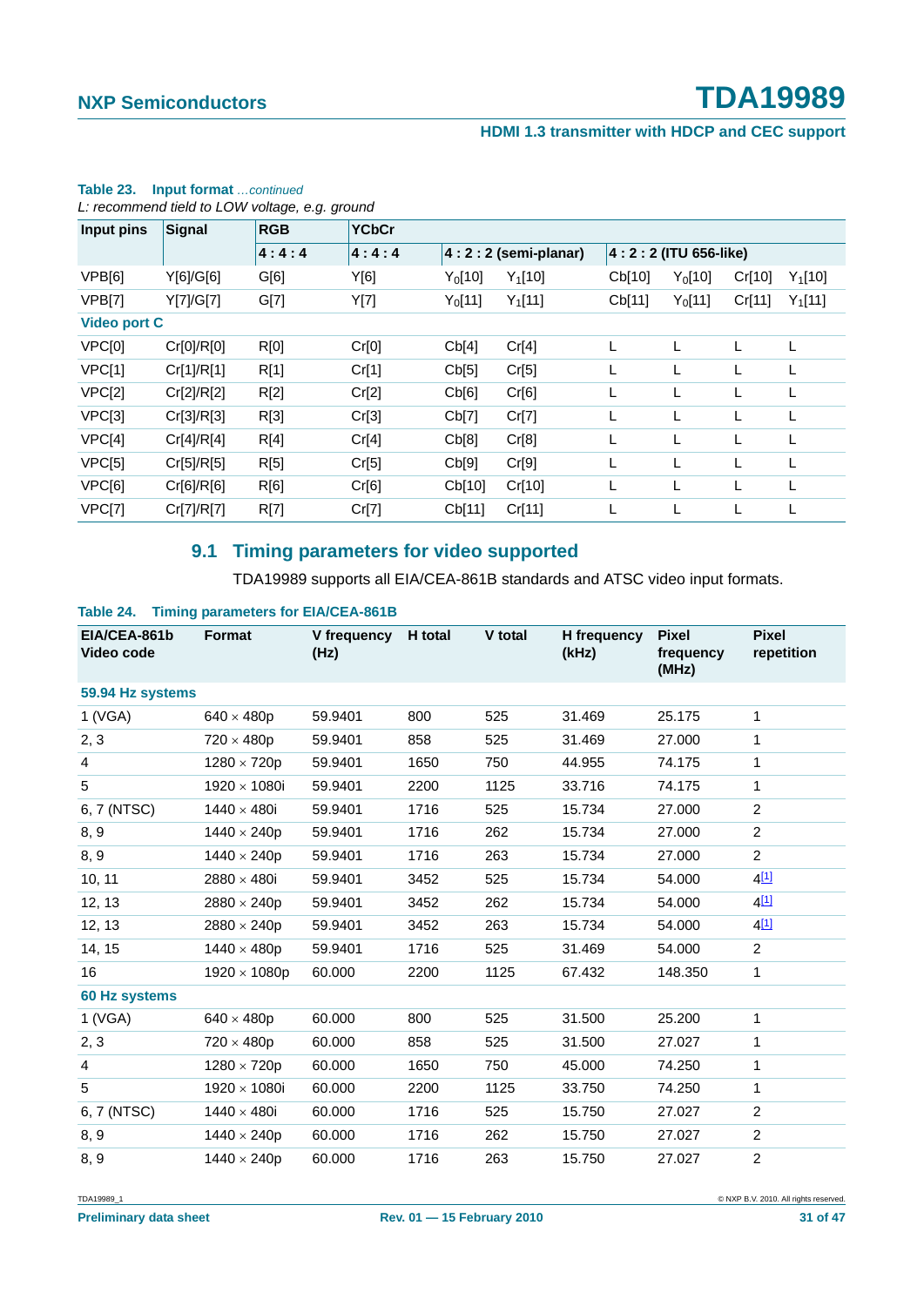**Table 23. Input format** *...continued*

*L: recommend tield to LOW voltage, e.g. ground*

| Input pins | Signal | RGB | YCbCr | | | | | | |
|---|---|---|---|---|---|---|---|---|---|
| | | 4 : 4 : 4 | 4 : 4 : 4 | 4 : 2 : 2 (semi-planar) | | 4 : 2 : 2 (ITU 656-like) | | | |
| VPB[6] | Y[6]/G[6] | G[6] | Y[6] | $Y_0$[10] | $Y_1$[10] | Cb[10] | $Y_0$[10] | Cr[10] | $Y_1$[10] |
| VPB[7] | Y[7]/G[7] | G[7] | Y[7] | $Y_0$[11] | $Y_1$[11] | Cb[11] | $Y_0$[11] | Cr[11] | $Y_1$[11] |
| **Video port C** | | | | | | | | | |
| VPC[0] | Cr[0]/R[0] | R[0] | Cr[0] | Cb[4] | Cr[4] | L | L | L | L |
| VPC[1] | Cr[1]/R[1] | R[1] | Cr[1] | Cb[5] | Cr[5] | L | L | L | L |
| VPC[2] | Cr[2]/R[2] | R[2] | Cr[2] | Cb[6] | Cr[6] | L | L | L | L |
| VPC[3] | Cr[3]/R[3] | R[3] | Cr[3] | Cb[7] | Cr[7] | L | L | L | L |
| VPC[4] | Cr[4]/R[4] | R[4] | Cr[4] | Cb[8] | Cr[8] | L | L | L | L |
| VPC[5] | Cr[5]/R[5] | R[5] | Cr[5] | Cb[9] | Cr[9] | L | L | L | L |
| VPC[6] | Cr[6]/R[6] | R[6] | Cr[6] | Cb[10] | Cr[10] | L | L | L | L |
| VPC[7] | Cr[7]/R[7] | R[7] | Cr[7] | Cb[11] | Cr[11] | L | L | L | L |

## 9.1 Timing parameters for video supported

TDA19989 supports all EIA/CEA-861B standards and ATSC video input formats.

**Table 24. Timing parameters for EIA/CEA-861B**

| EIA/CEA-861b Video code | Format | V frequency (Hz) | H total | V total | H frequency (kHz) | Pixel frequency (MHz) | Pixel repetition |
|---|---|---|---|---|---|---|---|
| **59.94 Hz systems** | | | | | | | |
| 1 (VGA) | 640 × 480p | 59.9401 | 800 | 525 | 31.469 | 25.175 | 1 |
| 2, 3 | 720 × 480p | 59.9401 | 858 | 525 | 31.469 | 27.000 | 1 |
| 4 | 1280 × 720p | 59.9401 | 1650 | 750 | 44.955 | 74.175 | 1 |
| 5 | 1920 × 1080i | 59.9401 | 2200 | 1125 | 33.716 | 74.175 | 1 |
| 6, 7 (NTSC) | 1440 × 480i | 59.9401 | 1716 | 525 | 15.734 | 27.000 | 2 |
| 8, 9 | 1440 × 240p | 59.9401 | 1716 | 262 | 15.734 | 27.000 | 2 |
| 8, 9 | 1440 × 240p | 59.9401 | 1716 | 263 | 15.734 | 27.000 | 2 |
| 10, 11 | 2880 × 480i | 59.9401 | 3452 | 525 | 15.734 | 54.000 | 4[1] |
| 12, 13 | 2880 × 240p | 59.9401 | 3452 | 262 | 15.734 | 54.000 | 4[1] |
| 12, 13 | 2880 × 240p | 59.9401 | 3452 | 263 | 15.734 | 54.000 | 4[1] |
| 14, 15 | 1440 × 480p | 59.9401 | 1716 | 525 | 31.469 | 54.000 | 2 |
| 16 | 1920 × 1080p | 60.000 | 2200 | 1125 | 67.432 | 148.350 | 1 |
| **60 Hz systems** | | | | | | | |
| 1 (VGA) | 640 × 480p | 60.000 | 800 | 525 | 31.500 | 25.200 | 1 |
| 2, 3 | 720 × 480p | 60.000 | 858 | 525 | 31.500 | 27.027 | 1 |
| 4 | 1280 × 720p | 60.000 | 1650 | 750 | 45.000 | 74.250 | 1 |
| 5 | 1920 × 1080i | 60.000 | 2200 | 1125 | 33.750 | 74.250 | 1 |
| 6, 7 (NTSC) | 1440 × 480i | 60.000 | 1716 | 525 | 15.750 | 27.027 | 2 |
| 8, 9 | 1440 × 240p | 60.000 | 1716 | 262 | 15.750 | 27.027 | 2 |
| 8, 9 | 1440 × 240p | 60.000 | 1716 | 263 | 15.750 | 27.027 | 2 |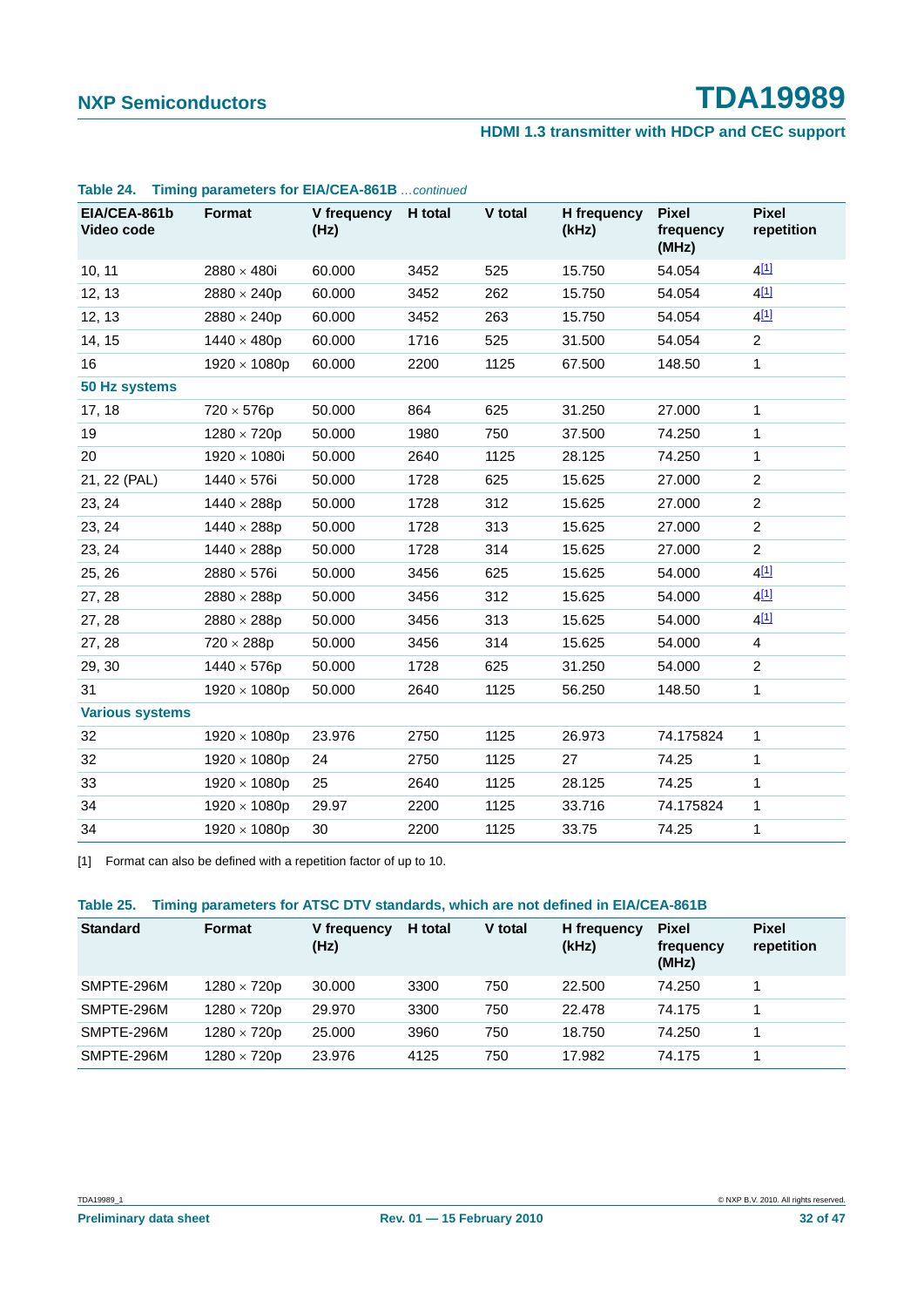**Table 24. Timing parameters for EIA/CEA-861B** *...continued*

| EIA/CEA-861b Video code | Format | V frequency (Hz) | H total | V total | H frequency (kHz) | Pixel frequency (MHz) | Pixel repetition |
|---|---|---|---|---|---|---|---|
| 10, 11 | 2880 × 480i | 60.000 | 3452 | 525 | 15.750 | 54.054 | 4[1] |
| 12, 13 | 2880 × 240p | 60.000 | 3452 | 262 | 15.750 | 54.054 | 4[1] |
| 12, 13 | 2880 × 240p | 60.000 | 3452 | 263 | 15.750 | 54.054 | 4[1] |
| 14, 15 | 1440 × 480p | 60.000 | 1716 | 525 | 31.500 | 54.054 | 2 |
| 16 | 1920 × 1080p | 60.000 | 2200 | 1125 | 67.500 | 148.50 | 1 |
| **50 Hz systems** | | | | | | | |
| 17, 18 | 720 × 576p | 50.000 | 864 | 625 | 31.250 | 27.000 | 1 |
| 19 | 1280 × 720p | 50.000 | 1980 | 750 | 37.500 | 74.250 | 1 |
| 20 | 1920 × 1080i | 50.000 | 2640 | 1125 | 28.125 | 74.250 | 1 |
| 21, 22 (PAL) | 1440 × 576i | 50.000 | 1728 | 625 | 15.625 | 27.000 | 2 |
| 23, 24 | 1440 × 288p | 50.000 | 1728 | 312 | 15.625 | 27.000 | 2 |
| 23, 24 | 1440 × 288p | 50.000 | 1728 | 313 | 15.625 | 27.000 | 2 |
| 23, 24 | 1440 × 288p | 50.000 | 1728 | 314 | 15.625 | 27.000 | 2 |
| 25, 26 | 2880 × 576i | 50.000 | 3456 | 625 | 15.625 | 54.000 | 4[1] |
| 27, 28 | 2880 × 288p | 50.000 | 3456 | 312 | 15.625 | 54.000 | 4[1] |
| 27, 28 | 2880 × 288p | 50.000 | 3456 | 313 | 15.625 | 54.000 | 4[1] |
| 27, 28 | 720 × 288p | 50.000 | 3456 | 314 | 15.625 | 54.000 | 4 |
| 29, 30 | 1440 × 576p | 50.000 | 1728 | 625 | 31.250 | 54.000 | 2 |
| 31 | 1920 × 1080p | 50.000 | 2640 | 1125 | 56.250 | 148.50 | 1 |
| **Various systems** | | | | | | | |
| 32 | 1920 × 1080p | 23.976 | 2750 | 1125 | 26.973 | 74.175824 | 1 |
| 32 | 1920 × 1080p | 24 | 2750 | 1125 | 27 | 74.25 | 1 |
| 33 | 1920 × 1080p | 25 | 2640 | 1125 | 28.125 | 74.25 | 1 |
| 34 | 1920 × 1080p | 29.97 | 2200 | 1125 | 33.716 | 74.175824 | 1 |
| 34 | 1920 × 1080p | 30 | 2200 | 1125 | 33.75 | 74.25 | 1 |

[1] Format can also be defined with a repetition factor of up to 10.

**Table 25. Timing parameters for ATSC DTV standards, which are not defined in EIA/CEA-861B**

| Standard | Format | V frequency (Hz) | H total | V total | H frequency (kHz) | Pixel frequency (MHz) | Pixel repetition |
|---|---|---|---|---|---|---|---|
| SMPTE-296M | 1280 × 720p | 30.000 | 3300 | 750 | 22.500 | 74.250 | 1 |
| SMPTE-296M | 1280 × 720p | 29.970 | 3300 | 750 | 22.478 | 74.175 | 1 |
| SMPTE-296M | 1280 × 720p | 25.000 | 3960 | 750 | 18.750 | 74.250 | 1 |
| SMPTE-296M | 1280 × 720p | 23.976 | 4125 | 750 | 17.982 | 74.175 | 1 |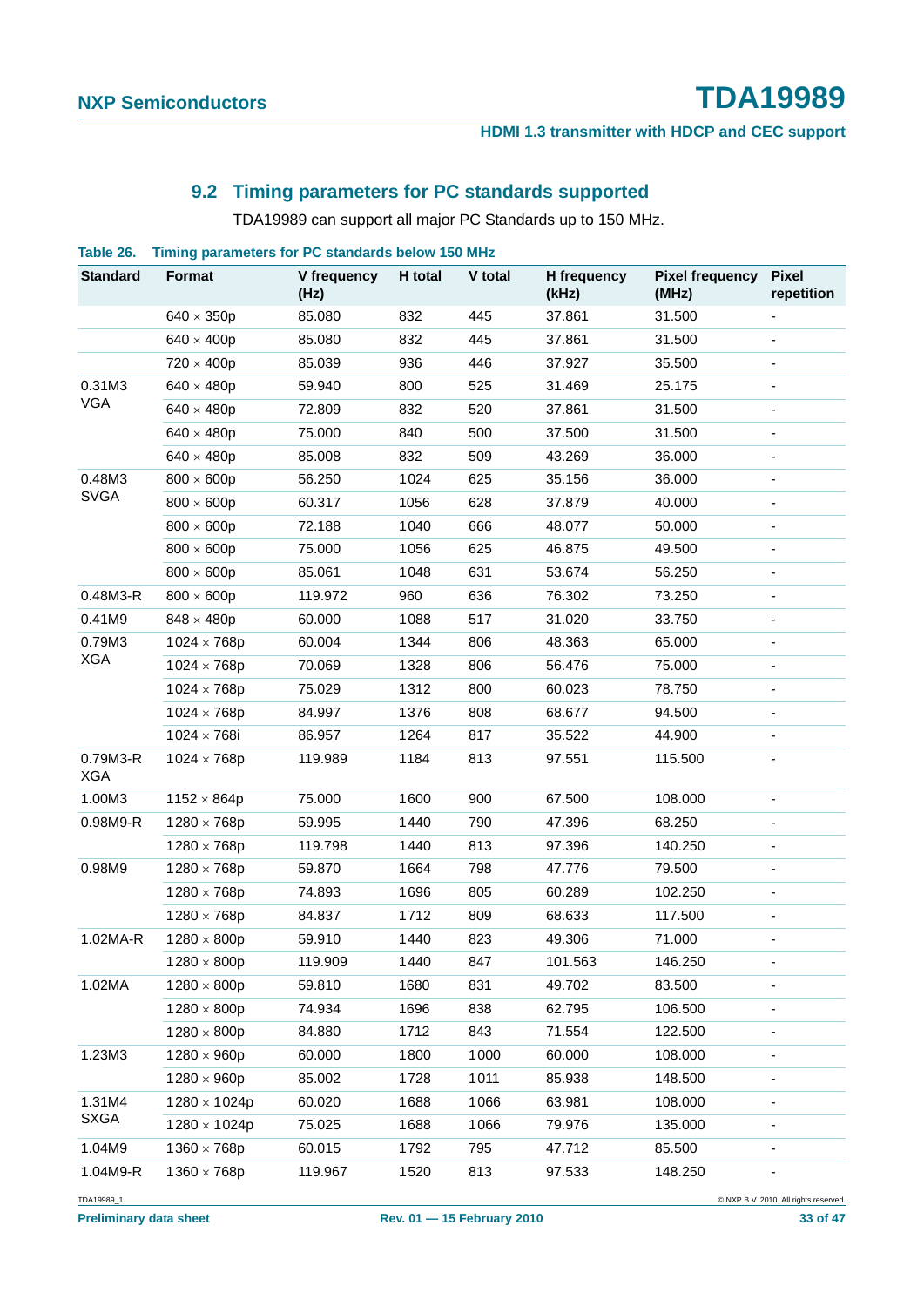## 9.2 Timing parameters for PC standards supported

TDA19989 can support all major PC Standards up to 150 MHz.

**Table 26. Timing parameters for PC standards below 150 MHz**

| Standard | Format | V frequency (Hz) | H total | V total | H frequency (kHz) | Pixel frequency (MHz) | Pixel repetition |
|---|---|---|---|---|---|---|---|
| | 640 × 350p | 85.080 | 832 | 445 | 37.861 | 31.500 | - |
| | 640 × 400p | 85.080 | 832 | 445 | 37.861 | 31.500 | - |
| | 720 × 400p | 85.039 | 936 | 446 | 37.927 | 35.500 | - |
| 0.31M3 VGA | 640 × 480p | 59.940 | 800 | 525 | 31.469 | 25.175 | - |
| | 640 × 480p | 72.809 | 832 | 520 | 37.861 | 31.500 | - |
| | 640 × 480p | 75.000 | 840 | 500 | 37.500 | 31.500 | - |
| | 640 × 480p | 85.008 | 832 | 509 | 43.269 | 36.000 | - |
| 0.48M3 SVGA | 800 × 600p | 56.250 | 1024 | 625 | 35.156 | 36.000 | - |
| | 800 × 600p | 60.317 | 1056 | 628 | 37.879 | 40.000 | - |
| | 800 × 600p | 72.188 | 1040 | 666 | 48.077 | 50.000 | - |
| | 800 × 600p | 75.000 | 1056 | 625 | 46.875 | 49.500 | - |
| | 800 × 600p | 85.061 | 1048 | 631 | 53.674 | 56.250 | - |
| 0.48M3-R | 800 × 600p | 119.972 | 960 | 636 | 76.302 | 73.250 | - |
| 0.41M9 | 848 × 480p | 60.000 | 1088 | 517 | 31.020 | 33.750 | - |
| 0.79M3 XGA | 1024 × 768p | 60.004 | 1344 | 806 | 48.363 | 65.000 | - |
| | 1024 × 768p | 70.069 | 1328 | 806 | 56.476 | 75.000 | - |
| | 1024 × 768p | 75.029 | 1312 | 800 | 60.023 | 78.750 | - |
| | 1024 × 768p | 84.997 | 1376 | 808 | 68.677 | 94.500 | - |
| | 1024 × 768i | 86.957 | 1264 | 817 | 35.522 | 44.900 | - |
| 0.79M3-R XGA | 1024 × 768p | 119.989 | 1184 | 813 | 97.551 | 115.500 | - |
| 1.00M3 | 1152 × 864p | 75.000 | 1600 | 900 | 67.500 | 108.000 | - |
| 0.98M9-R | 1280 × 768p | 59.995 | 1440 | 790 | 47.396 | 68.250 | - |
| | 1280 × 768p | 119.798 | 1440 | 813 | 97.396 | 140.250 | - |
| 0.98M9 | 1280 × 768p | 59.870 | 1664 | 798 | 47.776 | 79.500 | - |
| | 1280 × 768p | 74.893 | 1696 | 805 | 60.289 | 102.250 | - |
| | 1280 × 768p | 84.837 | 1712 | 809 | 68.633 | 117.500 | - |
| 1.02MA-R | 1280 × 800p | 59.910 | 1440 | 823 | 49.306 | 71.000 | - |
| | 1280 × 800p | 119.909 | 1440 | 847 | 101.563 | 146.250 | - |
| 1.02MA | 1280 × 800p | 59.810 | 1680 | 831 | 49.702 | 83.500 | - |
| | 1280 × 800p | 74.934 | 1696 | 838 | 62.795 | 106.500 | - |
| | 1280 × 800p | 84.880 | 1712 | 843 | 71.554 | 122.500 | - |
| 1.23M3 | 1280 × 960p | 60.000 | 1800 | 1000 | 60.000 | 108.000 | - |
| | 1280 × 960p | 85.002 | 1728 | 1011 | 85.938 | 148.500 | - |
| 1.31M4 SXGA | 1280 × 1024p | 60.020 | 1688 | 1066 | 63.981 | 108.000 | - |
| | 1280 × 1024p | 75.025 | 1688 | 1066 | 79.976 | 135.000 | - |
| 1.04M9 | 1360 × 768p | 60.015 | 1792 | 795 | 47.712 | 85.500 | - |
| 1.04M9-R | 1360 × 768p | 119.967 | 1520 | 813 | 97.533 | 148.250 | - |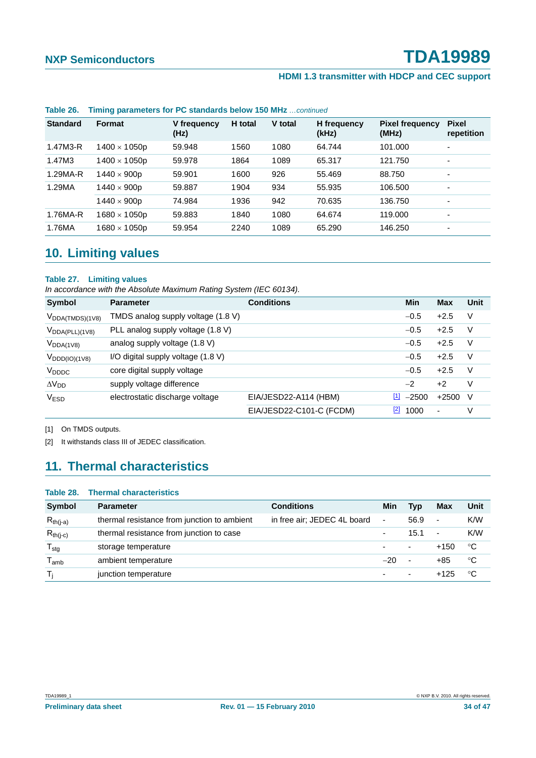**Table 26. Timing parameters for PC standards below 150 MHz** *...continued*

| Standard | Format | V frequency (Hz) | H total | V total | H frequency (kHz) | Pixel frequency (MHz) | Pixel repetition |
|---|---|---|---|---|---|---|---|
| 1.47M3-R | 1400 × 1050p | 59.948 | 1560 | 1080 | 64.744 | 101.000 | - |
| 1.47M3 | 1400 × 1050p | 59.978 | 1864 | 1089 | 65.317 | 121.750 | - |
| 1.29MA-R | 1440 × 900p | 59.901 | 1600 | 926 | 55.469 | 88.750 | - |
| 1.29MA | 1440 × 900p | 59.887 | 1904 | 934 | 55.935 | 106.500 | - |
| | 1440 × 900p | 74.984 | 1936 | 942 | 70.635 | 136.750 | - |
| 1.76MA-R | 1680 × 1050p | 59.883 | 1840 | 1080 | 64.674 | 119.000 | - |
| 1.76MA | 1680 × 1050p | 59.954 | 2240 | 1089 | 65.290 | 146.250 | - |

## 10. Limiting values

**Table 27. Limiting values**

*In accordance with the Absolute Maximum Rating System (IEC 60134).*

| Symbol | Parameter | Conditions | | Min | Max | Unit |
|---|---|---|---|---|---|---|
| $V_{DDA(TMDS)(1V8)}$ | TMDS analog supply voltage (1.8 V) | | | −0.5 | +2.5 | V |
| $V_{DDA(PLL)(1V8)}$ | PLL analog supply voltage (1.8 V) | | | −0.5 | +2.5 | V |
| $V_{DDA(1V8)}$ | analog supply voltage (1.8 V) | | | −0.5 | +2.5 | V |
| $V_{DDD(IO)(1V8)}$ | I/O digital supply voltage (1.8 V) | | | −0.5 | +2.5 | V |
| $V_{DDDC}$ | core digital supply voltage | | | −0.5 | +2.5 | V |
| $\Delta V_{DD}$ | supply voltage difference | | | −2 | +2 | V |
| $V_{ESD}$ | electrostatic discharge voltage | EIA/JESD22-A114 (HBM) | [1] | −2500 | +2500 | V |
| | | EIA/JESD22-C101-C (FCDM) | [2] | 1000 | - | V |

[1] On TMDS outputs.

[2] It withstands class III of JEDEC classification.

## 11. Thermal characteristics

**Table 28. Thermal characteristics**

| Symbol | Parameter | Conditions | Min | Typ | Max | Unit |
|---|---|---|---|---|---|---|
| $R_{th(j-a)}$ | thermal resistance from junction to ambient | in free air; JEDEC 4L board | - | 56.9 | - | K/W |
| $R_{th(j-c)}$ | thermal resistance from junction to case | | - | 15.1 | - | K/W |
| $T_{stg}$ | storage temperature | | - | - | +150 | °C |
| $T_{amb}$ | ambient temperature | | −20 | - | +85 | °C |
| $T_j$ | junction temperature | | - | - | +125 | °C |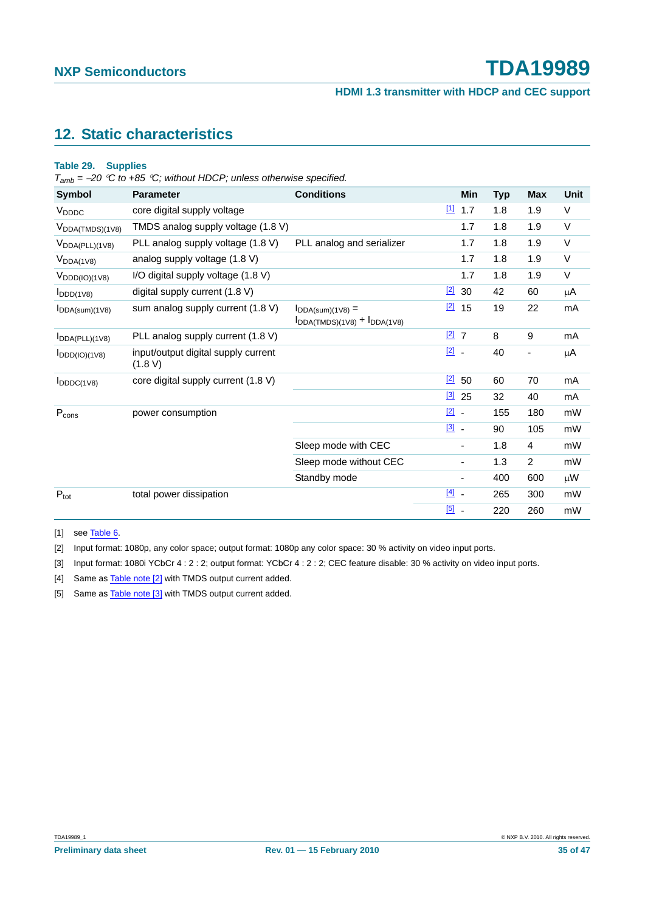## 12. Static characteristics

**Table 29. Supplies**

*$T_{amb}$ = −20 °C to +85 °C; without HDCP; unless otherwise specified.*

| Symbol | Parameter | Conditions | | Min | Typ | Max | Unit |
|---|---|---|---|---|---|---|---|
| $V_{DDDC}$ | core digital supply voltage | | [1] | 1.7 | 1.8 | 1.9 | V |
| $V_{DDA(TMDS)(1V8)}$ | TMDS analog supply voltage (1.8 V) | | | 1.7 | 1.8 | 1.9 | V |
| $V_{DDA(PLL)(1V8)}$ | PLL analog supply voltage (1.8 V) | PLL analog and serializer | | 1.7 | 1.8 | 1.9 | V |
| $V_{DDA(1V8)}$ | analog supply voltage (1.8 V) | | | 1.7 | 1.8 | 1.9 | V |
| $V_{DDD(IO)(1V8)}$ | I/O digital supply voltage (1.8 V) | | | 1.7 | 1.8 | 1.9 | V |
| $I_{DDD(1V8)}$ | digital supply current (1.8 V) | | [2] | 30 | 42 | 60 | μA |
| $I_{DDA(sum)(1V8)}$ | sum analog supply current (1.8 V) | $I_{DDA(sum)(1V8)} = I_{DDA(TMDS)(1V8)} + I_{DDA(1V8)}$ | [2] | 15 | 19 | 22 | mA |
| $I_{DDA(PLL)(1V8)}$ | PLL analog supply current (1.8 V) | | [2] | 7 | 8 | 9 | mA |
| $I_{DDD(IO)(1V8)}$ | input/output digital supply current (1.8 V) | | [2] | - | 40 | - | μA |
| $I_{DDDC(1V8)}$ | core digital supply current (1.8 V) | | [2] | 50 | 60 | 70 | mA |
| | | | [3] | 25 | 32 | 40 | mA |
| $P_{cons}$ | power consumption | | [2] | - | 155 | 180 | mW |
| | | | [3] | - | 90 | 105 | mW |
| | | Sleep mode with CEC | | - | 1.8 | 4 | mW |
| | | Sleep mode without CEC | | - | 1.3 | 2 | mW |
| | | Standby mode | | - | 400 | 600 | μW |
| $P_{tot}$ | total power dissipation | | [4] | - | 265 | 300 | mW |
| | | | [5] | - | 220 | 260 | mW |

[1] see Table 6.

[2] Input format: 1080p, any color space; output format: 1080p any color space: 30 % activity on video input ports.

[3] Input format: 1080i YCbCr 4 : 2 : 2; output format: YCbCr 4 : 2 : 2; CEC feature disable: 30 % activity on video input ports.

[4] Same as Table note [2] with TMDS output current added.

[5] Same as Table note [3] with TMDS output current added.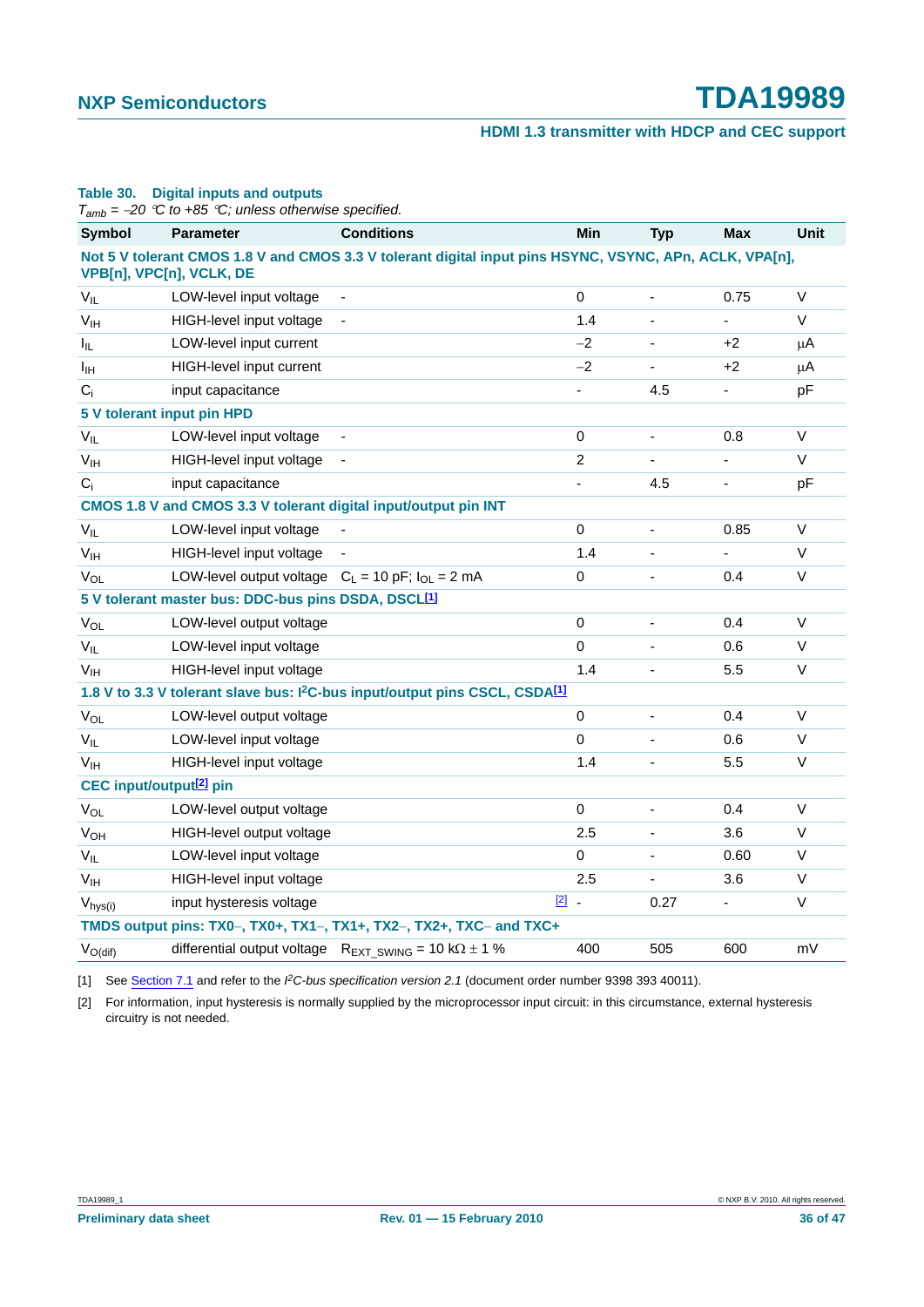**Table 30. Digital inputs and outputs**

*$T_{amb}$ = −20 °C to +85 °C; unless otherwise specified.*

| Symbol | Parameter | Conditions | Min | Typ | Max | Unit |
|---|---|---|---|---|---|---|
| **Not 5 V tolerant CMOS 1.8 V and CMOS 3.3 V tolerant digital input pins HSYNC, VSYNC, APn, ACLK, VPA[n], VPB[n], VPC[n], VCLK, DE** | | | | | | |
| $V_{IL}$ | LOW-level input voltage | - | 0 | - | 0.75 | V |
| $V_{IH}$ | HIGH-level input voltage | - | 1.4 | - | - | V |
| $I_{IL}$ | LOW-level input current | | −2 | - | +2 | μA |
| $I_{IH}$ | HIGH-level input current | | −2 | - | +2 | μA |
| $C_i$ | input capacitance | | - | 4.5 | - | pF |
| **5 V tolerant input pin HPD** | | | | | | |
| $V_{IL}$ | LOW-level input voltage | - | 0 | - | 0.8 | V |
| $V_{IH}$ | HIGH-level input voltage | - | 2 | - | - | V |
| $C_i$ | input capacitance | | - | 4.5 | - | pF |
| **CMOS 1.8 V and CMOS 3.3 V tolerant digital input/output pin INT** | | | | | | |
| $V_{IL}$ | LOW-level input voltage | - | 0 | - | 0.85 | V |
| $V_{IH}$ | HIGH-level input voltage | - | 1.4 | - | - | V |
| $V_{OL}$ | LOW-level output voltage | $C_L$ = 10 pF; $I_{OL}$ = 2 mA | 0 | - | 0.4 | V |
| **5 V tolerant master bus: DDC-bus pins DSDA, DSCL[1]** | | | | | | |
| $V_{OL}$ | LOW-level output voltage | | 0 | - | 0.4 | V |
| $V_{IL}$ | LOW-level input voltage | | 0 | - | 0.6 | V |
| $V_{IH}$ | HIGH-level input voltage | | 1.4 | - | 5.5 | V |
| **1.8 V to 3.3 V tolerant slave bus: I²C-bus input/output pins CSCL, CSDA[1]** | | | | | | |
| $V_{OL}$ | LOW-level output voltage | | 0 | - | 0.4 | V |
| $V_{IL}$ | LOW-level input voltage | | 0 | - | 0.6 | V |
| $V_{IH}$ | HIGH-level input voltage | | 1.4 | - | 5.5 | V |
| **CEC input/output[2] pin** | | | | | | |
| $V_{OL}$ | LOW-level output voltage | | 0 | - | 0.4 | V |
| $V_{OH}$ | HIGH-level output voltage | | 2.5 | - | 3.6 | V |
| $V_{IL}$ | LOW-level input voltage | | 0 | - | 0.60 | V |
| $V_{IH}$ | HIGH-level input voltage | | 2.5 | - | 3.6 | V |
| $V_{hys(i)}$ | input hysteresis voltage | [2] | - | 0.27 | - | V |
| **TMDS output pins: TX0−, TX0+, TX1−, TX1+, TX2−, TX2+, TXC− and TXC+** | | | | | | |
| $V_{O(dif)}$ | differential output voltage | $R_{EXT\_SWING}$ = 10 kΩ ± 1 % | 400 | 505 | 600 | mV |

[1] See Section 7.1 and refer to the *I²C-bus specification version 2.1* (document order number 9398 393 40011).

[2] For information, input hysteresis is normally supplied by the microprocessor input circuit: in this circumstance, external hysteresis circuitry is not needed.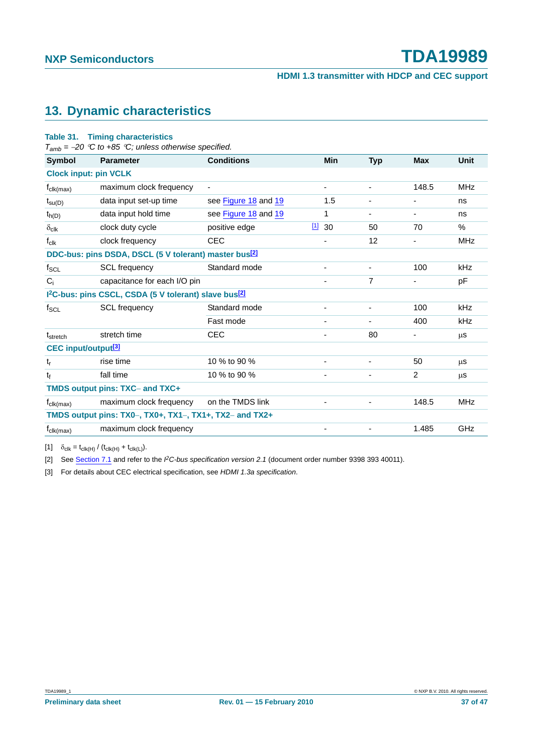## 13. Dynamic characteristics

**Table 31. Timing characteristics**

*$T_{amb}$ = −20 °C to +85 °C; unless otherwise specified.*

| Symbol | Parameter | Conditions | | Min | Typ | Max | Unit |
|---|---|---|---|---|---|---|---|
| **Clock input: pin VCLK** | | | | | | | |
| $f_{clk(max)}$ | maximum clock frequency | - | | - | - | 148.5 | MHz |
| $t_{su(D)}$ | data input set-up time | see Figure 18 and 19 | | 1.5 | - | - | ns |
| $t_{h(D)}$ | data input hold time | see Figure 18 and 19 | | 1 | - | - | ns |
| $\delta_{clk}$ | clock duty cycle | positive edge | [1] | 30 | 50 | 70 | % |
| $f_{clk}$ | clock frequency | CEC | | - | 12 | - | MHz |
| **DDC-bus: pins DSDA, DSCL (5 V tolerant) master bus[2]** | | | | | | | |
| $f_{SCL}$ | SCL frequency | Standard mode | | - | - | 100 | kHz |
| $C_i$ | capacitance for each I/O pin | | | - | 7 | - | pF |
| **I²C-bus: pins CSCL, CSDA (5 V tolerant) slave bus[2]** | | | | | | | |
| $f_{SCL}$ | SCL frequency | Standard mode | | - | - | 100 | kHz |
| | | Fast mode | | - | - | 400 | kHz |
| $t_{stretch}$ | stretch time | CEC | | - | 80 | - | μs |
| **CEC input/output[3]** | | | | | | | |
| $t_r$ | rise time | 10 % to 90 % | | - | - | 50 | μs |
| $t_f$ | fall time | 10 % to 90 % | | - | - | 2 | μs |
| **TMDS output pins: TXC− and TXC+** | | | | | | | |
| $f_{clk(max)}$ | maximum clock frequency | on the TMDS link | | - | - | 148.5 | MHz |
| **TMDS output pins: TX0−, TX0+, TX1−, TX1+, TX2− and TX2+** | | | | | | | |
| $f_{clk(max)}$ | maximum clock frequency | | | - | - | 1.485 | GHz |

[1] $\delta_{clk} = t_{clk(H)} / (t_{clk(H)} + t_{clk(L)})$.

[2] See Section 7.1 and refer to the *I²C-bus specification version 2.1* (document order number 9398 393 40011).

[3] For details about CEC electrical specification, see *HDMI 1.3a specification*.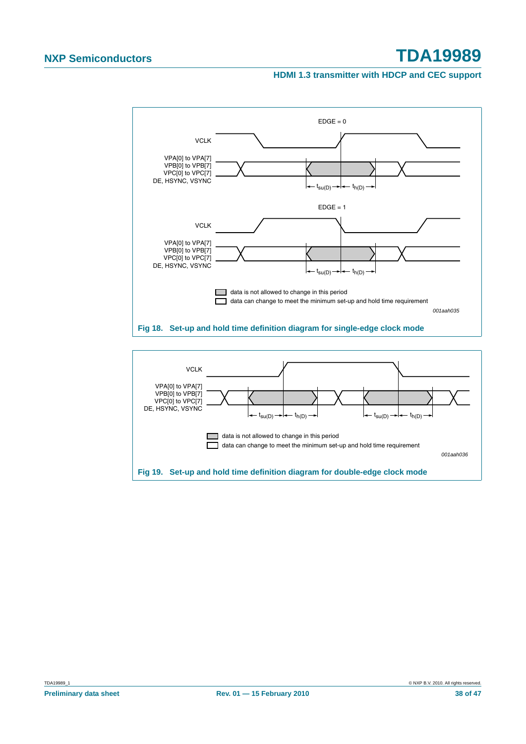Fig 18. Set-up and hold time definition diagram for single-edge clock mode

Fig 19. Set-up and hold time definition diagram for double-edge clock mode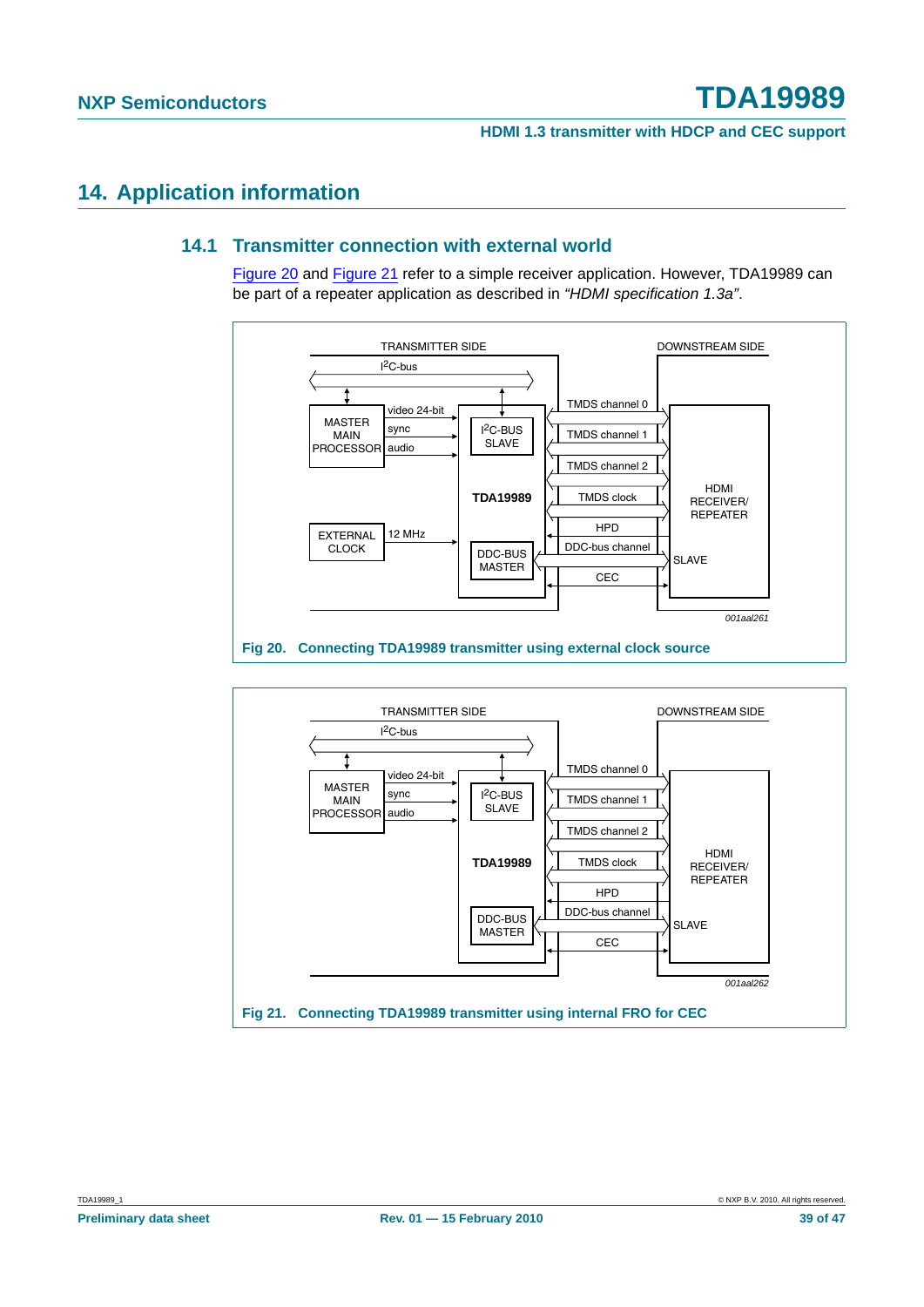## 14. Application information

### 14.1 Transmitter connection with external world

Figure 20 and Figure 21 refer to a simple receiver application. However, TDA19989 can be part of a repeater application as described in *"HDMI specification 1.3a"*.

**Fig 20. Connecting TDA19989 transmitter using external clock source**

**Fig 21. Connecting TDA19989 transmitter using internal FRO for CEC**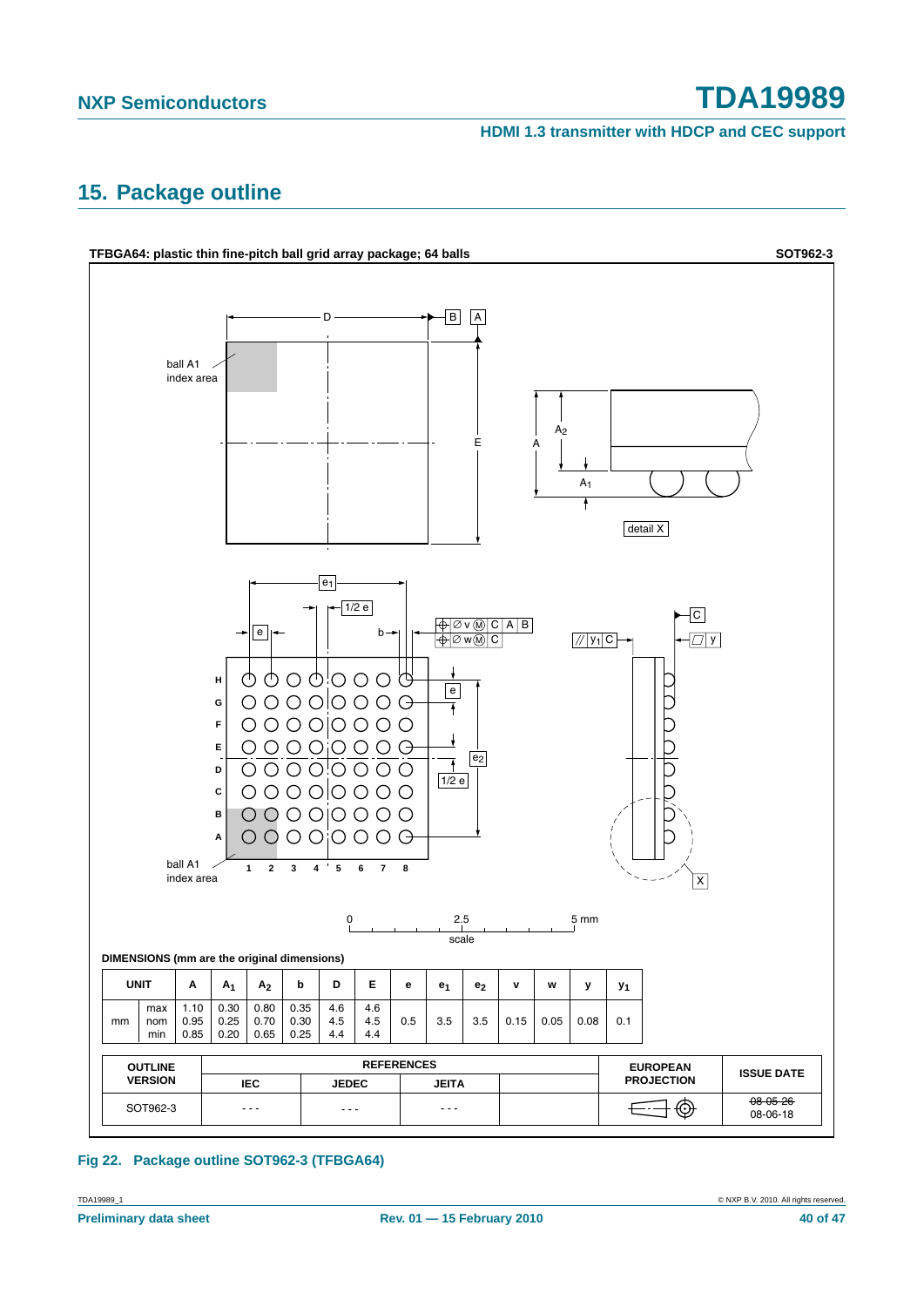## 15. Package outline

**TFBGA64: plastic thin fine-pitch ball grid array package; 64 balls** **SOT962-3**

**DIMENSIONS (mm are the original dimensions)**

| UNIT | | A | $A_1$ | $A_2$ | b | D | E | e | $e_1$ | $e_2$ | v | w | y | $y_1$ |
|---|---|---|---|---|---|---|---|---|---|---|---|---|---|---|
| mm | max | 1.10 | 0.30 | 0.80 | 0.35 | 4.6 | 4.6 | 0.5 | 3.5 | 3.5 | 0.15 | 0.05 | 0.08 | 0.1 |
| | nom | 0.95 | 0.25 | 0.70 | 0.30 | 4.5 | 4.5 | | | | | | | |
| | min | 0.85 | 0.20 | 0.65 | 0.25 | 4.4 | 4.4 | | | | | | | |

| OUTLINE VERSION | REFERENCES | | | | EUROPEAN PROJECTION | ISSUE DATE |
|---|---|---|---|---|---|---|
| | IEC | JEDEC | JEITA | | | |
| SOT962-3 | - - - | - - - | - - - | | | ~~08-05-26~~ 08-06-18 |

Fig 22. Package outline SOT962-3 (TFBGA64)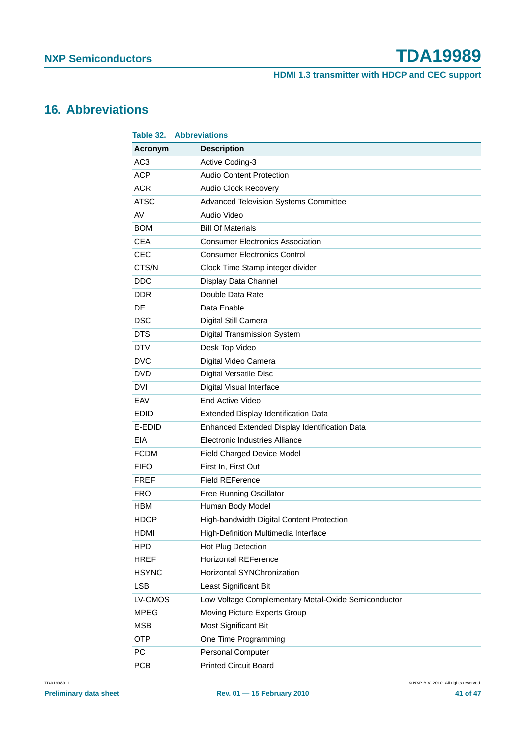## 16. Abbreviations

**Table 32. Abbreviations**

| Acronym | Description |
|---|---|
| AC3 | Active Coding-3 |
| ACP | Audio Content Protection |
| ACR | Audio Clock Recovery |
| ATSC | Advanced Television Systems Committee |
| AV | Audio Video |
| BOM | Bill Of Materials |
| CEA | Consumer Electronics Association |
| CEC | Consumer Electronics Control |
| CTS/N | Clock Time Stamp integer divider |
| DDC | Display Data Channel |
| DDR | Double Data Rate |
| DE | Data Enable |
| DSC | Digital Still Camera |
| DTS | Digital Transmission System |
| DTV | Desk Top Video |
| DVC | Digital Video Camera |
| DVD | Digital Versatile Disc |
| DVI | Digital Visual Interface |
| EAV | End Active Video |
| EDID | Extended Display Identification Data |
| E-EDID | Enhanced Extended Display Identification Data |
| EIA | Electronic Industries Alliance |
| FCDM | Field Charged Device Model |
| FIFO | First In, First Out |
| FREF | Field REFerence |
| FRO | Free Running Oscillator |
| HBM | Human Body Model |
| HDCP | High-bandwidth Digital Content Protection |
| HDMI | High-Definition Multimedia Interface |
| HPD | Hot Plug Detection |
| HREF | Horizontal REFerence |
| HSYNC | Horizontal SYNChronization |
| LSB | Least Significant Bit |
| LV-CMOS | Low Voltage Complementary Metal-Oxide Semiconductor |
| MPEG | Moving Picture Experts Group |
| MSB | Most Significant Bit |
| OTP | One Time Programming |
| PC | Personal Computer |
| PCB | Printed Circuit Board |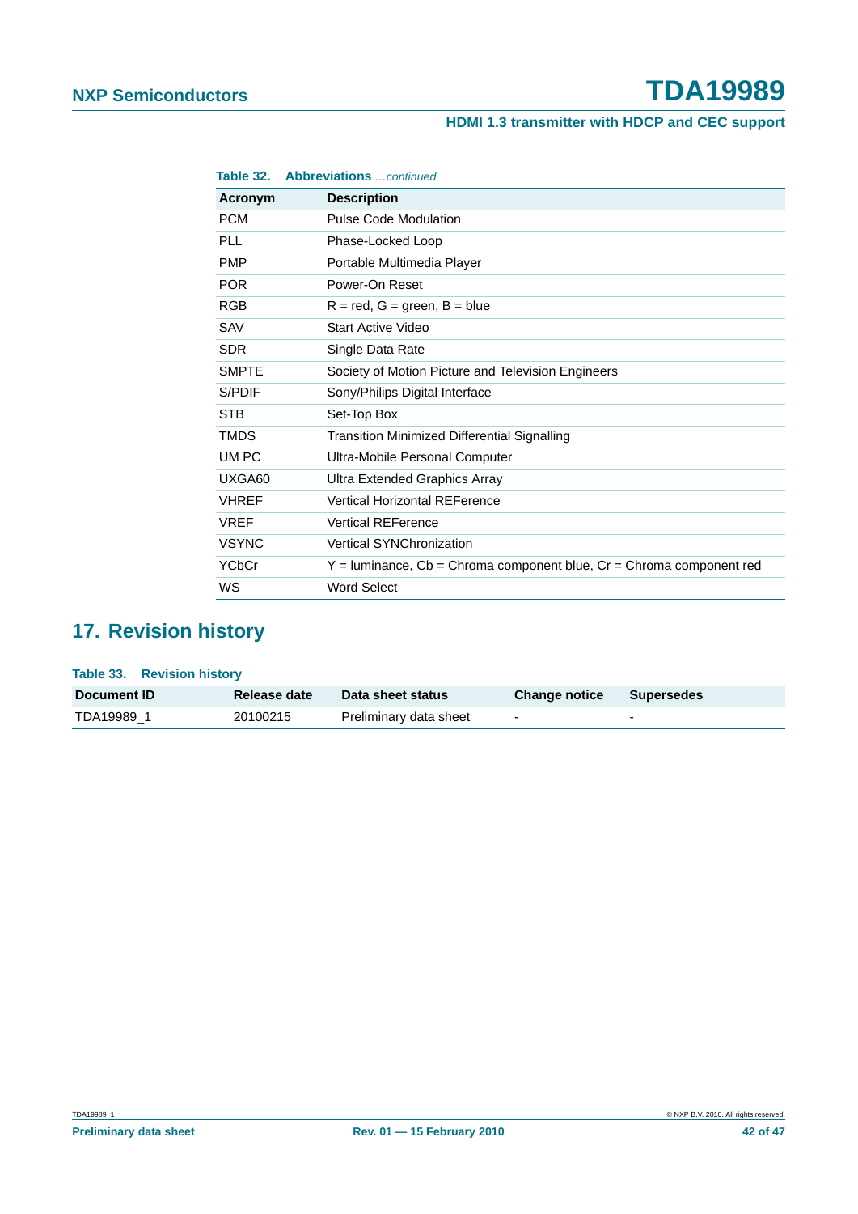**Table 32. Abbreviations** *…continued*

| Acronym | Description |
|---|---|
| PCM | Pulse Code Modulation |
| PLL | Phase-Locked Loop |
| PMP | Portable Multimedia Player |
| POR | Power-On Reset |
| RGB | R = red, G = green, B = blue |
| SAV | Start Active Video |
| SDR | Single Data Rate |
| SMPTE | Society of Motion Picture and Television Engineers |
| S/PDIF | Sony/Philips Digital Interface |
| STB | Set-Top Box |
| TMDS | Transition Minimized Differential Signalling |
| UM PC | Ultra-Mobile Personal Computer |
| UXGA60 | Ultra Extended Graphics Array |
| VHREF | Vertical Horizontal REFerence |
| VREF | Vertical REFerence |
| VSYNC | Vertical SYNChronization |
| YCbCr | Y = luminance, Cb = Chroma component blue, Cr = Chroma component red |
| WS | Word Select |

## 17. Revision history

**Table 33. Revision history**

| Document ID | Release date | Data sheet status | Change notice | Supersedes |
|---|---|---|---|---|
| TDA19989_1 | 20100215 | Preliminary data sheet | - | - |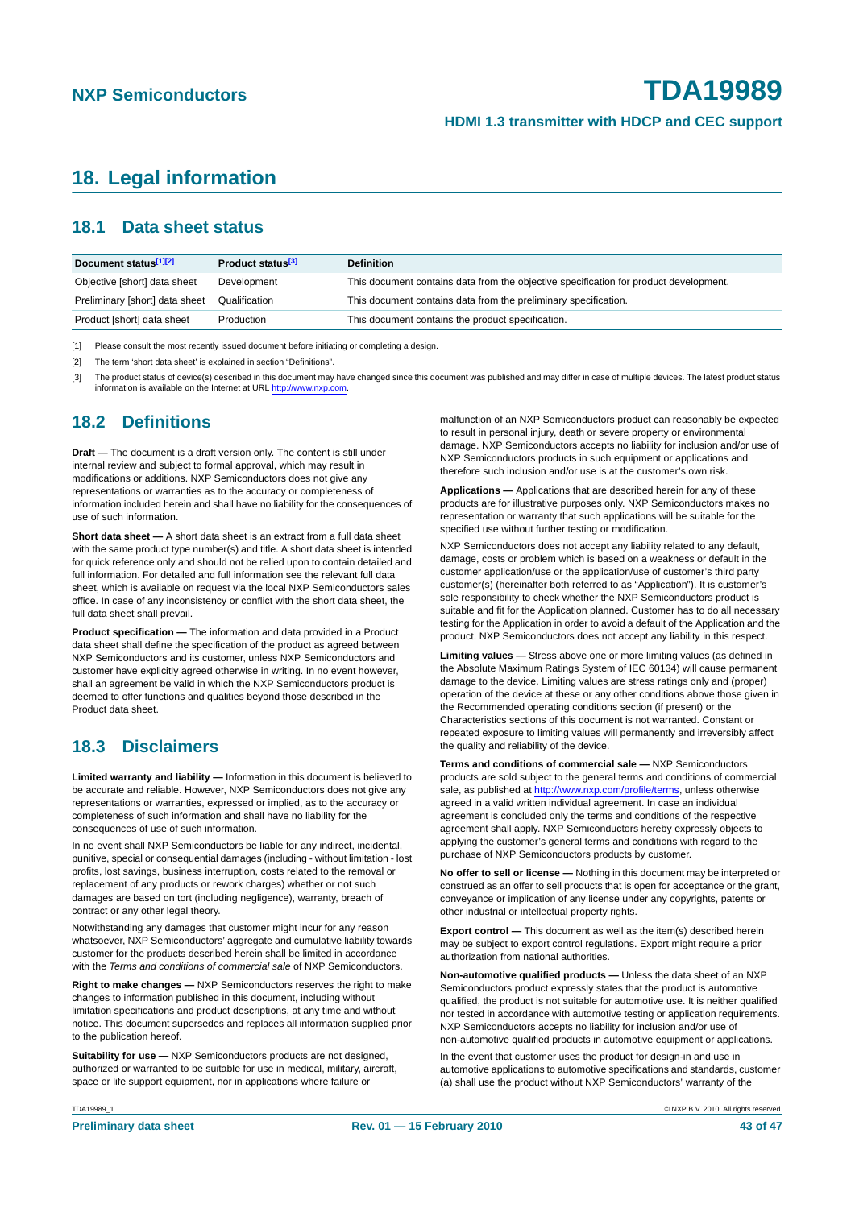# 18. Legal information

## 18.1 Data sheet status

| Document status[1][2] | Product status[3] | Definition |
|---|---|---|
| Objective [short] data sheet | Development | This document contains data from the objective specification for product development. |
| Preliminary [short] data sheet | Qualification | This document contains data from the preliminary specification. |
| Product [short] data sheet | Production | This document contains the product specification. |

[1] Please consult the most recently issued document before initiating or completing a design.

[2] The term 'short data sheet' is explained in section "Definitions".

[3] The product status of device(s) described in this document may have changed since this document was published and may differ in case of multiple devices. The latest product status information is available on the Internet at URL http://www.nxp.com.

## 18.2 Definitions

**Draft —** The document is a draft version only. The content is still under internal review and subject to formal approval, which may result in modifications or additions. NXP Semiconductors does not give any representations or warranties as to the accuracy or completeness of information included herein and shall have no liability for the consequences of use of such information.

**Short data sheet —** A short data sheet is an extract from a full data sheet with the same product type number(s) and title. A short data sheet is intended for quick reference only and should not be relied upon to contain detailed and full information. For detailed and full information see the relevant full data sheet, which is available on request via the local NXP Semiconductors sales office. In case of any inconsistency or conflict with the short data sheet, the full data sheet shall prevail.

**Product specification —** The information and data provided in a Product data sheet shall define the specification of the product as agreed between NXP Semiconductors and its customer, unless NXP Semiconductors and customer have explicitly agreed otherwise in writing. In no event however, shall an agreement be valid in which the NXP Semiconductors product is deemed to offer functions and qualities beyond those described in the Product data sheet.

## 18.3 Disclaimers

**Limited warranty and liability —** Information in this document is believed to be accurate and reliable. However, NXP Semiconductors does not give any representations or warranties, expressed or implied, as to the accuracy or completeness of such information and shall have no liability for the consequences of use of such information.

In no event shall NXP Semiconductors be liable for any indirect, incidental, punitive, special or consequential damages (including - without limitation - lost profits, lost savings, business interruption, costs related to the removal or replacement of any products or rework charges) whether or not such damages are based on tort (including negligence), warranty, breach of contract or any other legal theory.

Notwithstanding any damages that customer might incur for any reason whatsoever, NXP Semiconductors' aggregate and cumulative liability towards customer for the products described herein shall be limited in accordance with the *Terms and conditions of commercial sale* of NXP Semiconductors.

**Right to make changes —** NXP Semiconductors reserves the right to make changes to information published in this document, including without limitation specifications and product descriptions, at any time and without notice. This document supersedes and replaces all information supplied prior to the publication hereof.

**Suitability for use —** NXP Semiconductors products are not designed, authorized or warranted to be suitable for use in medical, military, aircraft, space or life support equipment, nor in applications where failure or malfunction of an NXP Semiconductors product can reasonably be expected to result in personal injury, death or severe property or environmental damage. NXP Semiconductors accepts no liability for inclusion and/or use of NXP Semiconductors products in such equipment or applications and therefore such inclusion and/or use is at the customer's own risk.

**Applications —** Applications that are described herein for any of these products are for illustrative purposes only. NXP Semiconductors makes no representation or warranty that such applications will be suitable for the specified use without further testing or modification.

NXP Semiconductors does not accept any liability related to any default, damage, costs or problem which is based on a weakness or default in the customer application/use or the application/use of customer's third party customer(s) (hereinafter both referred to as "Application"). It is customer's sole responsibility to check whether the NXP Semiconductors product is suitable and fit for the Application planned. Customer has to do all necessary testing for the Application in order to avoid a default of the Application and the product. NXP Semiconductors does not accept any liability in this respect.

**Limiting values —** Stress above one or more limiting values (as defined in the Absolute Maximum Ratings System of IEC 60134) will cause permanent damage to the device. Limiting values are stress ratings only and (proper) operation of the device at these or any other conditions above those given in the Recommended operating conditions section (if present) or the Characteristics sections of this document is not warranted. Constant or repeated exposure to limiting values will permanently and irreversibly affect the quality and reliability of the device.

**Terms and conditions of commercial sale —** NXP Semiconductors products are sold subject to the general terms and conditions of commercial sale, as published at http://www.nxp.com/profile/terms, unless otherwise agreed in a valid written individual agreement. In case an individual agreement is concluded only the terms and conditions of the respective agreement shall apply. NXP Semiconductors hereby expressly objects to applying the customer's general terms and conditions with regard to the purchase of NXP Semiconductors products by customer.

**No offer to sell or license —** Nothing in this document may be interpreted or construed as an offer to sell products that is open for acceptance or the grant, conveyance or implication of any license under any copyrights, patents or other industrial or intellectual property rights.

**Export control —** This document as well as the item(s) described herein may be subject to export control regulations. Export might require a prior authorization from national authorities.

**Non-automotive qualified products —** Unless the data sheet of an NXP Semiconductors product expressly states that the product is automotive qualified, the product is not suitable for automotive use. It is neither qualified nor tested in accordance with automotive testing or application requirements. NXP Semiconductors accepts no liability for inclusion and/or use of non-automotive qualified products in automotive equipment or applications.

In the event that customer uses the product for design-in and use in automotive applications to automotive specifications and standards, customer (a) shall use the product without NXP Semiconductors' warranty of the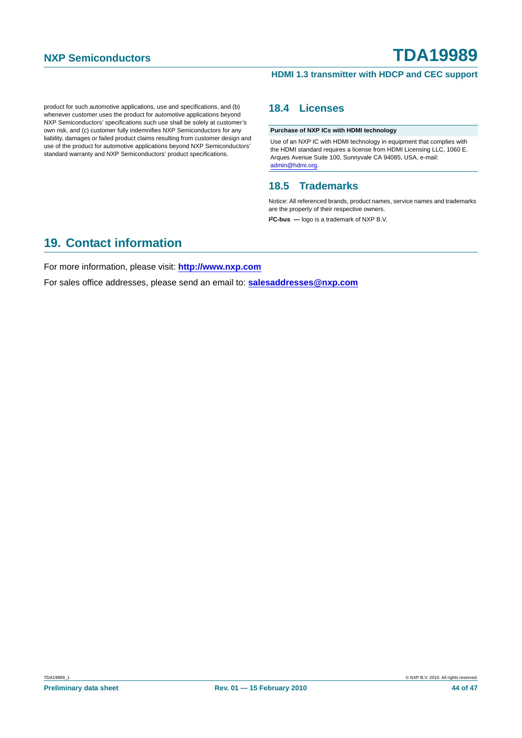product for such automotive applications, use and specifications, and (b) whenever customer uses the product for automotive applications beyond NXP Semiconductors' specifications such use shall be solely at customer's own risk, and (c) customer fully indemnifies NXP Semiconductors for any liability, damages or failed product claims resulting from customer design and use of the product for automotive applications beyond NXP Semiconductors' standard warranty and NXP Semiconductors' product specifications.

## 18.4 Licenses

| Purchase of NXP ICs with HDMI technology |
| --- |
| Use of an NXP IC with HDMI technology in equipment that complies with the HDMI standard requires a license from HDMI Licensing LLC, 1060 E. Arques Avenue Suite 100, Sunnyvale CA 94085, USA, e-mail: admin@hdmi.org. |

## 18.5 Trademarks

Notice: All referenced brands, product names, service names and trademarks are the property of their respective owners.

**I²C-bus —** logo is a trademark of NXP B.V.

# 19. Contact information

For more information, please visit: **http://www.nxp.com**

For sales office addresses, please send an email to: **salesaddresses@nxp.com**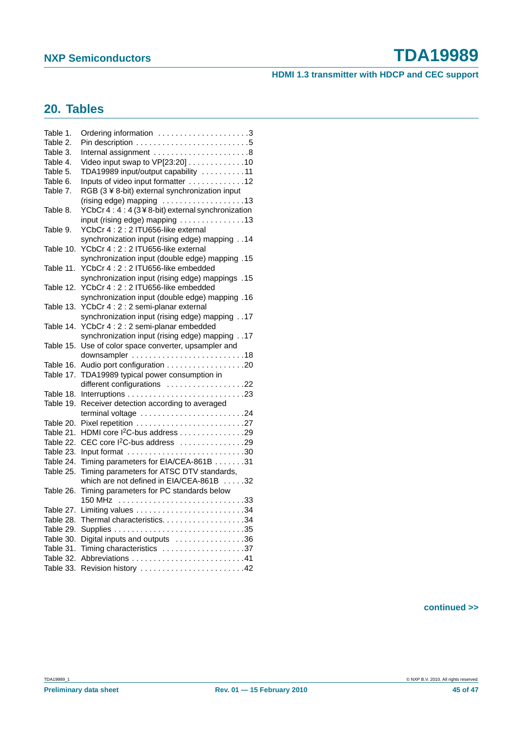## 20. Tables

Table 1. Ordering information . . . . . . . . . . . . . . . . . . . . .3
Table 2. Pin description . . . . . . . . . . . . . . . . . . . . . . . . . .5
Table 3. Internal assignment . . . . . . . . . . . . . . . . . . . . . .8
Table 4. Video input swap to VP[23:20] . . . . . . . . . . . . .10
Table 5. TDA19989 input/output capability . . . . . . . . . .11
Table 6. Inputs of video input formatter . . . . . . . . . . . . .12
Table 7. RGB (3 ¥ 8-bit) external synchronization input (rising edge) mapping . . . . . . . . . . . . . . . . . . .13
Table 8. YCbCr 4 : 4 : 4 (3 ¥ 8-bit) external synchronization input (rising edge) mapping . . . . . . . . . . . . . . .13
Table 9. YCbCr 4 : 2 : 2 ITU656-like external synchronization input (rising edge) mapping . .14
Table 10. YCbCr 4 : 2 : 2 ITU656-like external synchronization input (double edge) mapping .15
Table 11. YCbCr 4 : 2 : 2 ITU656-like embedded synchronization input (rising edge) mappings .15
Table 12. YCbCr 4 : 2 : 2 ITU656-like embedded synchronization input (double edge) mapping .16
Table 13. YCbCr 4 : 2 : 2 semi-planar external synchronization input (rising edge) mapping . .17
Table 14. YCbCr 4 : 2 : 2 semi-planar embedded synchronization input (rising edge) mapping . .17
Table 15. Use of color space converter, upsampler and downsampler . . . . . . . . . . . . . . . . . . . . . . . . . .18
Table 16. Audio port configuration . . . . . . . . . . . . . . . . . .20
Table 17. TDA19989 typical power consumption in different configurations . . . . . . . . . . . . . . . . . .22
Table 18. Interruptions . . . . . . . . . . . . . . . . . . . . . . . . . . .23
Table 19. Receiver detection according to averaged terminal voltage . . . . . . . . . . . . . . . . . . . . . . . .24
Table 20. Pixel repetition . . . . . . . . . . . . . . . . . . . . . . . . .27
Table 21. HDMI core I²C-bus address . . . . . . . . . . . . . . .29
Table 22. CEC core I²C-bus address . . . . . . . . . . . . . . .29
Table 23. Input format . . . . . . . . . . . . . . . . . . . . . . . . . . .30
Table 24. Timing parameters for EIA/CEA-861B . . . . . . .31
Table 25. Timing parameters for ATSC DTV standards, which are not defined in EIA/CEA-861B . . . . .32
Table 26. Timing parameters for PC standards below 150 MHz . . . . . . . . . . . . . . . . . . . . . . . . . . . . .33
Table 27. Limiting values . . . . . . . . . . . . . . . . . . . . . . . . .34
Table 28. Thermal characteristics. . . . . . . . . . . . . . . . . . .34
Table 29. Supplies . . . . . . . . . . . . . . . . . . . . . . . . . . . . . .35
Table 30. Digital inputs and outputs . . . . . . . . . . . . . . . .36
Table 31. Timing characteristics . . . . . . . . . . . . . . . . . . .37
Table 32. Abbreviations . . . . . . . . . . . . . . . . . . . . . . . . . .41
Table 33. Revision history . . . . . . . . . . . . . . . . . . . . . . . .42

continued >>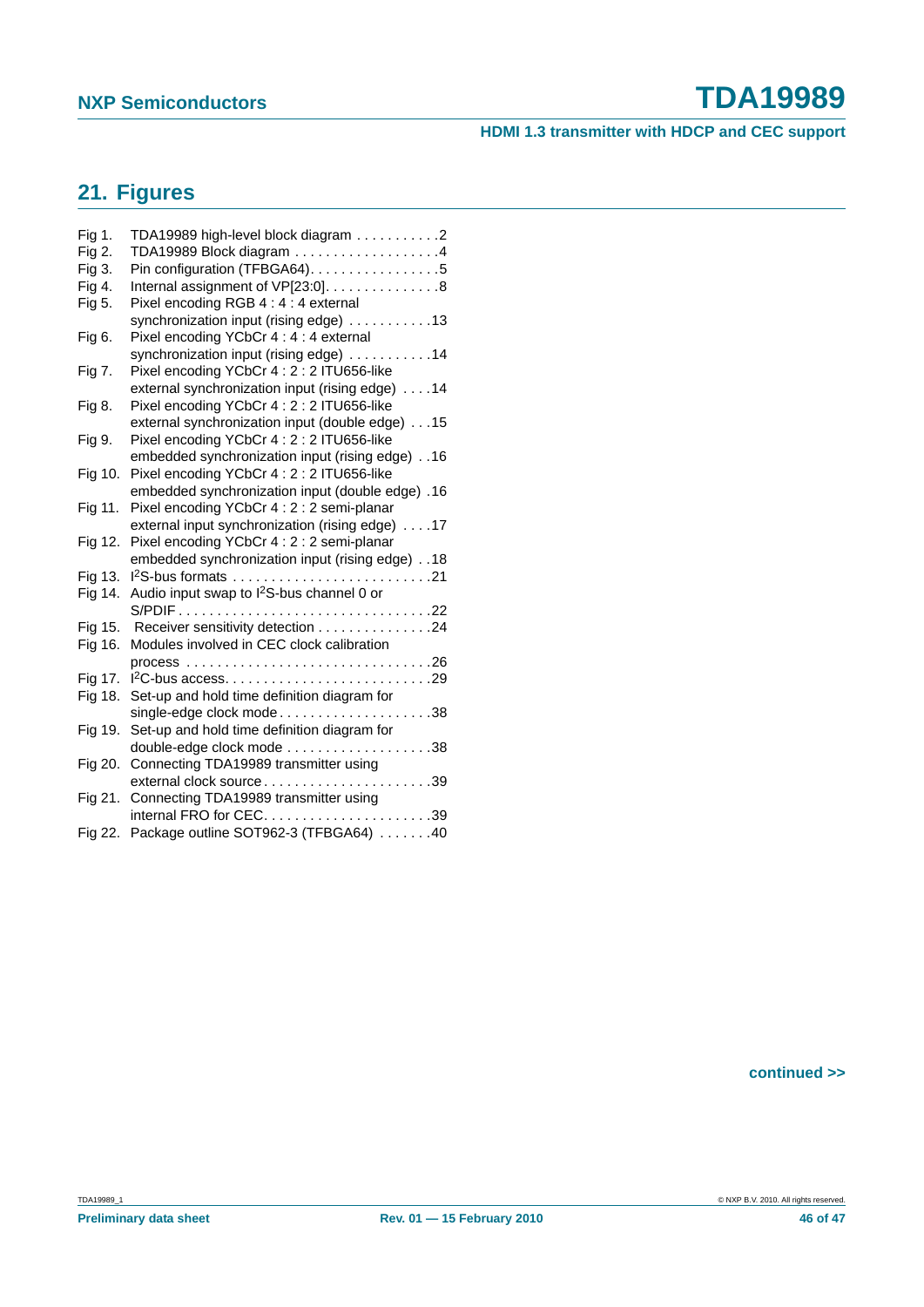## 21. Figures

Fig 1. TDA19989 high-level block diagram . . . . . . . . . . .2
Fig 2. TDA19989 Block diagram . . . . . . . . . . . . . . . . . . .4
Fig 3. Pin configuration (TFBGA64). . . . . . . . . . . . . . . . .5
Fig 4. Internal assignment of VP[23:0]. . . . . . . . . . . . . . .8
Fig 5. Pixel encoding RGB 4 : 4 : 4 external synchronization input (rising edge) . . . . . . . . . . .13
Fig 6. Pixel encoding YCbCr 4 : 4 : 4 external synchronization input (rising edge) . . . . . . . . . . .14
Fig 7. Pixel encoding YCbCr 4 : 2 : 2 ITU656-like external synchronization input (rising edge) . . . .14
Fig 8. Pixel encoding YCbCr 4 : 2 : 2 ITU656-like external synchronization input (double edge) . . .15
Fig 9. Pixel encoding YCbCr 4 : 2 : 2 ITU656-like embedded synchronization input (rising edge) . .16
Fig 10. Pixel encoding YCbCr 4 : 2 : 2 ITU656-like embedded synchronization input (double edge) .16
Fig 11. Pixel encoding YCbCr 4 : 2 : 2 semi-planar external input synchronization (rising edge) . . . .17
Fig 12. Pixel encoding YCbCr 4 : 2 : 2 semi-planar embedded synchronization input (rising edge) . .18
Fig 13. I²S-bus formats . . . . . . . . . . . . . . . . . . . . . . . . . .21
Fig 14. Audio input swap to I²S-bus channel 0 or S/PDIF . . . . . . . . . . . . . . . . . . . . . . . . . . . . . . . .22
Fig 15. Receiver sensitivity detection . . . . . . . . . . . . . . .24
Fig 16. Modules involved in CEC clock calibration process . . . . . . . . . . . . . . . . . . . . . . . . . . . . . . .26
Fig 17. I²C-bus access. . . . . . . . . . . . . . . . . . . . . . . . . . .29
Fig 18. Set-up and hold time definition diagram for single-edge clock mode . . . . . . . . . . . . . . . . . . . .38
Fig 19. Set-up and hold time definition diagram for double-edge clock mode . . . . . . . . . . . . . . . . . . .38
Fig 20. Connecting TDA19989 transmitter using external clock source . . . . . . . . . . . . . . . . . . . . . .39
Fig 21. Connecting TDA19989 transmitter using internal FRO for CEC. . . . . . . . . . . . . . . . . . . . . .39
Fig 22. Package outline SOT962-3 (TFBGA64) . . . . . . .40

continued >>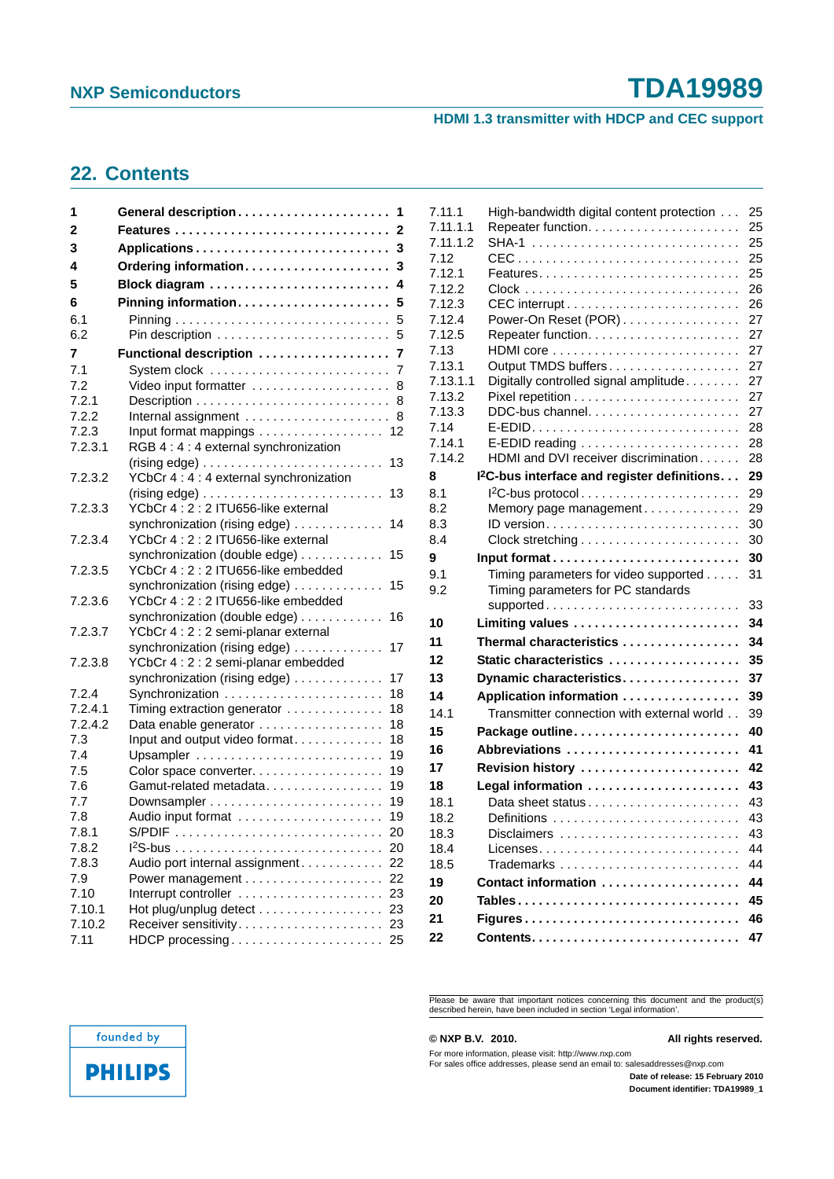## 22. Contents

- **1 General description** . . . 1
- **2 Features** . . . 2
- **3 Applications** . . . 3
- **4 Ordering information** . . . 3
- **5 Block diagram** . . . 4
- **6 Pinning information** . . . 5
  - 6.1 Pinning . . . 5
  - 6.2 Pin description . . . 5
- **7 Functional description** . . . 7
  - 7.1 System clock . . . 7
  - 7.2 Video input formatter . . . 8
  - 7.2.1 Description . . . 8
  - 7.2.2 Internal assignment . . . 8
  - 7.2.3 Input format mappings . . . 12
  - 7.2.3.1 RGB 4 : 4 : 4 external synchronization (rising edge) . . . 13
  - 7.2.3.2 YCbCr 4 : 4 : 4 external synchronization (rising edge) . . . 13
  - 7.2.3.3 YCbCr 4 : 2 : 2 ITU656-like external synchronization (rising edge) . . . 14
  - 7.2.3.4 YCbCr 4 : 2 : 2 ITU656-like external synchronization (double edge) . . . 15
  - 7.2.3.5 YCbCr 4 : 2 : 2 ITU656-like embedded synchronization (rising edge) . . . 15
  - 7.2.3.6 YCbCr 4 : 2 : 2 ITU656-like embedded synchronization (double edge) . . . 16
  - 7.2.3.7 YCbCr 4 : 2 : 2 semi-planar external synchronization (rising edge) . . . 17
  - 7.2.3.8 YCbCr 4 : 2 : 2 semi-planar embedded synchronization (rising edge) . . . 17
  - 7.2.4 Synchronization . . . 18
  - 7.2.4.1 Timing extraction generator . . . 18
  - 7.2.4.2 Data enable generator . . . 18
  - 7.3 Input and output video format . . . 18
  - 7.4 Upsampler . . . 19
  - 7.5 Color space converter . . . 19
  - 7.6 Gamut-related metadata . . . 19
  - 7.7 Downsampler . . . 19
  - 7.8 Audio input format . . . 19
  - 7.8.1 S/PDIF . . . 20
  - 7.8.2 I²S-bus . . . 20
  - 7.8.3 Audio port internal assignment . . . 22
  - 7.9 Power management . . . 22
  - 7.10 Interrupt controller . . . 23
  - 7.10.1 Hot plug/unplug detect . . . 23
  - 7.10.2 Receiver sensitivity . . . 23
  - 7.11 HDCP processing . . . 25
  - 7.11.1 High-bandwidth digital content protection . . . 25
  - 7.11.1.1 Repeater function . . . 25
  - 7.11.1.2 SHA-1 . . . 25
  - 7.12 CEC . . . 25
  - 7.12.1 Features . . . 25
  - 7.12.2 Clock . . . 26
  - 7.12.3 CEC interrupt . . . 26
  - 7.12.4 Power-On Reset (POR) . . . 27
  - 7.12.5 Repeater function . . . 27
  - 7.13 HDMI core . . . 27
  - 7.13.1 Output TMDS buffers . . . 27
  - 7.13.1.1 Digitally controlled signal amplitude . . . 27
  - 7.13.2 Pixel repetition . . . 27
  - 7.13.3 DDC-bus channel . . . 27
  - 7.14 E-EDID . . . 28
  - 7.14.1 E-EDID reading . . . 28
  - 7.14.2 HDMI and DVI receiver discrimination . . . 28
- **8 I²C-bus interface and register definitions** . . . 29
  - 8.1 I²C-bus protocol . . . 29
  - 8.2 Memory page management . . . 29
  - 8.3 ID version . . . 30
  - 8.4 Clock stretching . . . 30
- **9 Input format** . . . 30
  - 9.1 Timing parameters for video supported . . . 31
  - 9.2 Timing parameters for PC standards supported . . . 33
- **10 Limiting values** . . . 34
- **11 Thermal characteristics** . . . 34
- **12 Static characteristics** . . . 35
- **13 Dynamic characteristics** . . . 37
- **14 Application information** . . . 39
  - 14.1 Transmitter connection with external world . . . 39
- **15 Package outline** . . . 40
- **16 Abbreviations** . . . 41
- **17 Revision history** . . . 42
- **18 Legal information** . . . 43
  - 18.1 Data sheet status . . . 43
  - 18.2 Definitions . . . 43
  - 18.3 Disclaimers . . . 43
  - 18.4 Licenses . . . 44
  - 18.5 Trademarks . . . 44
- **19 Contact information** . . . 44
- **20 Tables** . . . 45
- **21 Figures** . . . 46
- **22 Contents** . . . 47

Please be aware that important notices concerning this document and the product(s) described herein, have been included in section 'Legal information'.

**© NXP B.V. 2010. All rights reserved.**

For more information, please visit: http://www.nxp.com
For sales office addresses, please send an email to: salesaddresses@nxp.com

**Date of release: 15 February 2010**
**Document identifier: TDA19989_1**

founded by PHILIPS